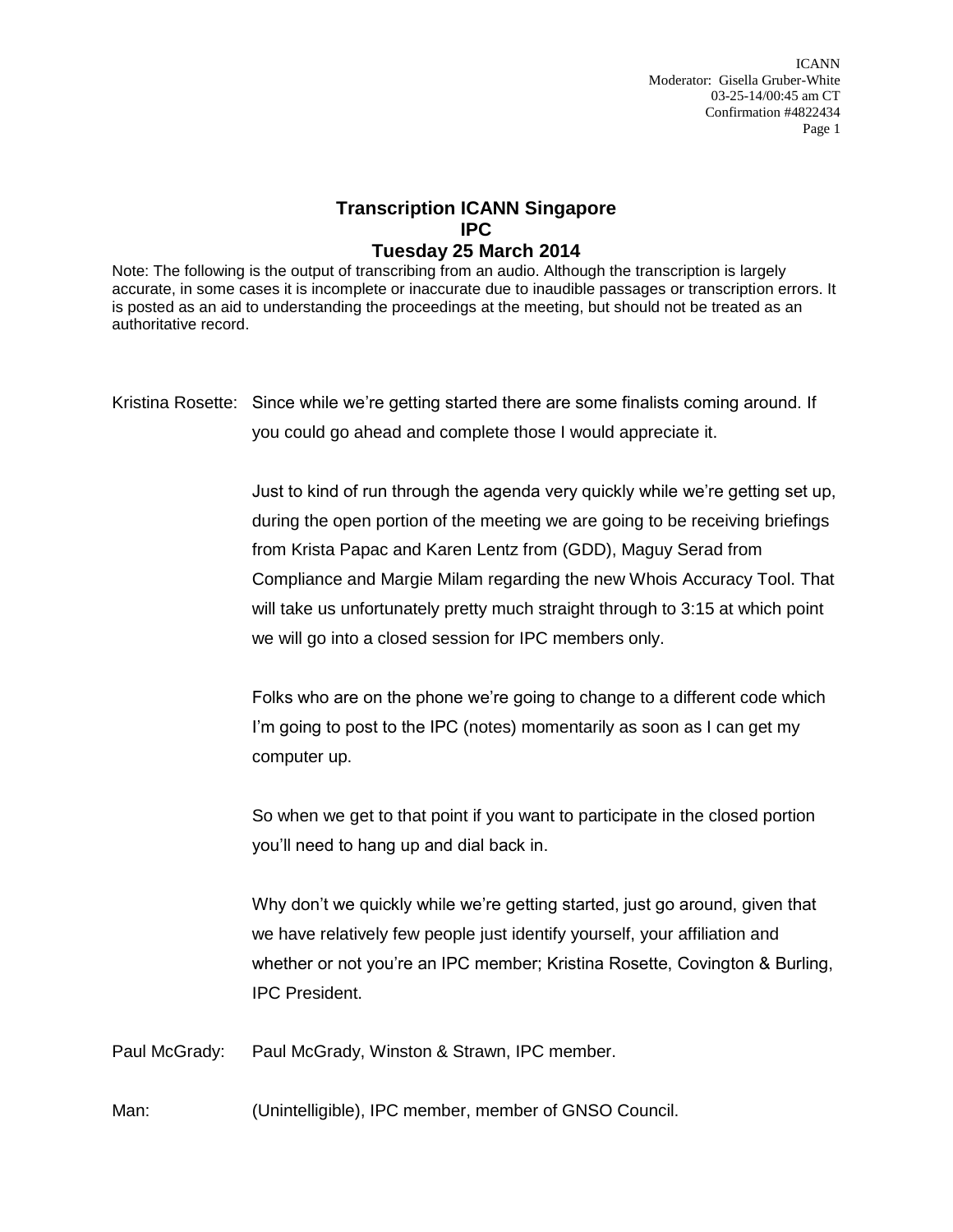# Transcription ICANN Singapore
# IPC
# Tuesday 25 March 2014

Note: The following is the output of transcribing from an audio. Although the transcription is largely accurate, in some cases it is incomplete or inaccurate due to inaudible passages or transcription errors. It is posted as an aid to understanding the proceedings at the meeting, but should not be treated as an authoritative record.

Kristina Rosette: Since while we're getting started there are some finalists coming around. If you could go ahead and complete those I would appreciate it.

Just to kind of run through the agenda very quickly while we're getting set up, during the open portion of the meeting we are going to be receiving briefings from Krista Papac and Karen Lentz from (GDD), Maguy Serad from Compliance and Margie Milam regarding the new Whois Accuracy Tool. That will take us unfortunately pretty much straight through to 3:15 at which point we will go into a closed session for IPC members only.

Folks who are on the phone we're going to change to a different code which I'm going to post to the IPC (notes) momentarily as soon as I can get my computer up.

So when we get to that point if you want to participate in the closed portion you'll need to hang up and dial back in.

Why don't we quickly while we're getting started, just go around, given that we have relatively few people just identify yourself, your affiliation and whether or not you're an IPC member; Kristina Rosette, Covington & Burling, IPC President.

Paul McGrady: Paul McGrady, Winston & Strawn, IPC member.

Man: (Unintelligible), IPC member, member of GNSO Council.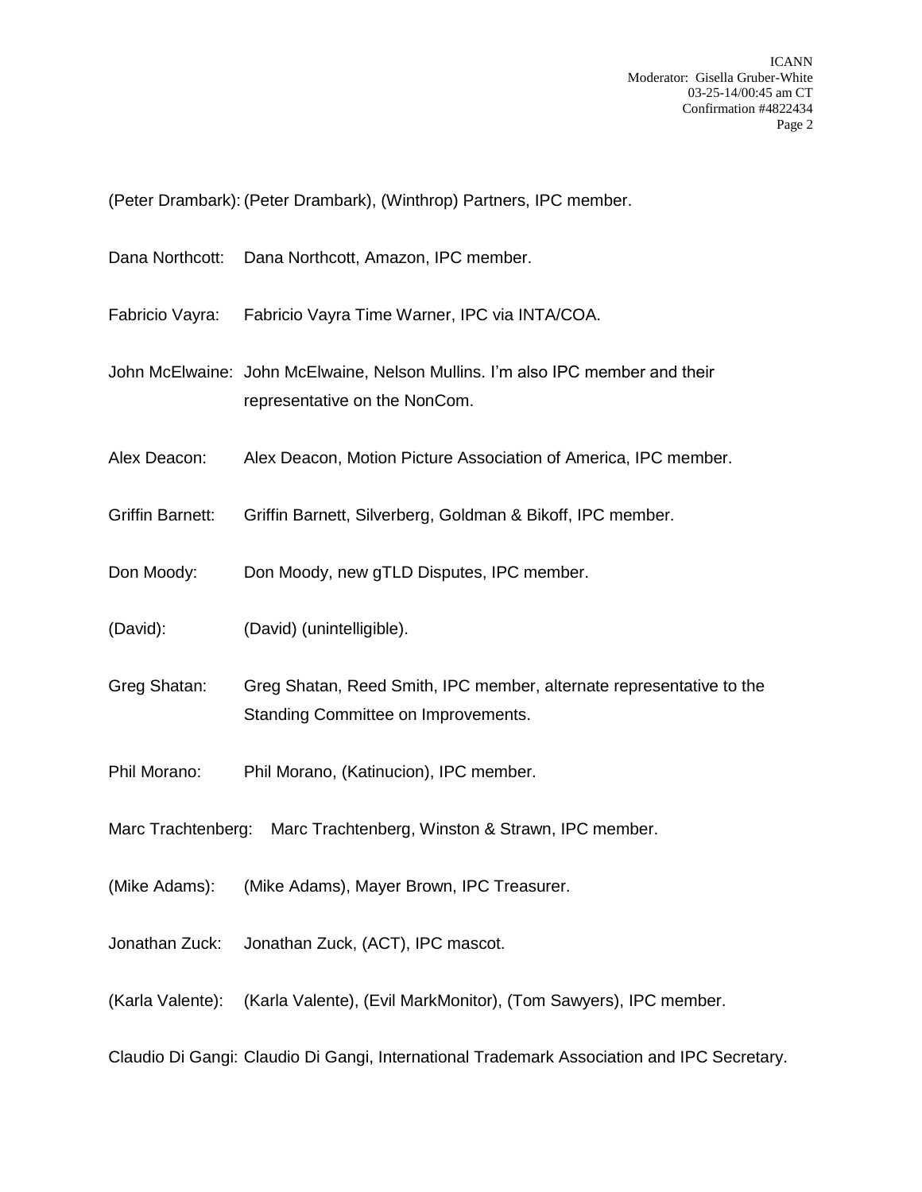(Peter Drambark): (Peter Drambark), (Winthrop) Partners, IPC member.

Dana Northcott: Dana Northcott, Amazon, IPC member.

Fabricio Vayra: Fabricio Vayra Time Warner, IPC via INTA/COA.

John McElwaine: John McElwaine, Nelson Mullins. I'm also IPC member and their representative on the NonCom.

Alex Deacon: Alex Deacon, Motion Picture Association of America, IPC member.

Griffin Barnett: Griffin Barnett, Silverberg, Goldman & Bikoff, IPC member.

Don Moody: Don Moody, new gTLD Disputes, IPC member.

(David): (David) (unintelligible).

Greg Shatan: Greg Shatan, Reed Smith, IPC member, alternate representative to the Standing Committee on Improvements.

Phil Morano: Phil Morano, (Katinucion), IPC member.

Marc Trachtenberg: Marc Trachtenberg, Winston & Strawn, IPC member.

(Mike Adams): (Mike Adams), Mayer Brown, IPC Treasurer.

Jonathan Zuck: Jonathan Zuck, (ACT), IPC mascot.

(Karla Valente): (Karla Valente), (Evil MarkMonitor), (Tom Sawyers), IPC member.

Claudio Di Gangi: Claudio Di Gangi, International Trademark Association and IPC Secretary.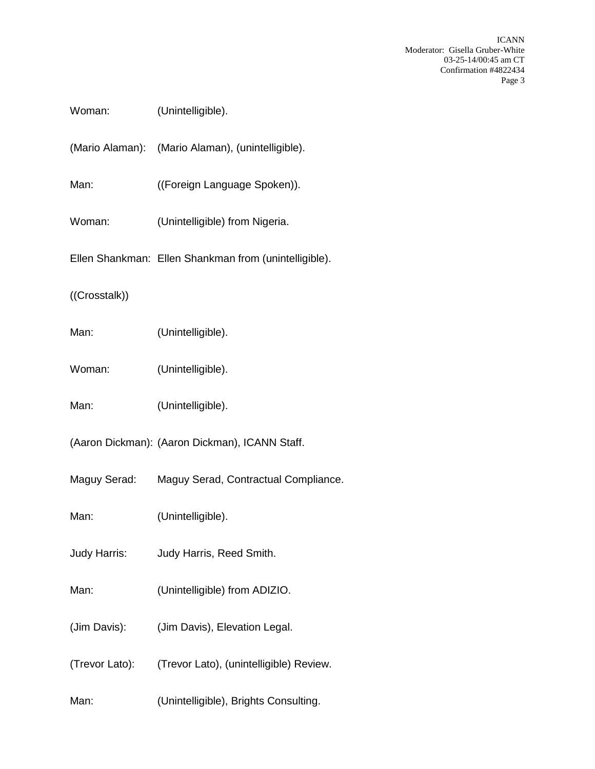Woman: (Unintelligible).

(Mario Alaman): (Mario Alaman), (unintelligible).

Man: ((Foreign Language Spoken)).

Woman: (Unintelligible) from Nigeria.

Ellen Shankman: Ellen Shankman from (unintelligible).

((Crosstalk))

Man: (Unintelligible).

Woman: (Unintelligible).

Man: (Unintelligible).

(Aaron Dickman): (Aaron Dickman), ICANN Staff.

Maguy Serad: Maguy Serad, Contractual Compliance.

Man: (Unintelligible).

Judy Harris: Judy Harris, Reed Smith.

Man: (Unintelligible) from ADIZIO.

(Jim Davis): (Jim Davis), Elevation Legal.

(Trevor Lato): (Trevor Lato), (unintelligible) Review.

Man: (Unintelligible), Brights Consulting.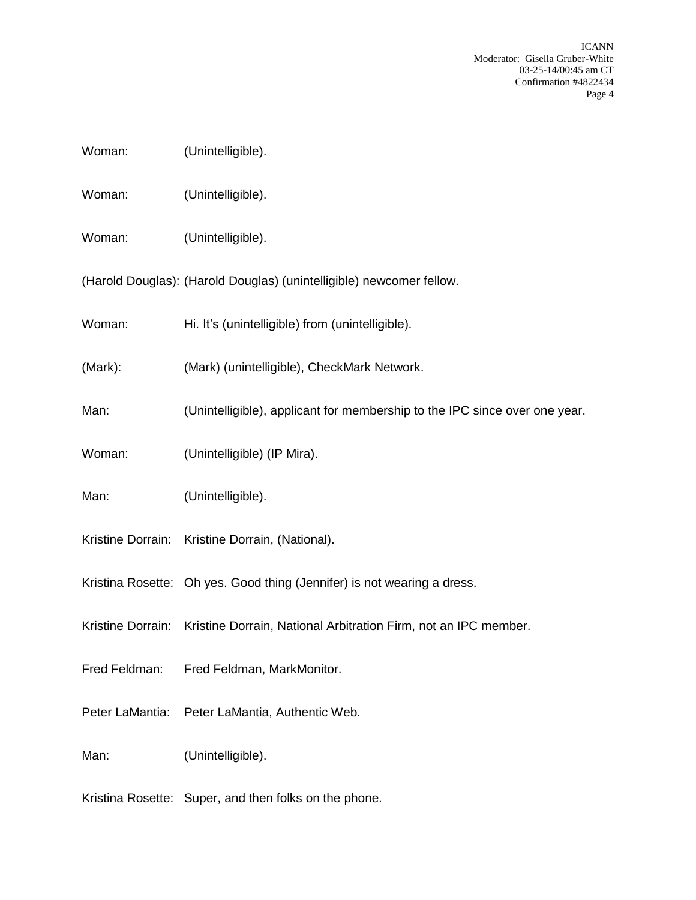Woman: (Unintelligible).

Woman: (Unintelligible).

Woman: (Unintelligible).

(Harold Douglas): (Harold Douglas) (unintelligible) newcomer fellow.

Woman: Hi. It's (unintelligible) from (unintelligible).

(Mark): (Mark) (unintelligible), CheckMark Network.

Man: (Unintelligible), applicant for membership to the IPC since over one year.

Woman: (Unintelligible) (IP Mira).

Man: (Unintelligible).

Kristine Dorrain: Kristine Dorrain, (National).

Kristina Rosette: Oh yes. Good thing (Jennifer) is not wearing a dress.

Kristine Dorrain: Kristine Dorrain, National Arbitration Firm, not an IPC member.

Fred Feldman: Fred Feldman, MarkMonitor.

Peter LaMantia: Peter LaMantia, Authentic Web.

Man: (Unintelligible).

Kristina Rosette: Super, and then folks on the phone.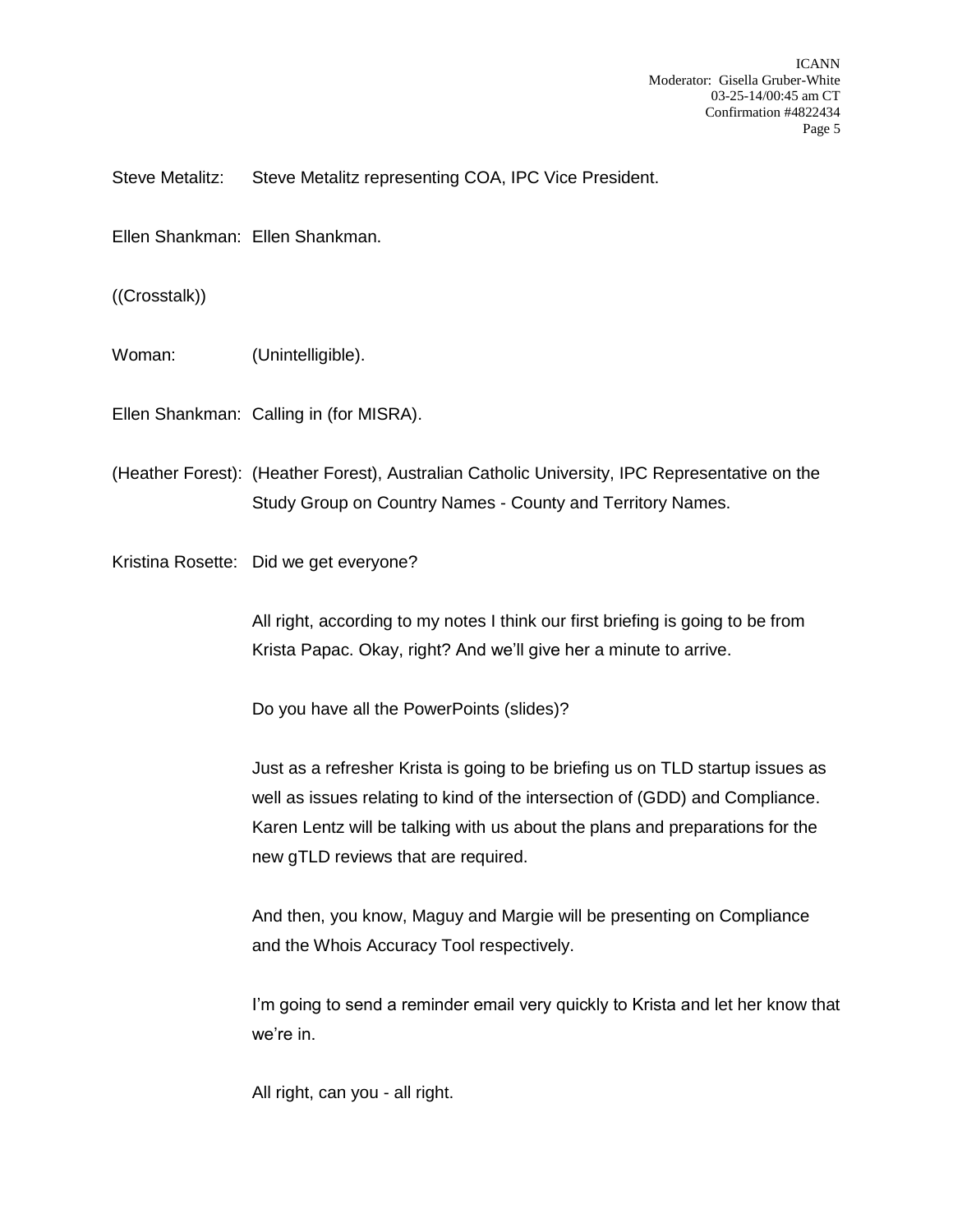Steve Metalitz: Steve Metalitz representing COA, IPC Vice President.

Ellen Shankman: Ellen Shankman.

((Crosstalk))

Woman: (Unintelligible).

Ellen Shankman: Calling in (for MISRA).

(Heather Forest): (Heather Forest), Australian Catholic University, IPC Representative on the Study Group on Country Names - County and Territory Names.

Kristina Rosette: Did we get everyone?

All right, according to my notes I think our first briefing is going to be from Krista Papac. Okay, right? And we'll give her a minute to arrive.

Do you have all the PowerPoints (slides)?

Just as a refresher Krista is going to be briefing us on TLD startup issues as well as issues relating to kind of the intersection of (GDD) and Compliance. Karen Lentz will be talking with us about the plans and preparations for the new gTLD reviews that are required.

And then, you know, Maguy and Margie will be presenting on Compliance and the Whois Accuracy Tool respectively.

I'm going to send a reminder email very quickly to Krista and let her know that we're in.

All right, can you - all right.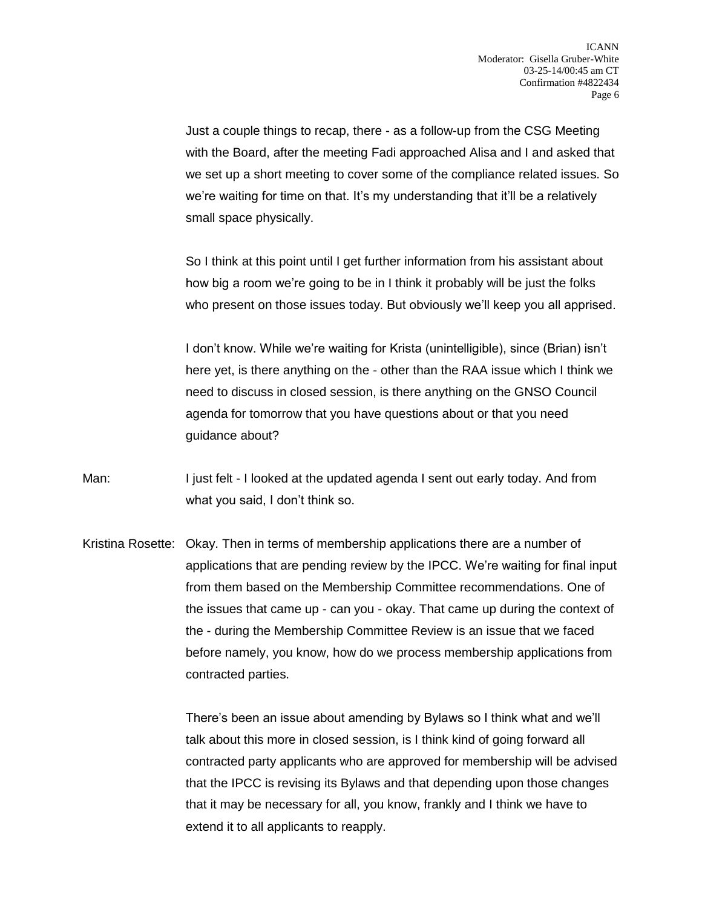Just a couple things to recap, there - as a follow-up from the CSG Meeting with the Board, after the meeting Fadi approached Alisa and I and asked that we set up a short meeting to cover some of the compliance related issues. So we're waiting for time on that. It's my understanding that it'll be a relatively small space physically.

So I think at this point until I get further information from his assistant about how big a room we're going to be in I think it probably will be just the folks who present on those issues today. But obviously we'll keep you all apprised.

I don't know. While we're waiting for Krista (unintelligible), since (Brian) isn't here yet, is there anything on the - other than the RAA issue which I think we need to discuss in closed session, is there anything on the GNSO Council agenda for tomorrow that you have questions about or that you need guidance about?

Man: I just felt - I looked at the updated agenda I sent out early today. And from what you said, I don't think so.

Kristina Rosette: Okay. Then in terms of membership applications there are a number of applications that are pending review by the IPCC. We're waiting for final input from them based on the Membership Committee recommendations. One of the issues that came up - can you - okay. That came up during the context of the - during the Membership Committee Review is an issue that we faced before namely, you know, how do we process membership applications from contracted parties.

There's been an issue about amending by Bylaws so I think what and we'll talk about this more in closed session, is I think kind of going forward all contracted party applicants who are approved for membership will be advised that the IPCC is revising its Bylaws and that depending upon those changes that it may be necessary for all, you know, frankly and I think we have to extend it to all applicants to reapply.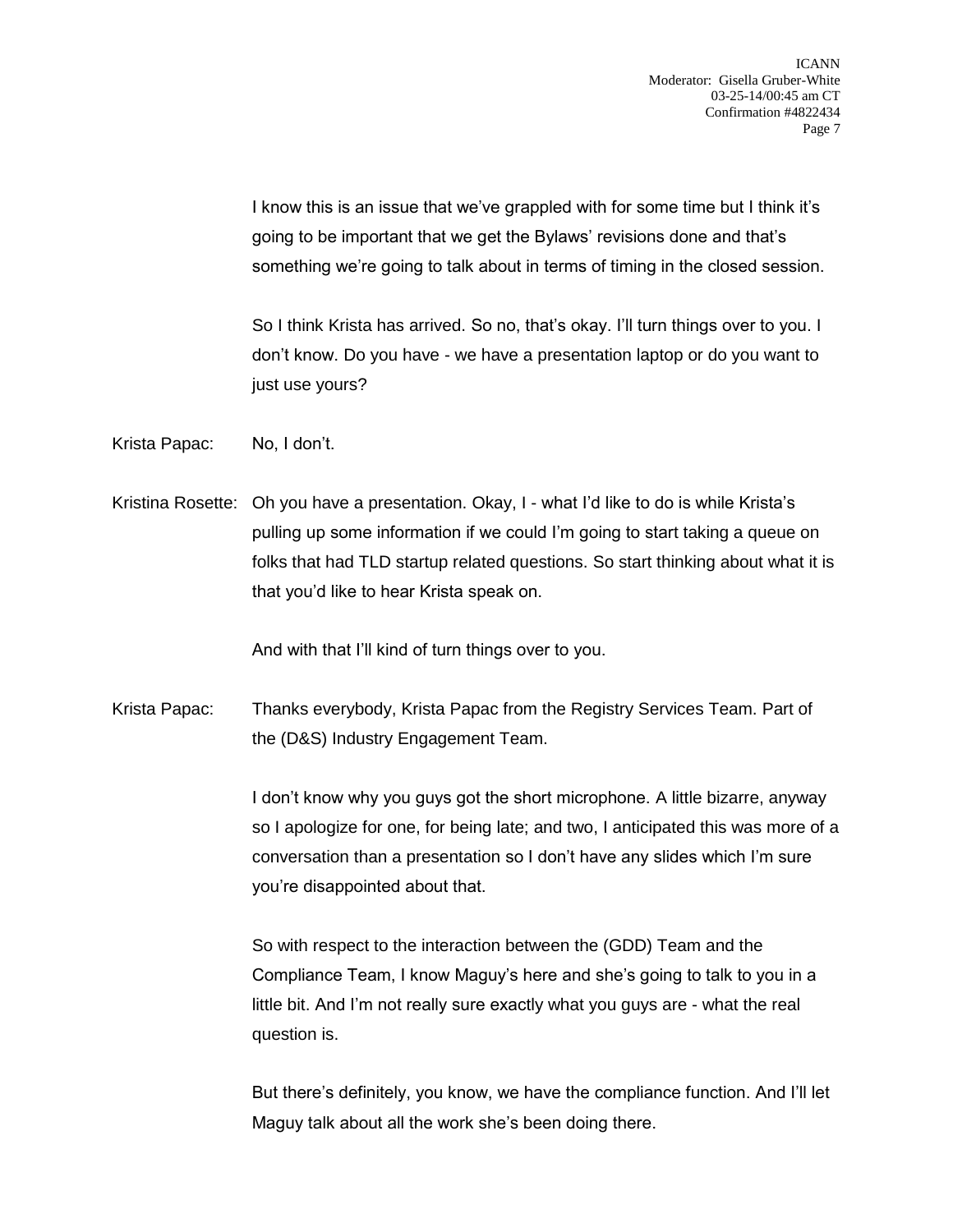I know this is an issue that we've grappled with for some time but I think it's going to be important that we get the Bylaws' revisions done and that's something we're going to talk about in terms of timing in the closed session.

So I think Krista has arrived. So no, that's okay. I'll turn things over to you. I don't know. Do you have - we have a presentation laptop or do you want to just use yours?

Krista Papac: No, I don't.

Kristina Rosette: Oh you have a presentation. Okay, I - what I'd like to do is while Krista's pulling up some information if we could I'm going to start taking a queue on folks that had TLD startup related questions. So start thinking about what it is that you'd like to hear Krista speak on.

And with that I'll kind of turn things over to you.

Krista Papac: Thanks everybody, Krista Papac from the Registry Services Team. Part of the (D&S) Industry Engagement Team.

I don't know why you guys got the short microphone. A little bizarre, anyway so I apologize for one, for being late; and two, I anticipated this was more of a conversation than a presentation so I don't have any slides which I'm sure you're disappointed about that.

So with respect to the interaction between the (GDD) Team and the Compliance Team, I know Maguy's here and she's going to talk to you in a little bit. And I'm not really sure exactly what you guys are - what the real question is.

But there's definitely, you know, we have the compliance function. And I'll let Maguy talk about all the work she's been doing there.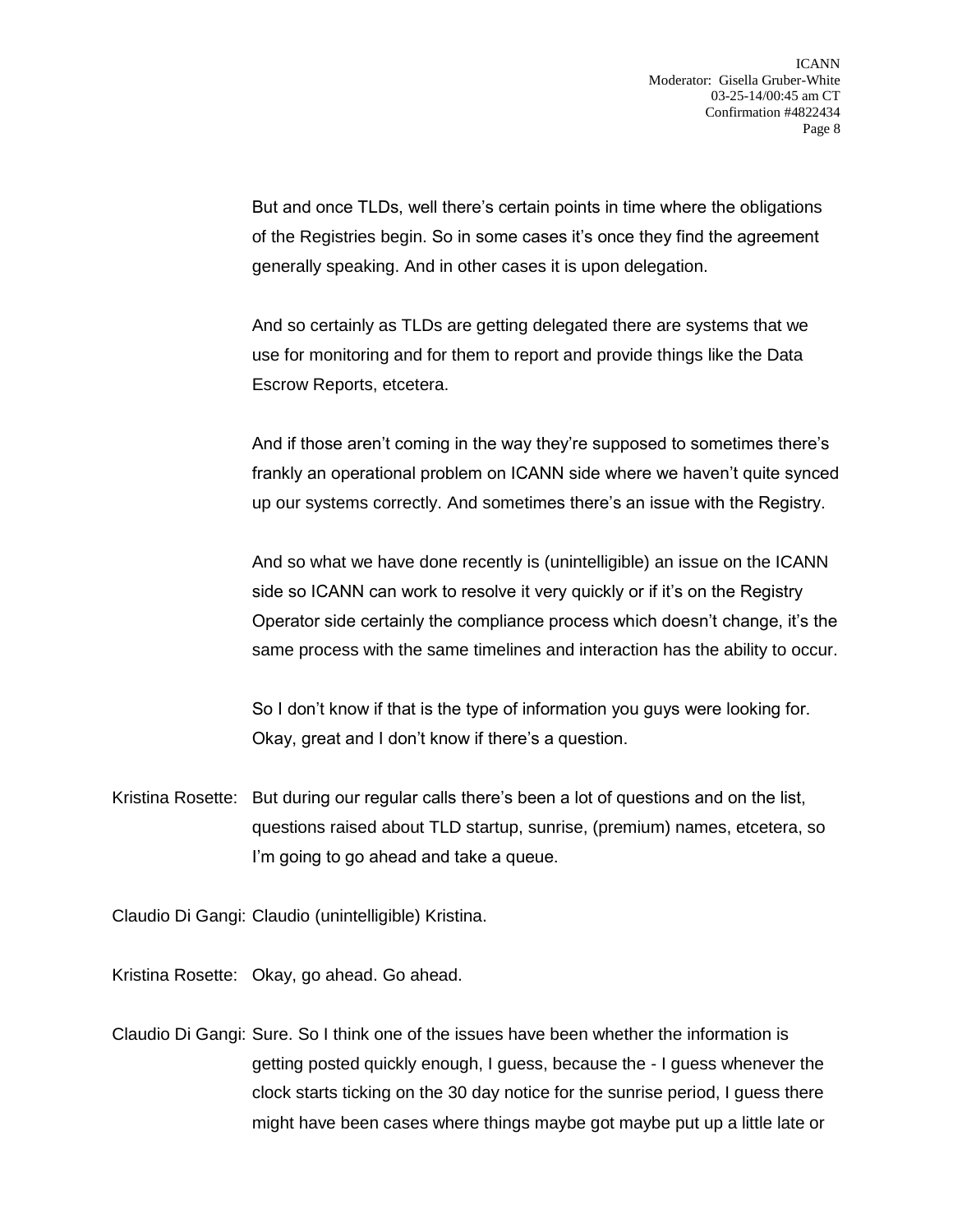But and once TLDs, well there's certain points in time where the obligations of the Registries begin. So in some cases it's once they find the agreement generally speaking. And in other cases it is upon delegation.

And so certainly as TLDs are getting delegated there are systems that we use for monitoring and for them to report and provide things like the Data Escrow Reports, etcetera.

And if those aren't coming in the way they're supposed to sometimes there's frankly an operational problem on ICANN side where we haven't quite synced up our systems correctly. And sometimes there's an issue with the Registry.

And so what we have done recently is (unintelligible) an issue on the ICANN side so ICANN can work to resolve it very quickly or if it's on the Registry Operator side certainly the compliance process which doesn't change, it's the same process with the same timelines and interaction has the ability to occur.

So I don't know if that is the type of information you guys were looking for. Okay, great and I don't know if there's a question.

Kristina Rosette: But during our regular calls there's been a lot of questions and on the list, questions raised about TLD startup, sunrise, (premium) names, etcetera, so I'm going to go ahead and take a queue.

Claudio Di Gangi: Claudio (unintelligible) Kristina.

Kristina Rosette: Okay, go ahead. Go ahead.

Claudio Di Gangi: Sure. So I think one of the issues have been whether the information is getting posted quickly enough, I guess, because the - I guess whenever the clock starts ticking on the 30 day notice for the sunrise period, I guess there might have been cases where things maybe got maybe put up a little late or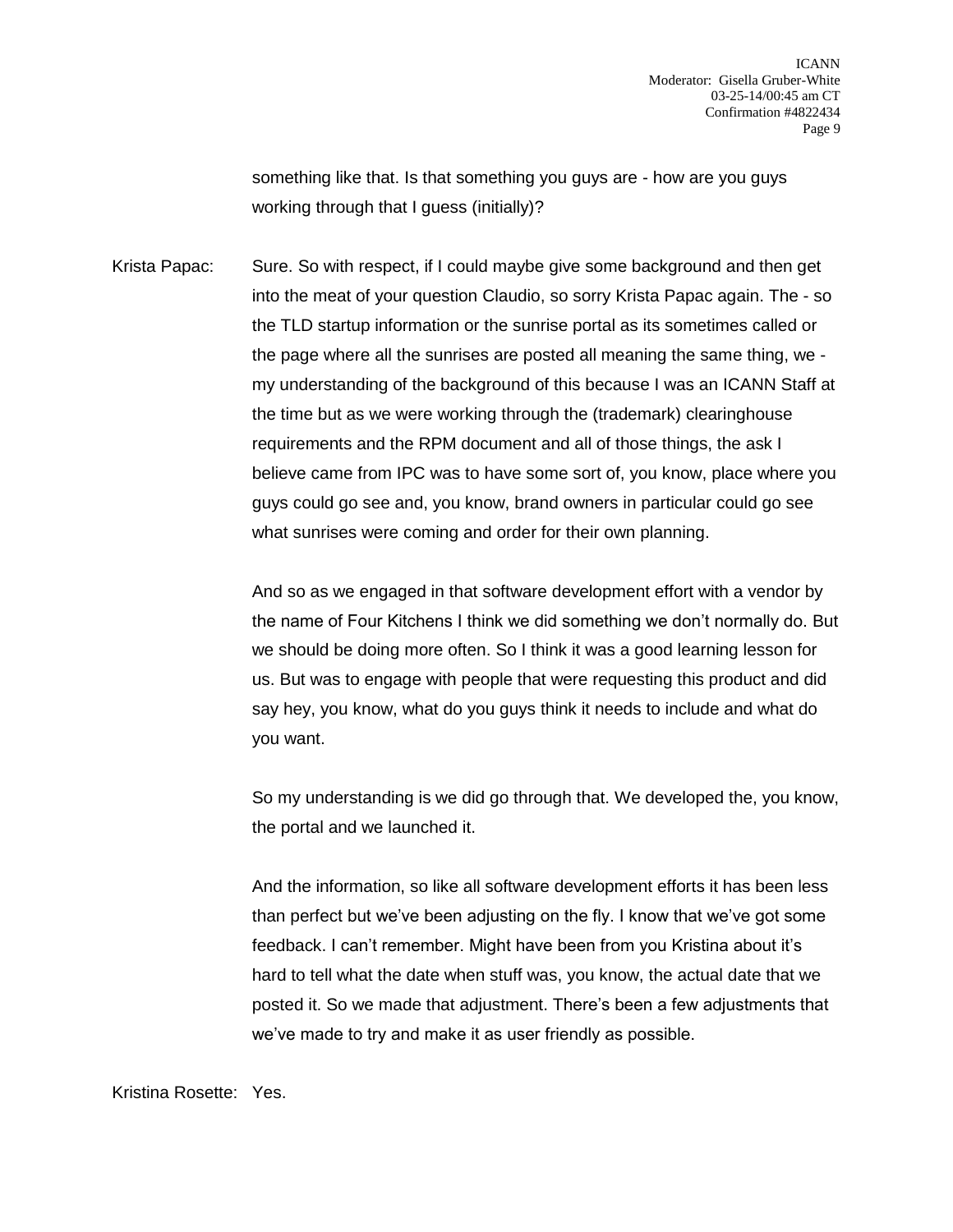something like that. Is that something you guys are - how are you guys working through that I guess (initially)?

Krista Papac: Sure. So with respect, if I could maybe give some background and then get into the meat of your question Claudio, so sorry Krista Papac again. The - so the TLD startup information or the sunrise portal as its sometimes called or the page where all the sunrises are posted all meaning the same thing, we - my understanding of the background of this because I was an ICANN Staff at the time but as we were working through the (trademark) clearinghouse requirements and the RPM document and all of those things, the ask I believe came from IPC was to have some sort of, you know, place where you guys could go see and, you know, brand owners in particular could go see what sunrises were coming and order for their own planning.

And so as we engaged in that software development effort with a vendor by the name of Four Kitchens I think we did something we don't normally do. But we should be doing more often. So I think it was a good learning lesson for us. But was to engage with people that were requesting this product and did say hey, you know, what do you guys think it needs to include and what do you want.

So my understanding is we did go through that. We developed the, you know, the portal and we launched it.

And the information, so like all software development efforts it has been less than perfect but we've been adjusting on the fly. I know that we've got some feedback. I can't remember. Might have been from you Kristina about it's hard to tell what the date when stuff was, you know, the actual date that we posted it. So we made that adjustment. There's been a few adjustments that we've made to try and make it as user friendly as possible.

Kristina Rosette: Yes.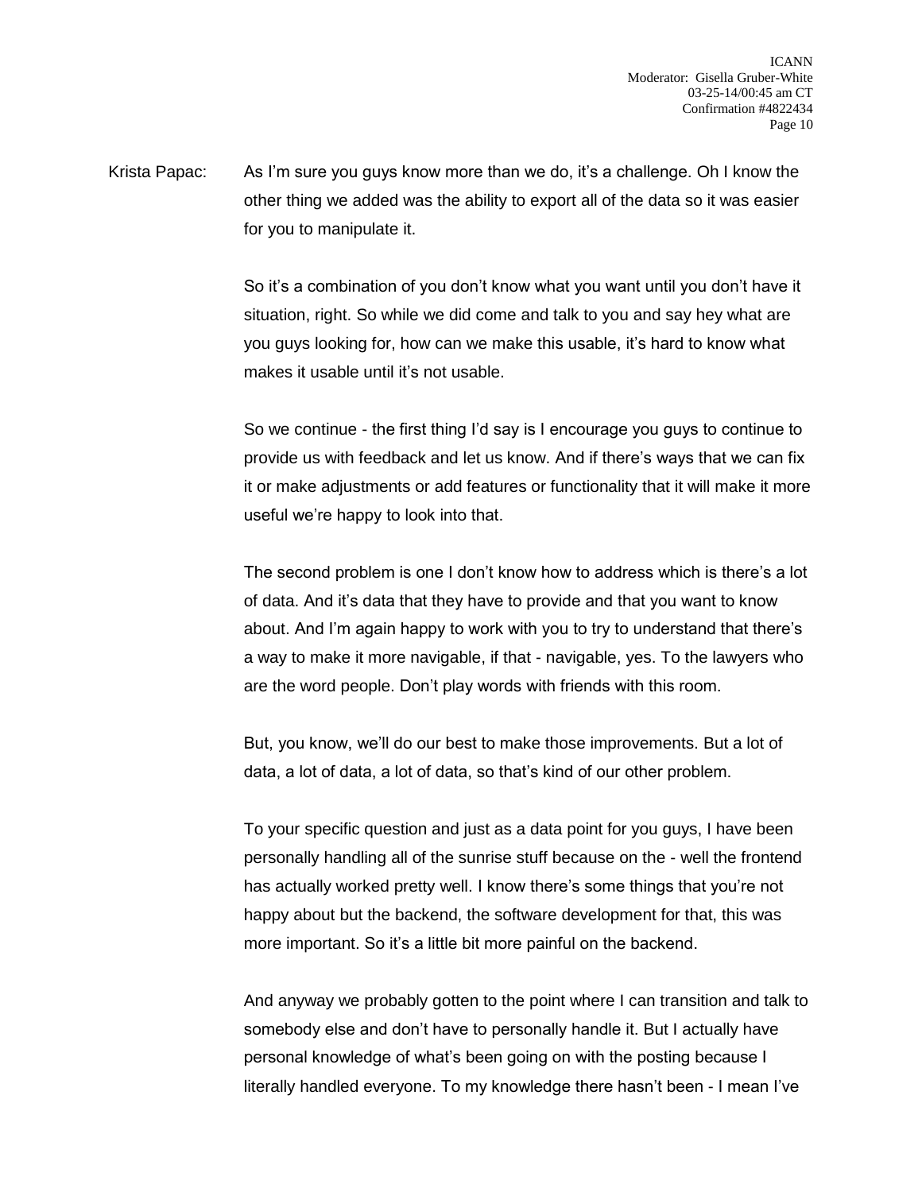Krista Papac: As I'm sure you guys know more than we do, it's a challenge. Oh I know the other thing we added was the ability to export all of the data so it was easier for you to manipulate it.

So it's a combination of you don't know what you want until you don't have it situation, right. So while we did come and talk to you and say hey what are you guys looking for, how can we make this usable, it's hard to know what makes it usable until it's not usable.

So we continue - the first thing I'd say is I encourage you guys to continue to provide us with feedback and let us know. And if there's ways that we can fix it or make adjustments or add features or functionality that it will make it more useful we're happy to look into that.

The second problem is one I don't know how to address which is there's a lot of data. And it's data that they have to provide and that you want to know about. And I'm again happy to work with you to try to understand that there's a way to make it more navigable, if that - navigable, yes. To the lawyers who are the word people. Don't play words with friends with this room.

But, you know, we'll do our best to make those improvements. But a lot of data, a lot of data, a lot of data, so that's kind of our other problem.

To your specific question and just as a data point for you guys, I have been personally handling all of the sunrise stuff because on the - well the frontend has actually worked pretty well. I know there's some things that you're not happy about but the backend, the software development for that, this was more important. So it's a little bit more painful on the backend.

And anyway we probably gotten to the point where I can transition and talk to somebody else and don't have to personally handle it. But I actually have personal knowledge of what's been going on with the posting because I literally handled everyone. To my knowledge there hasn't been - I mean I've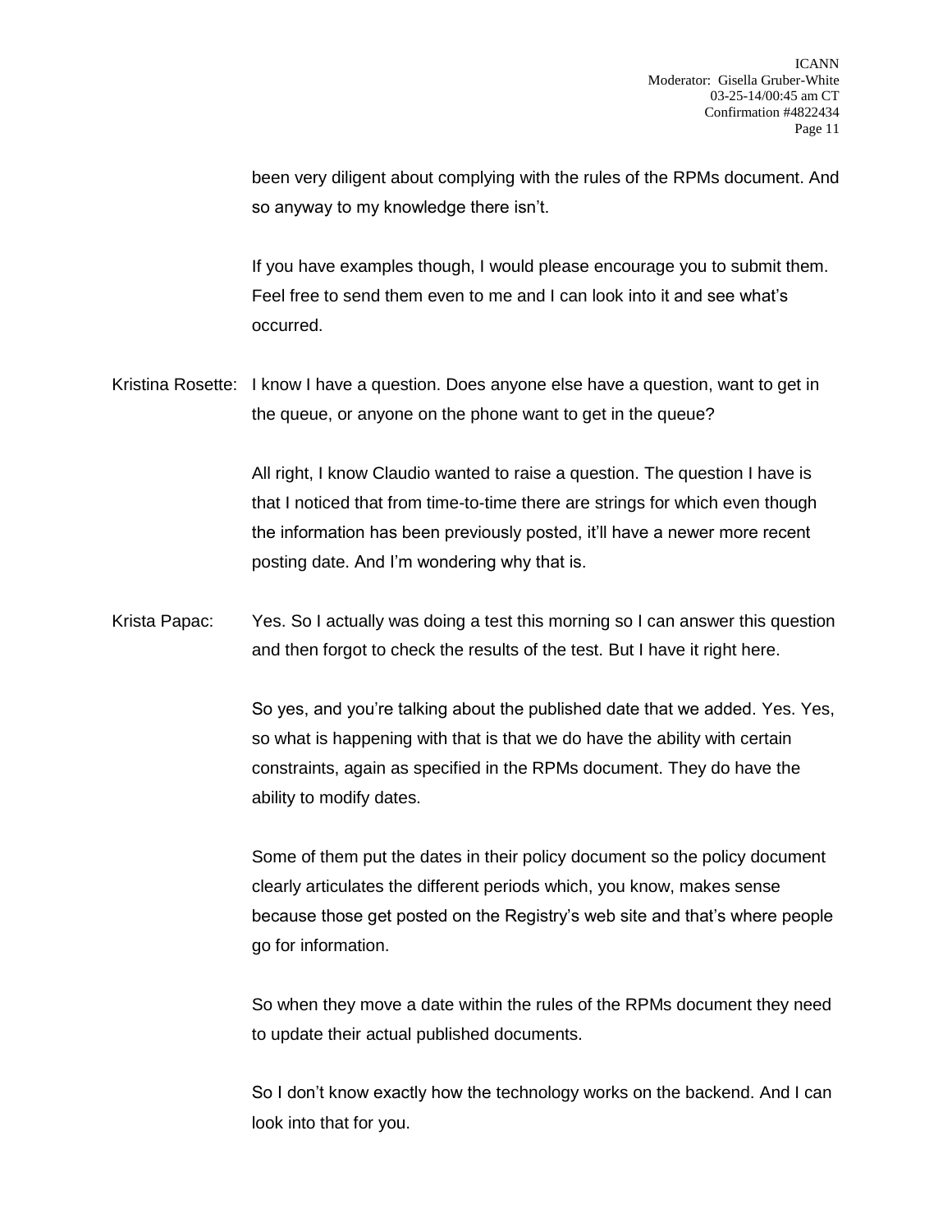been very diligent about complying with the rules of the RPMs document. And so anyway to my knowledge there isn't.

If you have examples though, I would please encourage you to submit them. Feel free to send them even to me and I can look into it and see what's occurred.

Kristina Rosette: I know I have a question. Does anyone else have a question, want to get in the queue, or anyone on the phone want to get in the queue?

All right, I know Claudio wanted to raise a question. The question I have is that I noticed that from time-to-time there are strings for which even though the information has been previously posted, it'll have a newer more recent posting date. And I'm wondering why that is.

Krista Papac: Yes. So I actually was doing a test this morning so I can answer this question and then forgot to check the results of the test. But I have it right here.

So yes, and you're talking about the published date that we added. Yes. Yes, so what is happening with that is that we do have the ability with certain constraints, again as specified in the RPMs document. They do have the ability to modify dates.

Some of them put the dates in their policy document so the policy document clearly articulates the different periods which, you know, makes sense because those get posted on the Registry's web site and that's where people go for information.

So when they move a date within the rules of the RPMs document they need to update their actual published documents.

So I don't know exactly how the technology works on the backend. And I can look into that for you.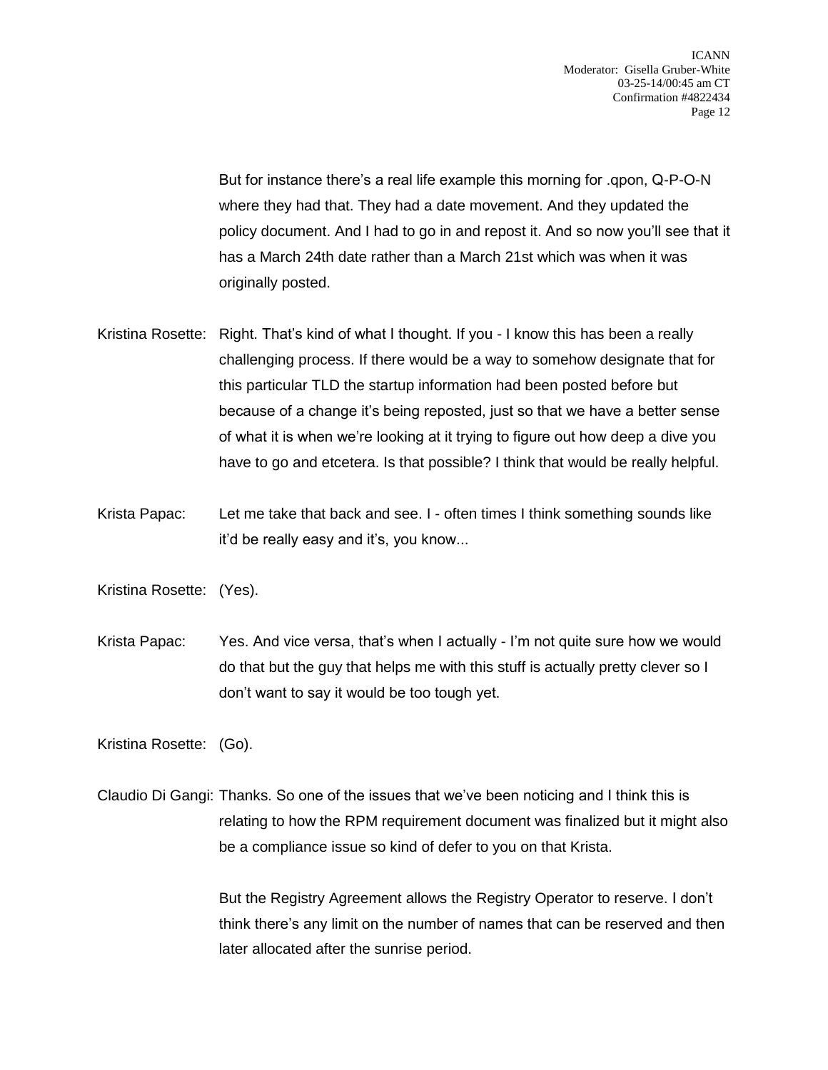But for instance there's a real life example this morning for .qpon, Q-P-O-N where they had that. They had a date movement. And they updated the policy document. And I had to go in and repost it. And so now you'll see that it has a March 24th date rather than a March 21st which was when it was originally posted.

Kristina Rosette: Right. That's kind of what I thought. If you - I know this has been a really challenging process. If there would be a way to somehow designate that for this particular TLD the startup information had been posted before but because of a change it's being reposted, just so that we have a better sense of what it is when we're looking at it trying to figure out how deep a dive you have to go and etcetera. Is that possible? I think that would be really helpful.

Krista Papac: Let me take that back and see. I - often times I think something sounds like it'd be really easy and it's, you know...

Kristina Rosette: (Yes).

Krista Papac: Yes. And vice versa, that's when I actually - I'm not quite sure how we would do that but the guy that helps me with this stuff is actually pretty clever so I don't want to say it would be too tough yet.

Kristina Rosette: (Go).

Claudio Di Gangi: Thanks. So one of the issues that we've been noticing and I think this is relating to how the RPM requirement document was finalized but it might also be a compliance issue so kind of defer to you on that Krista.

But the Registry Agreement allows the Registry Operator to reserve. I don't think there's any limit on the number of names that can be reserved and then later allocated after the sunrise period.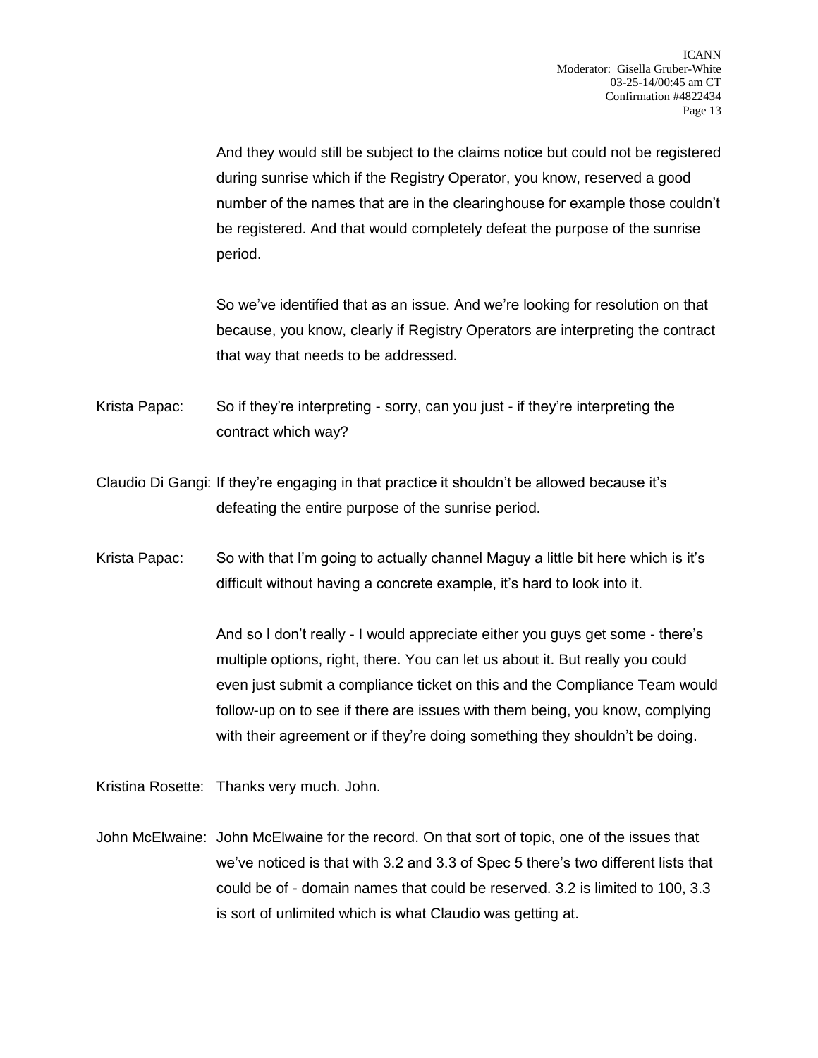And they would still be subject to the claims notice but could not be registered during sunrise which if the Registry Operator, you know, reserved a good number of the names that are in the clearinghouse for example those couldn't be registered. And that would completely defeat the purpose of the sunrise period.

So we've identified that as an issue. And we're looking for resolution on that because, you know, clearly if Registry Operators are interpreting the contract that way that needs to be addressed.

Krista Papac: So if they're interpreting - sorry, can you just - if they're interpreting the contract which way?

Claudio Di Gangi: If they're engaging in that practice it shouldn't be allowed because it's defeating the entire purpose of the sunrise period.

Krista Papac: So with that I'm going to actually channel Maguy a little bit here which is it's difficult without having a concrete example, it's hard to look into it.

And so I don't really - I would appreciate either you guys get some - there's multiple options, right, there. You can let us about it. But really you could even just submit a compliance ticket on this and the Compliance Team would follow-up on to see if there are issues with them being, you know, complying with their agreement or if they're doing something they shouldn't be doing.

Kristina Rosette: Thanks very much. John.

John McElwaine: John McElwaine for the record. On that sort of topic, one of the issues that we've noticed is that with 3.2 and 3.3 of Spec 5 there's two different lists that could be of - domain names that could be reserved. 3.2 is limited to 100, 3.3 is sort of unlimited which is what Claudio was getting at.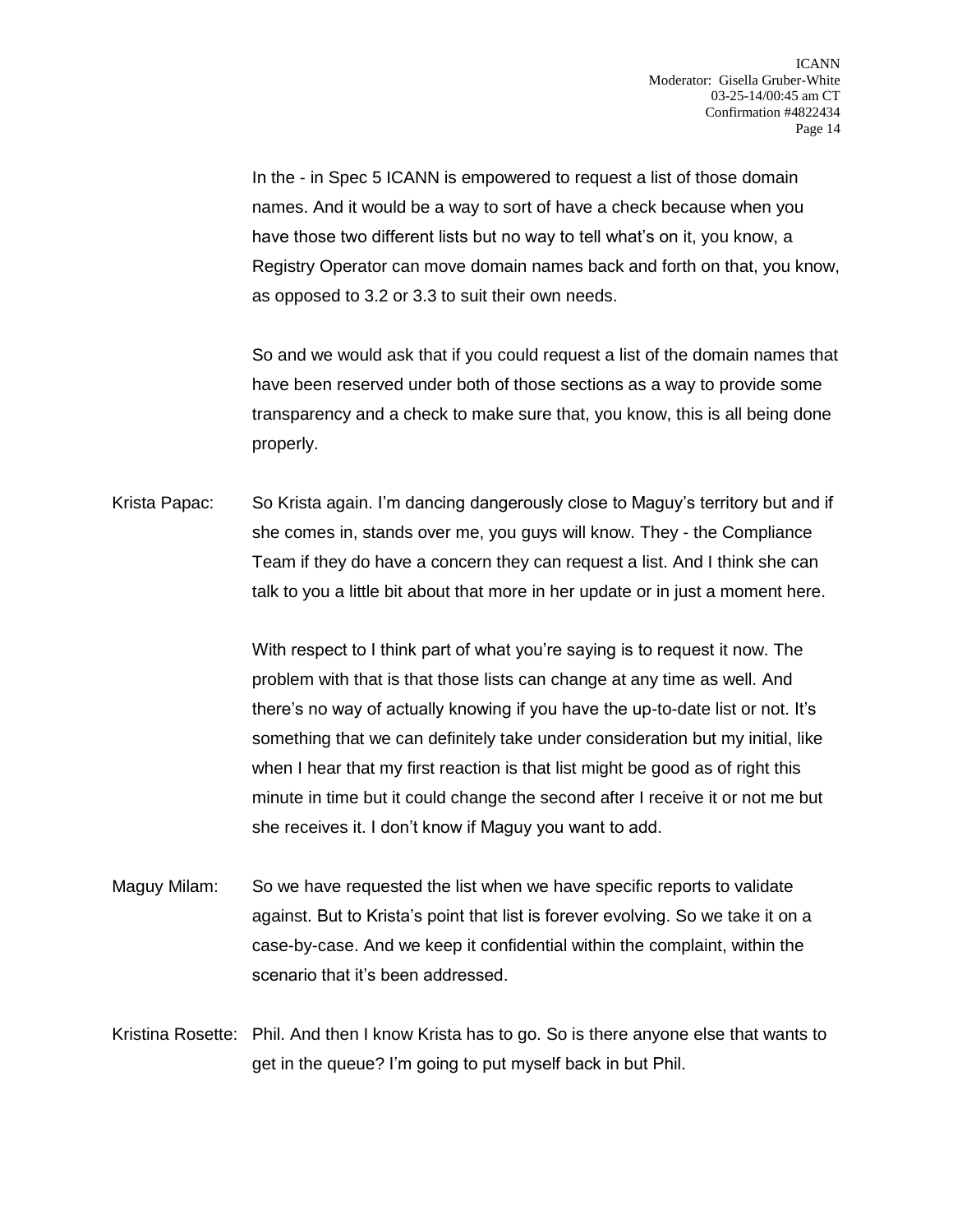In the - in Spec 5 ICANN is empowered to request a list of those domain names. And it would be a way to sort of have a check because when you have those two different lists but no way to tell what's on it, you know, a Registry Operator can move domain names back and forth on that, you know, as opposed to 3.2 or 3.3 to suit their own needs.

So and we would ask that if you could request a list of the domain names that have been reserved under both of those sections as a way to provide some transparency and a check to make sure that, you know, this is all being done properly.

Krista Papac: So Krista again. I'm dancing dangerously close to Maguy's territory but and if she comes in, stands over me, you guys will know. They - the Compliance Team if they do have a concern they can request a list. And I think she can talk to you a little bit about that more in her update or in just a moment here.

With respect to I think part of what you're saying is to request it now. The problem with that is that those lists can change at any time as well. And there's no way of actually knowing if you have the up-to-date list or not. It's something that we can definitely take under consideration but my initial, like when I hear that my first reaction is that list might be good as of right this minute in time but it could change the second after I receive it or not me but she receives it. I don't know if Maguy you want to add.

Maguy Milam: So we have requested the list when we have specific reports to validate against. But to Krista's point that list is forever evolving. So we take it on a case-by-case. And we keep it confidential within the complaint, within the scenario that it's been addressed.

Kristina Rosette: Phil. And then I know Krista has to go. So is there anyone else that wants to get in the queue? I'm going to put myself back in but Phil.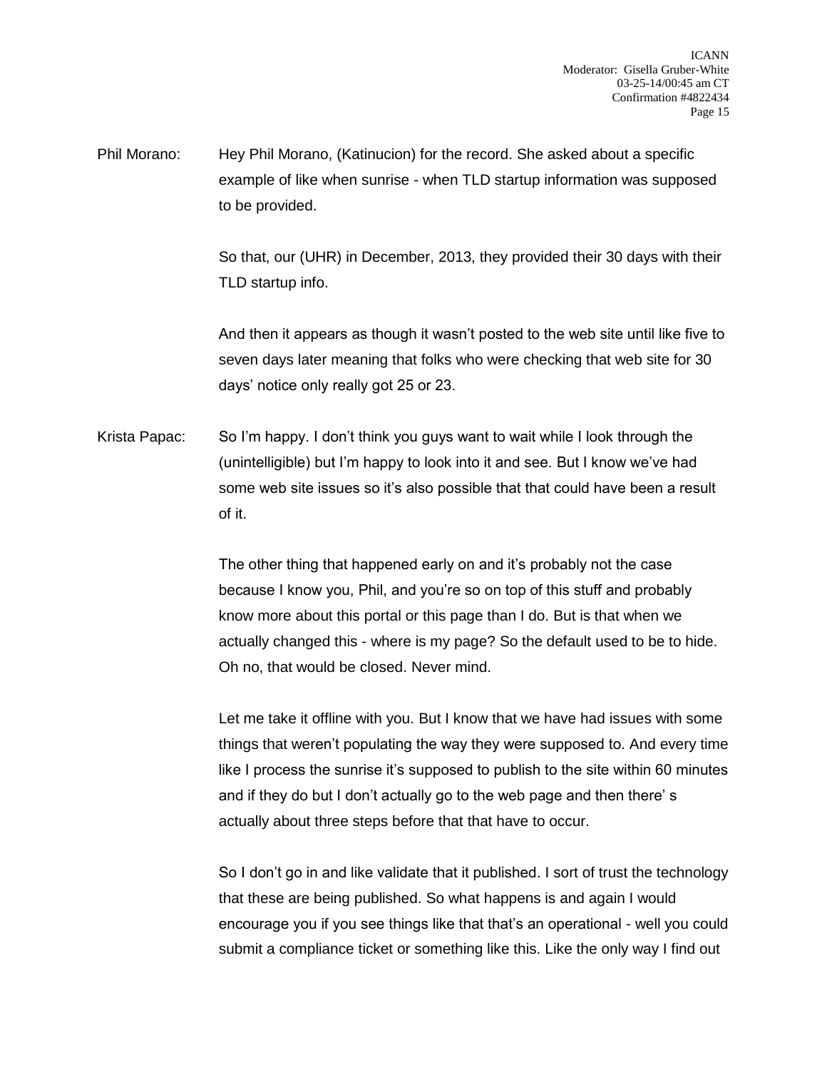Phil Morano: Hey Phil Morano, (Katinucion) for the record. She asked about a specific example of like when sunrise - when TLD startup information was supposed to be provided.

So that, our (UHR) in December, 2013, they provided their 30 days with their TLD startup info.

And then it appears as though it wasn't posted to the web site until like five to seven days later meaning that folks who were checking that web site for 30 days' notice only really got 25 or 23.

Krista Papac: So I'm happy. I don't think you guys want to wait while I look through the (unintelligible) but I'm happy to look into it and see. But I know we've had some web site issues so it's also possible that that could have been a result of it.

The other thing that happened early on and it's probably not the case because I know you, Phil, and you're so on top of this stuff and probably know more about this portal or this page than I do. But is that when we actually changed this - where is my page? So the default used to be to hide. Oh no, that would be closed. Never mind.

Let me take it offline with you. But I know that we have had issues with some things that weren't populating the way they were supposed to. And every time like I process the sunrise it's supposed to publish to the site within 60 minutes and if they do but I don't actually go to the web page and then there' s actually about three steps before that that have to occur.

So I don't go in and like validate that it published. I sort of trust the technology that these are being published. So what happens is and again I would encourage you if you see things like that that's an operational - well you could submit a compliance ticket or something like this. Like the only way I find out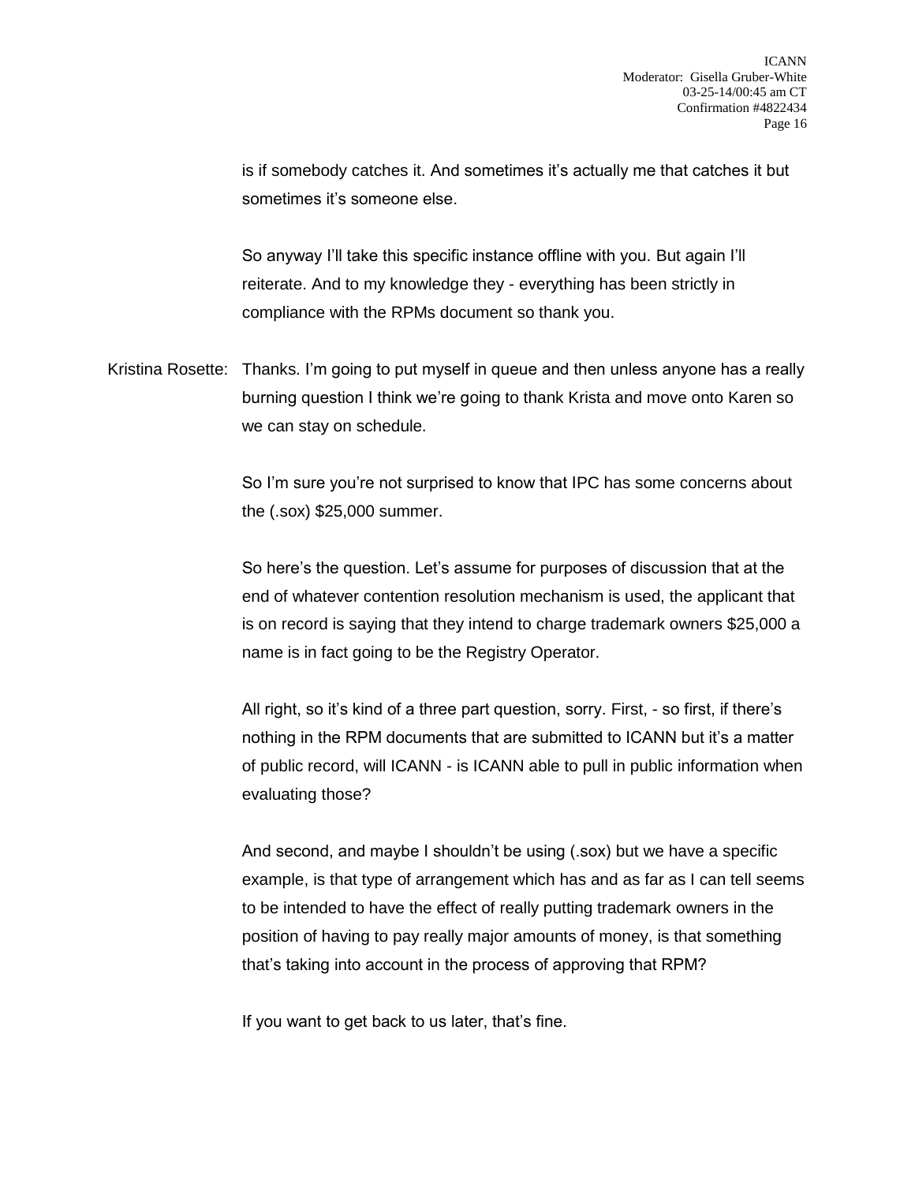is if somebody catches it. And sometimes it's actually me that catches it but sometimes it's someone else.

So anyway I'll take this specific instance offline with you. But again I'll reiterate. And to my knowledge they - everything has been strictly in compliance with the RPMs document so thank you.

Kristina Rosette: Thanks. I'm going to put myself in queue and then unless anyone has a really burning question I think we're going to thank Krista and move onto Karen so we can stay on schedule.

So I'm sure you're not surprised to know that IPC has some concerns about the (.sox) $25,000 summer.

So here's the question. Let's assume for purposes of discussion that at the end of whatever contention resolution mechanism is used, the applicant that is on record is saying that they intend to charge trademark owners $25,000 a name is in fact going to be the Registry Operator.

All right, so it's kind of a three part question, sorry. First, - so first, if there's nothing in the RPM documents that are submitted to ICANN but it's a matter of public record, will ICANN - is ICANN able to pull in public information when evaluating those?

And second, and maybe I shouldn't be using (.sox) but we have a specific example, is that type of arrangement which has and as far as I can tell seems to be intended to have the effect of really putting trademark owners in the position of having to pay really major amounts of money, is that something that's taking into account in the process of approving that RPM?

If you want to get back to us later, that's fine.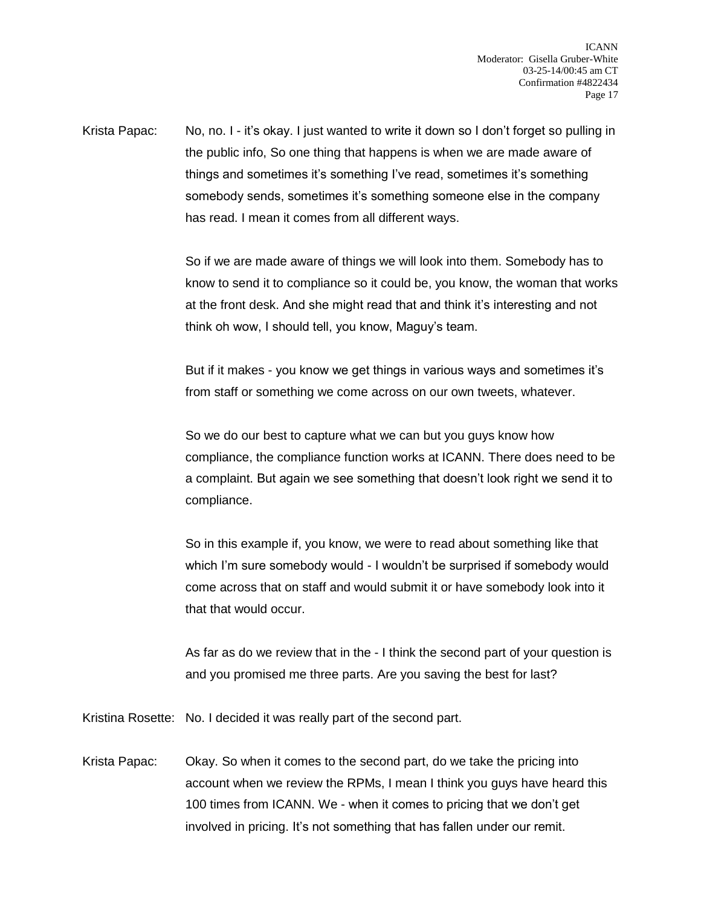Krista Papac: No, no. I - it's okay. I just wanted to write it down so I don't forget so pulling in the public info, So one thing that happens is when we are made aware of things and sometimes it's something I've read, sometimes it's something somebody sends, sometimes it's something someone else in the company has read. I mean it comes from all different ways.

So if we are made aware of things we will look into them. Somebody has to know to send it to compliance so it could be, you know, the woman that works at the front desk. And she might read that and think it's interesting and not think oh wow, I should tell, you know, Maguy's team.

But if it makes - you know we get things in various ways and sometimes it's from staff or something we come across on our own tweets, whatever.

So we do our best to capture what we can but you guys know how compliance, the compliance function works at ICANN. There does need to be a complaint. But again we see something that doesn't look right we send it to compliance.

So in this example if, you know, we were to read about something like that which I'm sure somebody would - I wouldn't be surprised if somebody would come across that on staff and would submit it or have somebody look into it that that would occur.

As far as do we review that in the - I think the second part of your question is and you promised me three parts. Are you saving the best for last?

Kristina Rosette: No. I decided it was really part of the second part.

Krista Papac: Okay. So when it comes to the second part, do we take the pricing into account when we review the RPMs, I mean I think you guys have heard this 100 times from ICANN. We - when it comes to pricing that we don't get involved in pricing. It's not something that has fallen under our remit.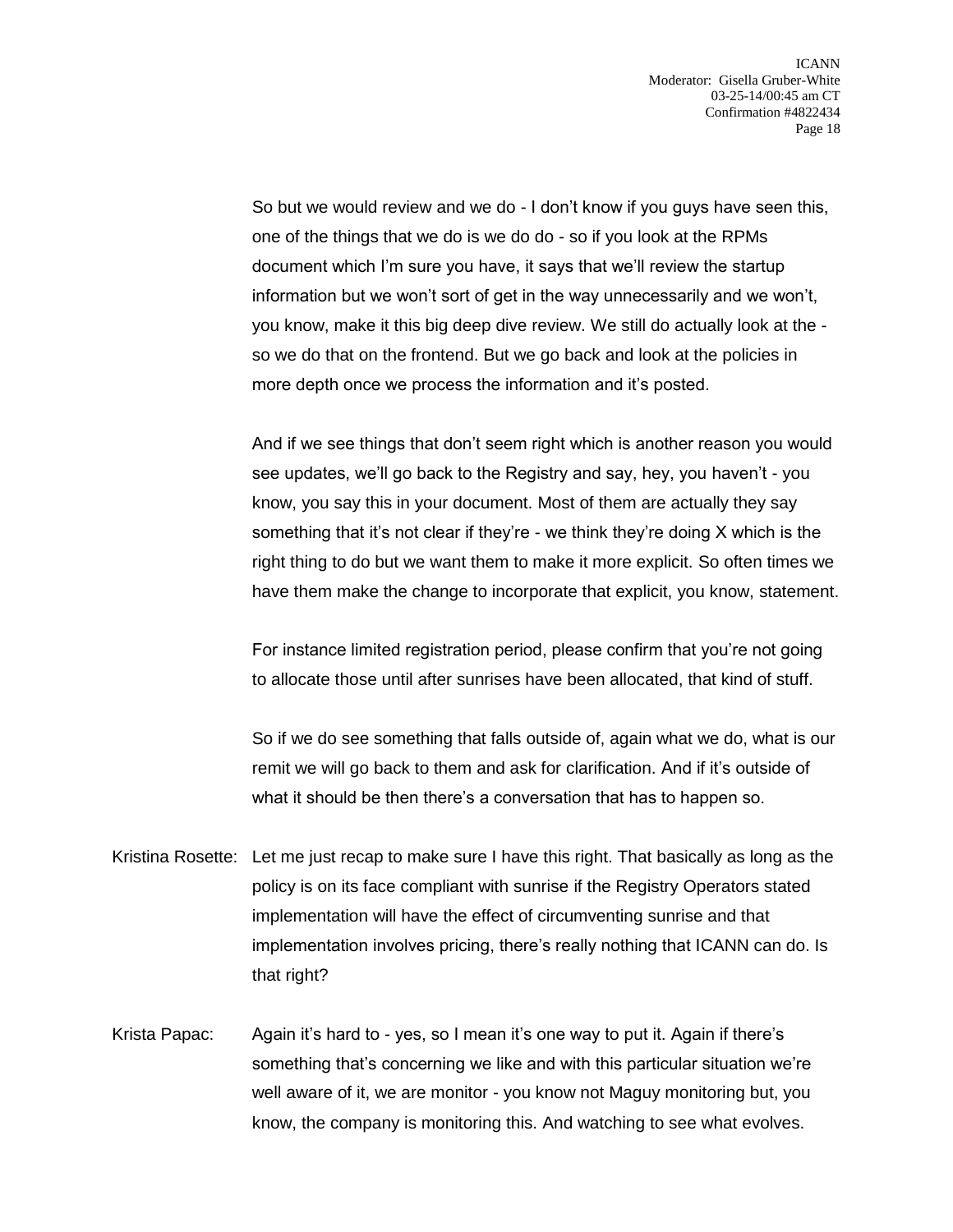So but we would review and we do - I don't know if you guys have seen this, one of the things that we do is we do do - so if you look at the RPMs document which I'm sure you have, it says that we'll review the startup information but we won't sort of get in the way unnecessarily and we won't, you know, make it this big deep dive review. We still do actually look at the - so we do that on the frontend. But we go back and look at the policies in more depth once we process the information and it's posted.

And if we see things that don't seem right which is another reason you would see updates, we'll go back to the Registry and say, hey, you haven't - you know, you say this in your document. Most of them are actually they say something that it's not clear if they're - we think they're doing X which is the right thing to do but we want them to make it more explicit. So often times we have them make the change to incorporate that explicit, you know, statement.

For instance limited registration period, please confirm that you're not going to allocate those until after sunrises have been allocated, that kind of stuff.

So if we do see something that falls outside of, again what we do, what is our remit we will go back to them and ask for clarification. And if it's outside of what it should be then there's a conversation that has to happen so.

Kristina Rosette: Let me just recap to make sure I have this right. That basically as long as the policy is on its face compliant with sunrise if the Registry Operators stated implementation will have the effect of circumventing sunrise and that implementation involves pricing, there's really nothing that ICANN can do. Is that right?

Krista Papac: Again it's hard to - yes, so I mean it's one way to put it. Again if there's something that's concerning we like and with this particular situation we're well aware of it, we are monitor - you know not Maguy monitoring but, you know, the company is monitoring this. And watching to see what evolves.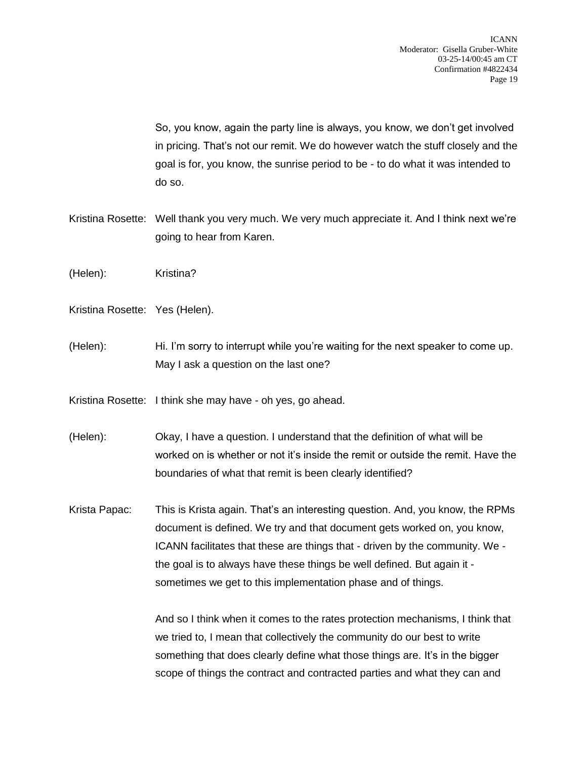So, you know, again the party line is always, you know, we don't get involved in pricing. That's not our remit. We do however watch the stuff closely and the goal is for, you know, the sunrise period to be - to do what it was intended to do so.

Kristina Rosette: Well thank you very much. We very much appreciate it. And I think next we're going to hear from Karen.

(Helen): Kristina?

Kristina Rosette: Yes (Helen).

(Helen): Hi. I'm sorry to interrupt while you're waiting for the next speaker to come up. May I ask a question on the last one?

Kristina Rosette: I think she may have - oh yes, go ahead.

(Helen): Okay, I have a question. I understand that the definition of what will be worked on is whether or not it's inside the remit or outside the remit. Have the boundaries of what that remit is been clearly identified?

Krista Papac: This is Krista again. That's an interesting question. And, you know, the RPMs document is defined. We try and that document gets worked on, you know, ICANN facilitates that these are things that - driven by the community. We - the goal is to always have these things be well defined. But again it - sometimes we get to this implementation phase and of things.

And so I think when it comes to the rates protection mechanisms, I think that we tried to, I mean that collectively the community do our best to write something that does clearly define what those things are. It's in the bigger scope of things the contract and contracted parties and what they can and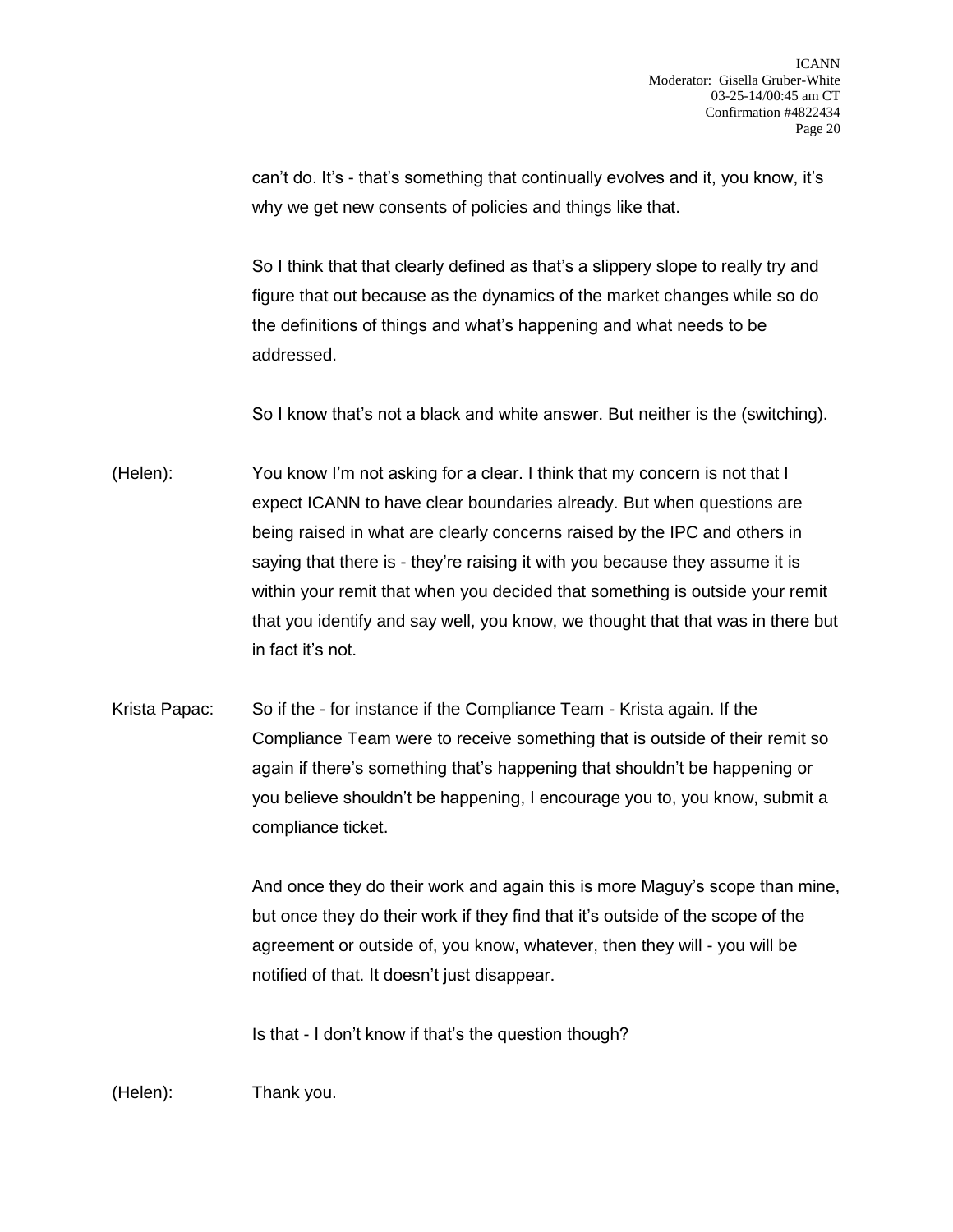can't do. It's - that's something that continually evolves and it, you know, it's why we get new consents of policies and things like that.

So I think that that clearly defined as that's a slippery slope to really try and figure that out because as the dynamics of the market changes while so do the definitions of things and what's happening and what needs to be addressed.

So I know that's not a black and white answer. But neither is the (switching).

(Helen): You know I'm not asking for a clear. I think that my concern is not that I expect ICANN to have clear boundaries already. But when questions are being raised in what are clearly concerns raised by the IPC and others in saying that there is - they're raising it with you because they assume it is within your remit that when you decided that something is outside your remit that you identify and say well, you know, we thought that that was in there but in fact it's not.

Krista Papac: So if the - for instance if the Compliance Team - Krista again. If the Compliance Team were to receive something that is outside of their remit so again if there's something that's happening that shouldn't be happening or you believe shouldn't be happening, I encourage you to, you know, submit a compliance ticket.

And once they do their work and again this is more Maguy's scope than mine, but once they do their work if they find that it's outside of the scope of the agreement or outside of, you know, whatever, then they will - you will be notified of that. It doesn't just disappear.

Is that - I don't know if that's the question though?

(Helen): Thank you.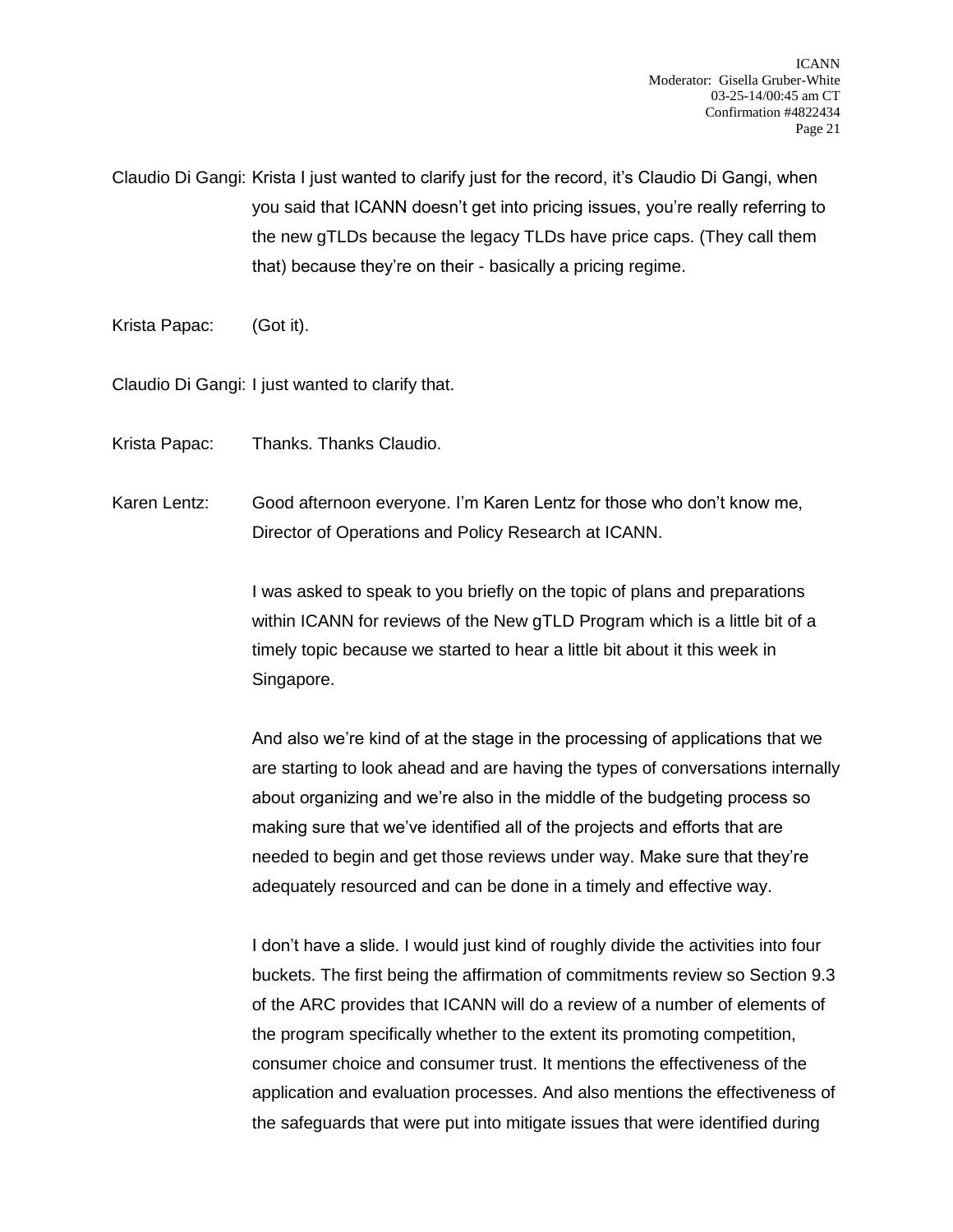Claudio Di Gangi: Krista I just wanted to clarify just for the record, it's Claudio Di Gangi, when you said that ICANN doesn't get into pricing issues, you're really referring to the new gTLDs because the legacy TLDs have price caps. (They call them that) because they're on their - basically a pricing regime.

Krista Papac: (Got it).

Claudio Di Gangi: I just wanted to clarify that.

Krista Papac: Thanks. Thanks Claudio.

Karen Lentz: Good afternoon everyone. I'm Karen Lentz for those who don't know me, Director of Operations and Policy Research at ICANN.

I was asked to speak to you briefly on the topic of plans and preparations within ICANN for reviews of the New gTLD Program which is a little bit of a timely topic because we started to hear a little bit about it this week in Singapore.

And also we're kind of at the stage in the processing of applications that we are starting to look ahead and are having the types of conversations internally about organizing and we're also in the middle of the budgeting process so making sure that we've identified all of the projects and efforts that are needed to begin and get those reviews under way. Make sure that they're adequately resourced and can be done in a timely and effective way.

I don't have a slide. I would just kind of roughly divide the activities into four buckets. The first being the affirmation of commitments review so Section 9.3 of the ARC provides that ICANN will do a review of a number of elements of the program specifically whether to the extent its promoting competition, consumer choice and consumer trust. It mentions the effectiveness of the application and evaluation processes. And also mentions the effectiveness of the safeguards that were put into mitigate issues that were identified during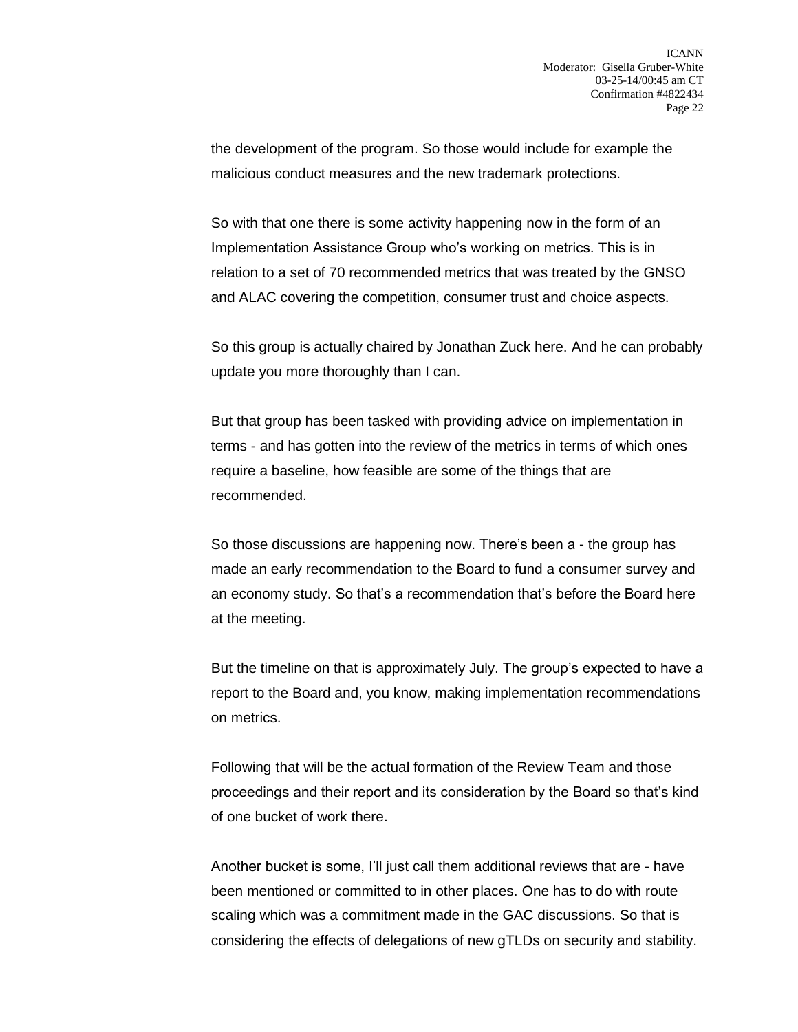the development of the program. So those would include for example the malicious conduct measures and the new trademark protections.

So with that one there is some activity happening now in the form of an Implementation Assistance Group who's working on metrics. This is in relation to a set of 70 recommended metrics that was treated by the GNSO and ALAC covering the competition, consumer trust and choice aspects.

So this group is actually chaired by Jonathan Zuck here. And he can probably update you more thoroughly than I can.

But that group has been tasked with providing advice on implementation in terms - and has gotten into the review of the metrics in terms of which ones require a baseline, how feasible are some of the things that are recommended.

So those discussions are happening now. There's been a - the group has made an early recommendation to the Board to fund a consumer survey and an economy study. So that's a recommendation that's before the Board here at the meeting.

But the timeline on that is approximately July. The group's expected to have a report to the Board and, you know, making implementation recommendations on metrics.

Following that will be the actual formation of the Review Team and those proceedings and their report and its consideration by the Board so that's kind of one bucket of work there.

Another bucket is some, I'll just call them additional reviews that are - have been mentioned or committed to in other places. One has to do with route scaling which was a commitment made in the GAC discussions. So that is considering the effects of delegations of new gTLDs on security and stability.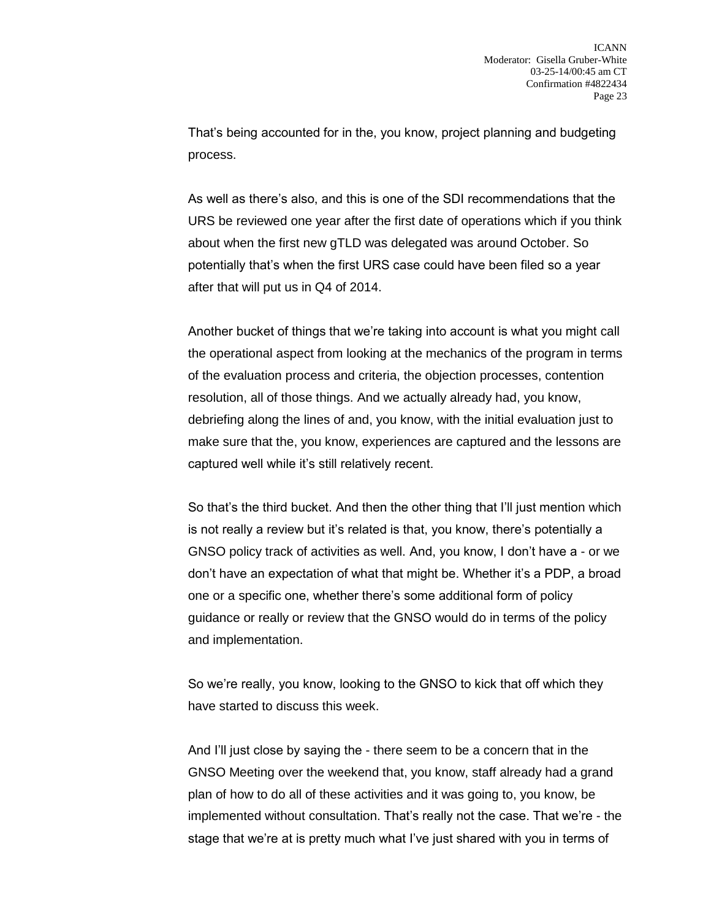That's being accounted for in the, you know, project planning and budgeting process.

As well as there's also, and this is one of the SDI recommendations that the URS be reviewed one year after the first date of operations which if you think about when the first new gTLD was delegated was around October. So potentially that's when the first URS case could have been filed so a year after that will put us in Q4 of 2014.

Another bucket of things that we're taking into account is what you might call the operational aspect from looking at the mechanics of the program in terms of the evaluation process and criteria, the objection processes, contention resolution, all of those things. And we actually already had, you know, debriefing along the lines of and, you know, with the initial evaluation just to make sure that the, you know, experiences are captured and the lessons are captured well while it's still relatively recent.

So that's the third bucket. And then the other thing that I'll just mention which is not really a review but it's related is that, you know, there's potentially a GNSO policy track of activities as well. And, you know, I don't have a - or we don't have an expectation of what that might be. Whether it's a PDP, a broad one or a specific one, whether there's some additional form of policy guidance or really or review that the GNSO would do in terms of the policy and implementation.

So we're really, you know, looking to the GNSO to kick that off which they have started to discuss this week.

And I'll just close by saying the - there seem to be a concern that in the GNSO Meeting over the weekend that, you know, staff already had a grand plan of how to do all of these activities and it was going to, you know, be implemented without consultation. That's really not the case. That we're - the stage that we're at is pretty much what I've just shared with you in terms of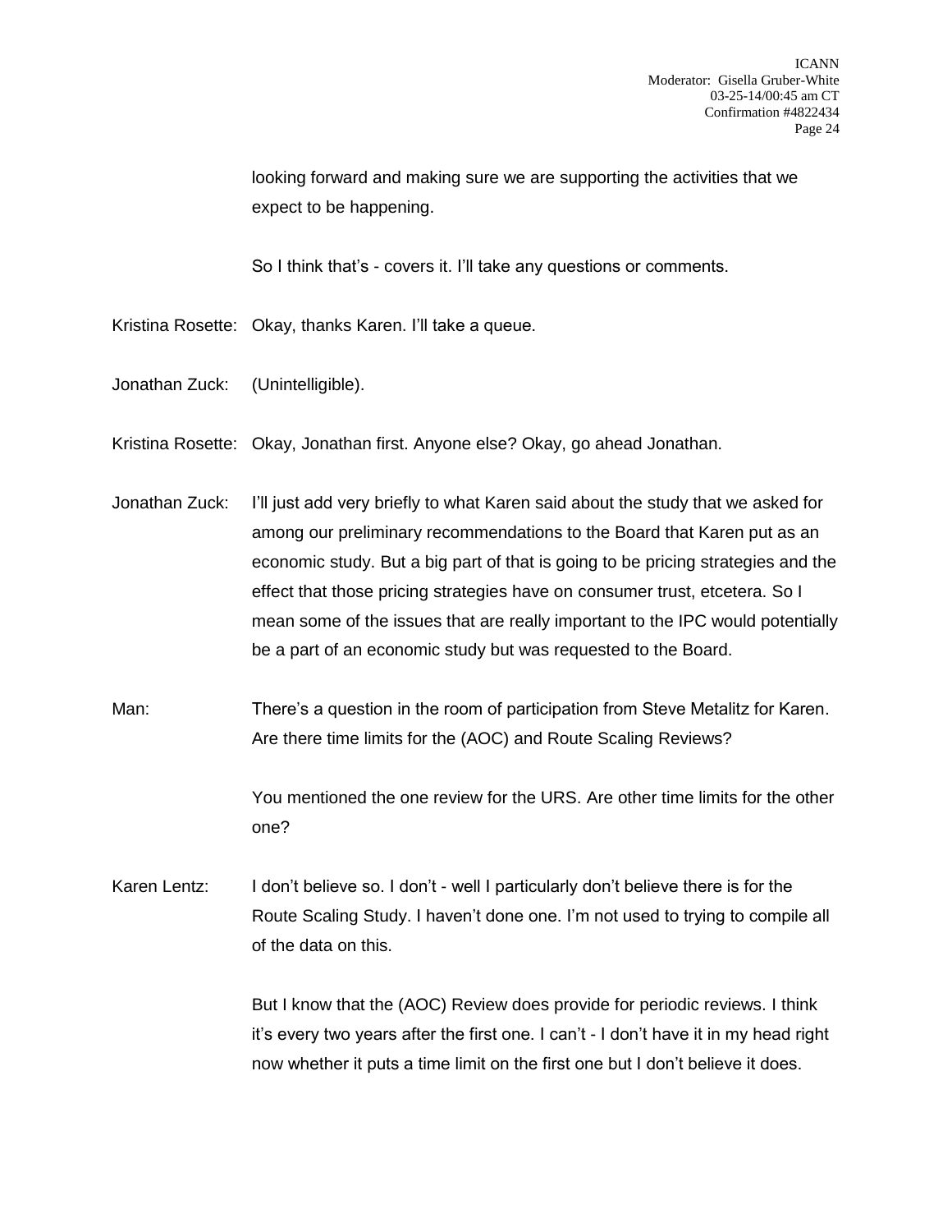looking forward and making sure we are supporting the activities that we expect to be happening.

So I think that's - covers it. I'll take any questions or comments.

Kristina Rosette: Okay, thanks Karen. I'll take a queue.

Jonathan Zuck: (Unintelligible).

Kristina Rosette: Okay, Jonathan first. Anyone else? Okay, go ahead Jonathan.

Jonathan Zuck: I'll just add very briefly to what Karen said about the study that we asked for among our preliminary recommendations to the Board that Karen put as an economic study. But a big part of that is going to be pricing strategies and the effect that those pricing strategies have on consumer trust, etcetera. So I mean some of the issues that are really important to the IPC would potentially be a part of an economic study but was requested to the Board.

Man: There's a question in the room of participation from Steve Metalitz for Karen. Are there time limits for the (AOC) and Route Scaling Reviews?

You mentioned the one review for the URS. Are other time limits for the other one?

Karen Lentz: I don't believe so. I don't - well I particularly don't believe there is for the Route Scaling Study. I haven't done one. I'm not used to trying to compile all of the data on this.

But I know that the (AOC) Review does provide for periodic reviews. I think it's every two years after the first one. I can't - I don't have it in my head right now whether it puts a time limit on the first one but I don't believe it does.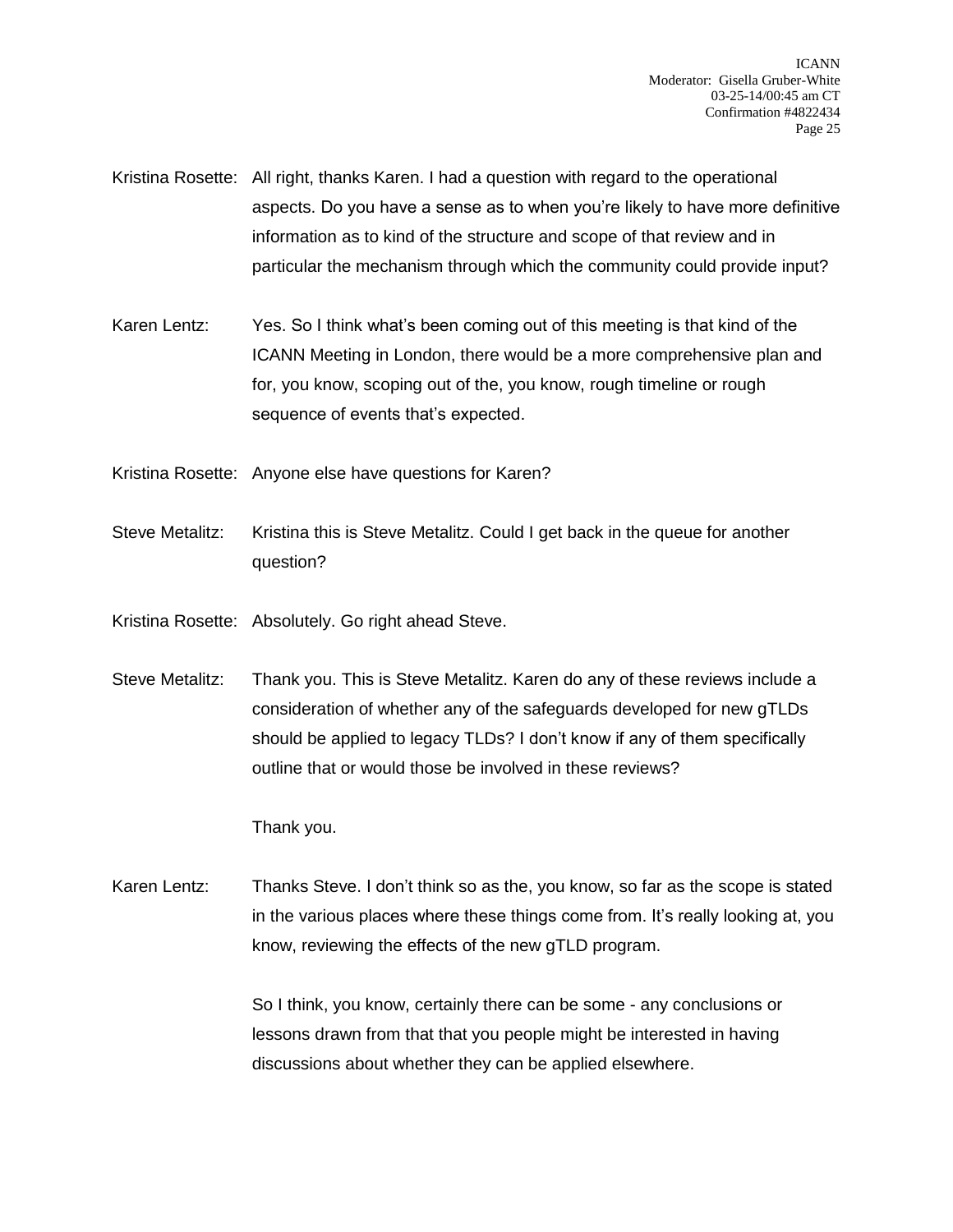Kristina Rosette: All right, thanks Karen. I had a question with regard to the operational aspects. Do you have a sense as to when you're likely to have more definitive information as to kind of the structure and scope of that review and in particular the mechanism through which the community could provide input?

Karen Lentz: Yes. So I think what's been coming out of this meeting is that kind of the ICANN Meeting in London, there would be a more comprehensive plan and for, you know, scoping out of the, you know, rough timeline or rough sequence of events that's expected.

Kristina Rosette: Anyone else have questions for Karen?

Steve Metalitz: Kristina this is Steve Metalitz. Could I get back in the queue for another question?

Kristina Rosette: Absolutely. Go right ahead Steve.

Steve Metalitz: Thank you. This is Steve Metalitz. Karen do any of these reviews include a consideration of whether any of the safeguards developed for new gTLDs should be applied to legacy TLDs? I don't know if any of them specifically outline that or would those be involved in these reviews?

Thank you.

Karen Lentz: Thanks Steve. I don't think so as the, you know, so far as the scope is stated in the various places where these things come from. It's really looking at, you know, reviewing the effects of the new gTLD program.

So I think, you know, certainly there can be some - any conclusions or lessons drawn from that that you people might be interested in having discussions about whether they can be applied elsewhere.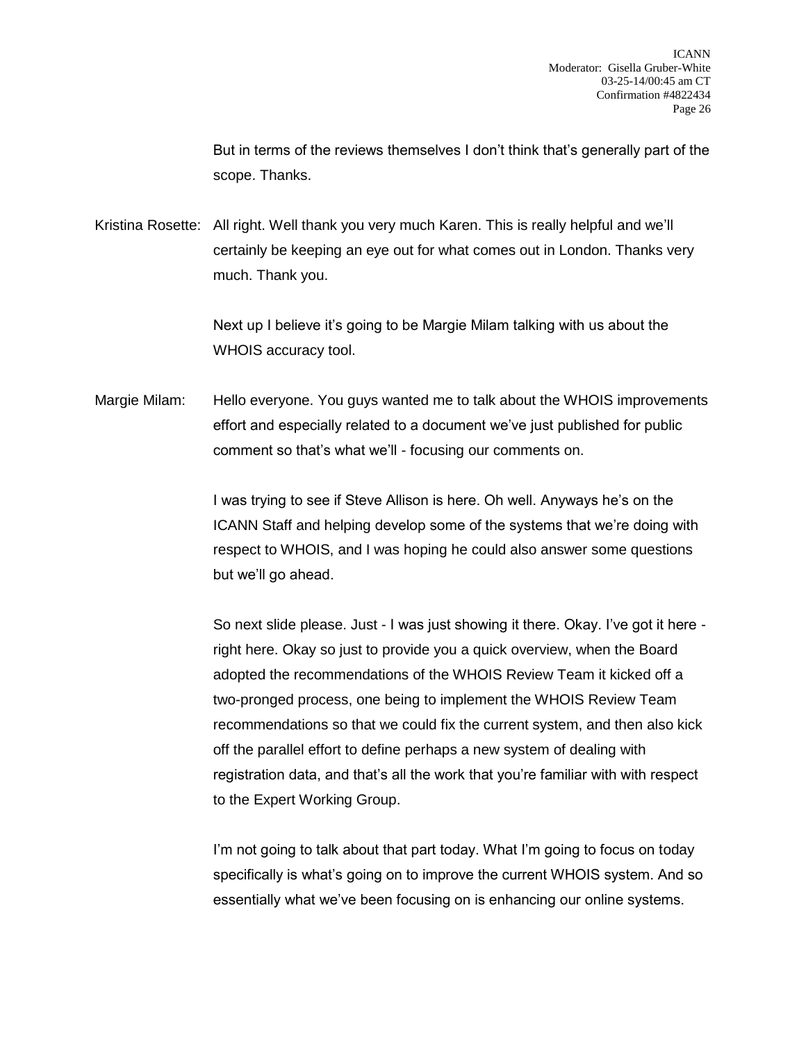But in terms of the reviews themselves I don't think that's generally part of the scope. Thanks.

Kristina Rosette: All right. Well thank you very much Karen. This is really helpful and we'll certainly be keeping an eye out for what comes out in London. Thanks very much. Thank you.

Next up I believe it's going to be Margie Milam talking with us about the WHOIS accuracy tool.

Margie Milam: Hello everyone. You guys wanted me to talk about the WHOIS improvements effort and especially related to a document we've just published for public comment so that's what we'll - focusing our comments on.

I was trying to see if Steve Allison is here. Oh well. Anyways he's on the ICANN Staff and helping develop some of the systems that we're doing with respect to WHOIS, and I was hoping he could also answer some questions but we'll go ahead.

So next slide please. Just - I was just showing it there. Okay. I've got it here - right here. Okay so just to provide you a quick overview, when the Board adopted the recommendations of the WHOIS Review Team it kicked off a two-pronged process, one being to implement the WHOIS Review Team recommendations so that we could fix the current system, and then also kick off the parallel effort to define perhaps a new system of dealing with registration data, and that's all the work that you're familiar with with respect to the Expert Working Group.

I'm not going to talk about that part today. What I'm going to focus on today specifically is what's going on to improve the current WHOIS system. And so essentially what we've been focusing on is enhancing our online systems.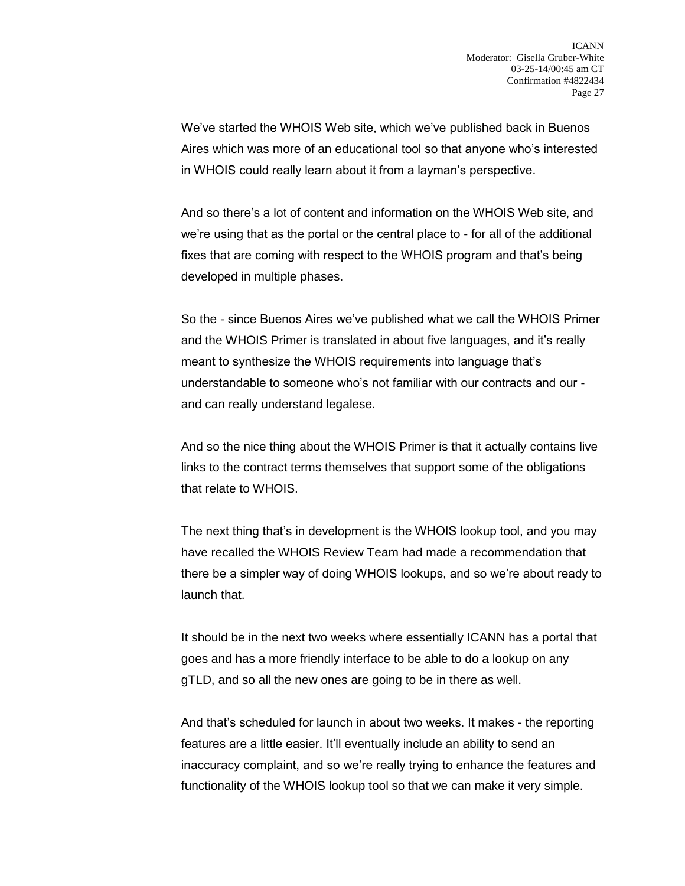We've started the WHOIS Web site, which we've published back in Buenos Aires which was more of an educational tool so that anyone who's interested in WHOIS could really learn about it from a layman's perspective.

And so there's a lot of content and information on the WHOIS Web site, and we're using that as the portal or the central place to - for all of the additional fixes that are coming with respect to the WHOIS program and that's being developed in multiple phases.

So the - since Buenos Aires we've published what we call the WHOIS Primer and the WHOIS Primer is translated in about five languages, and it's really meant to synthesize the WHOIS requirements into language that's understandable to someone who's not familiar with our contracts and our - and can really understand legalese.

And so the nice thing about the WHOIS Primer is that it actually contains live links to the contract terms themselves that support some of the obligations that relate to WHOIS.

The next thing that's in development is the WHOIS lookup tool, and you may have recalled the WHOIS Review Team had made a recommendation that there be a simpler way of doing WHOIS lookups, and so we're about ready to launch that.

It should be in the next two weeks where essentially ICANN has a portal that goes and has a more friendly interface to be able to do a lookup on any gTLD, and so all the new ones are going to be in there as well.

And that's scheduled for launch in about two weeks. It makes - the reporting features are a little easier. It'll eventually include an ability to send an inaccuracy complaint, and so we're really trying to enhance the features and functionality of the WHOIS lookup tool so that we can make it very simple.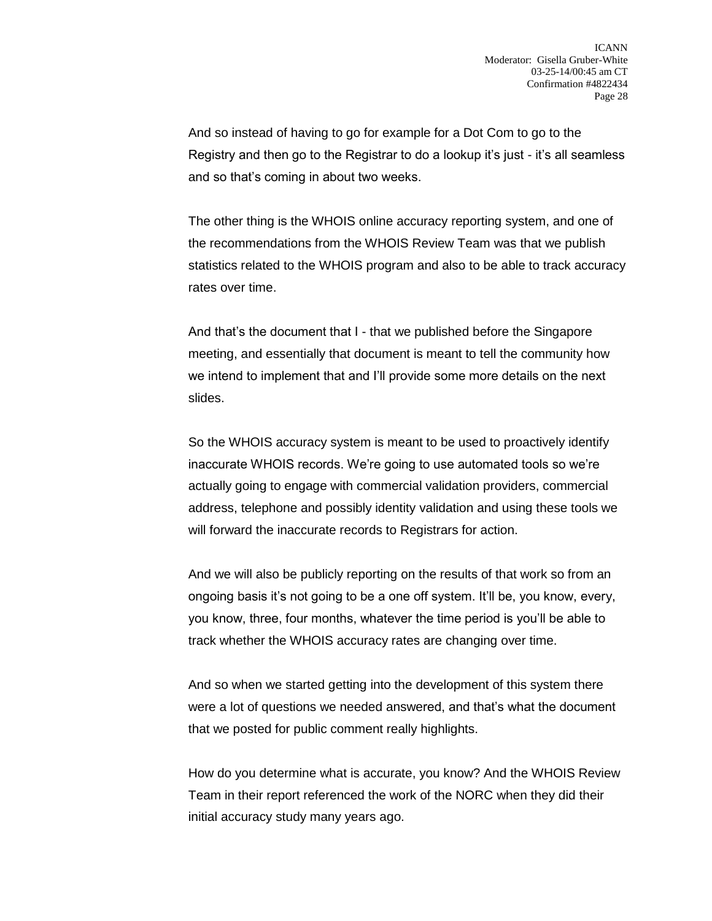And so instead of having to go for example for a Dot Com to go to the Registry and then go to the Registrar to do a lookup it's just - it's all seamless and so that's coming in about two weeks.

The other thing is the WHOIS online accuracy reporting system, and one of the recommendations from the WHOIS Review Team was that we publish statistics related to the WHOIS program and also to be able to track accuracy rates over time.

And that's the document that I - that we published before the Singapore meeting, and essentially that document is meant to tell the community how we intend to implement that and I'll provide some more details on the next slides.

So the WHOIS accuracy system is meant to be used to proactively identify inaccurate WHOIS records. We're going to use automated tools so we're actually going to engage with commercial validation providers, commercial address, telephone and possibly identity validation and using these tools we will forward the inaccurate records to Registrars for action.

And we will also be publicly reporting on the results of that work so from an ongoing basis it's not going to be a one off system. It'll be, you know, every, you know, three, four months, whatever the time period is you'll be able to track whether the WHOIS accuracy rates are changing over time.

And so when we started getting into the development of this system there were a lot of questions we needed answered, and that's what the document that we posted for public comment really highlights.

How do you determine what is accurate, you know? And the WHOIS Review Team in their report referenced the work of the NORC when they did their initial accuracy study many years ago.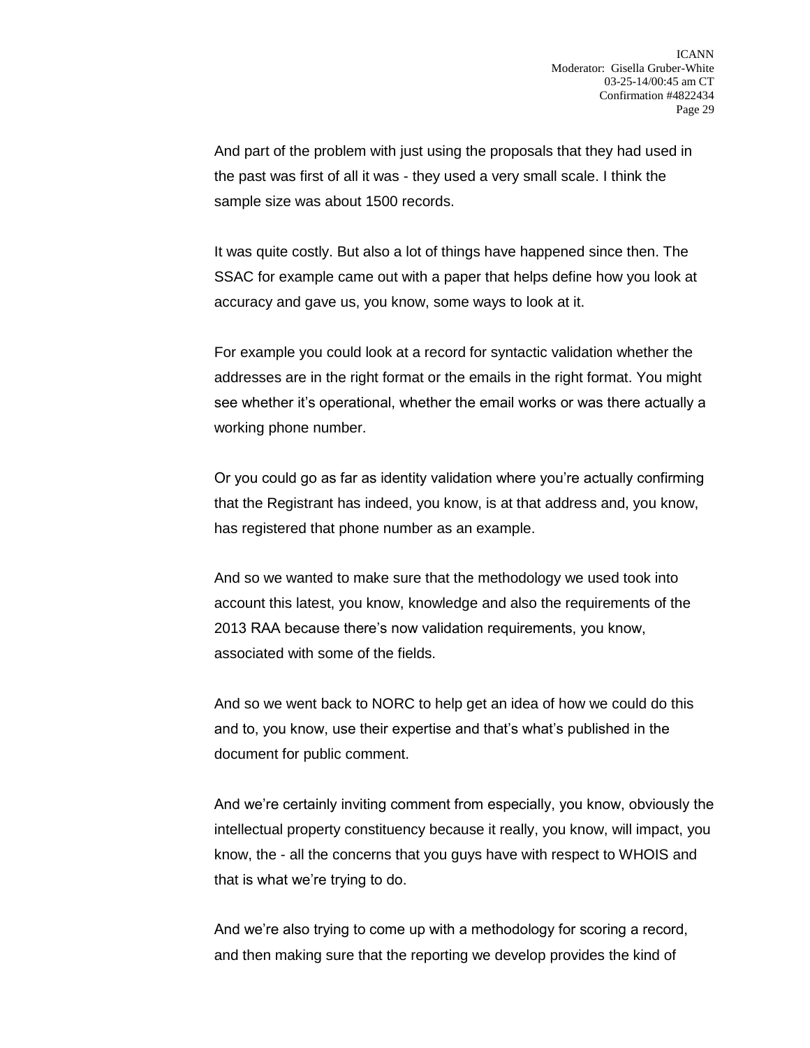And part of the problem with just using the proposals that they had used in the past was first of all it was - they used a very small scale. I think the sample size was about 1500 records.

It was quite costly. But also a lot of things have happened since then. The SSAC for example came out with a paper that helps define how you look at accuracy and gave us, you know, some ways to look at it.

For example you could look at a record for syntactic validation whether the addresses are in the right format or the emails in the right format. You might see whether it's operational, whether the email works or was there actually a working phone number.

Or you could go as far as identity validation where you're actually confirming that the Registrant has indeed, you know, is at that address and, you know, has registered that phone number as an example.

And so we wanted to make sure that the methodology we used took into account this latest, you know, knowledge and also the requirements of the 2013 RAA because there's now validation requirements, you know, associated with some of the fields.

And so we went back to NORC to help get an idea of how we could do this and to, you know, use their expertise and that's what's published in the document for public comment.

And we're certainly inviting comment from especially, you know, obviously the intellectual property constituency because it really, you know, will impact, you know, the - all the concerns that you guys have with respect to WHOIS and that is what we're trying to do.

And we're also trying to come up with a methodology for scoring a record, and then making sure that the reporting we develop provides the kind of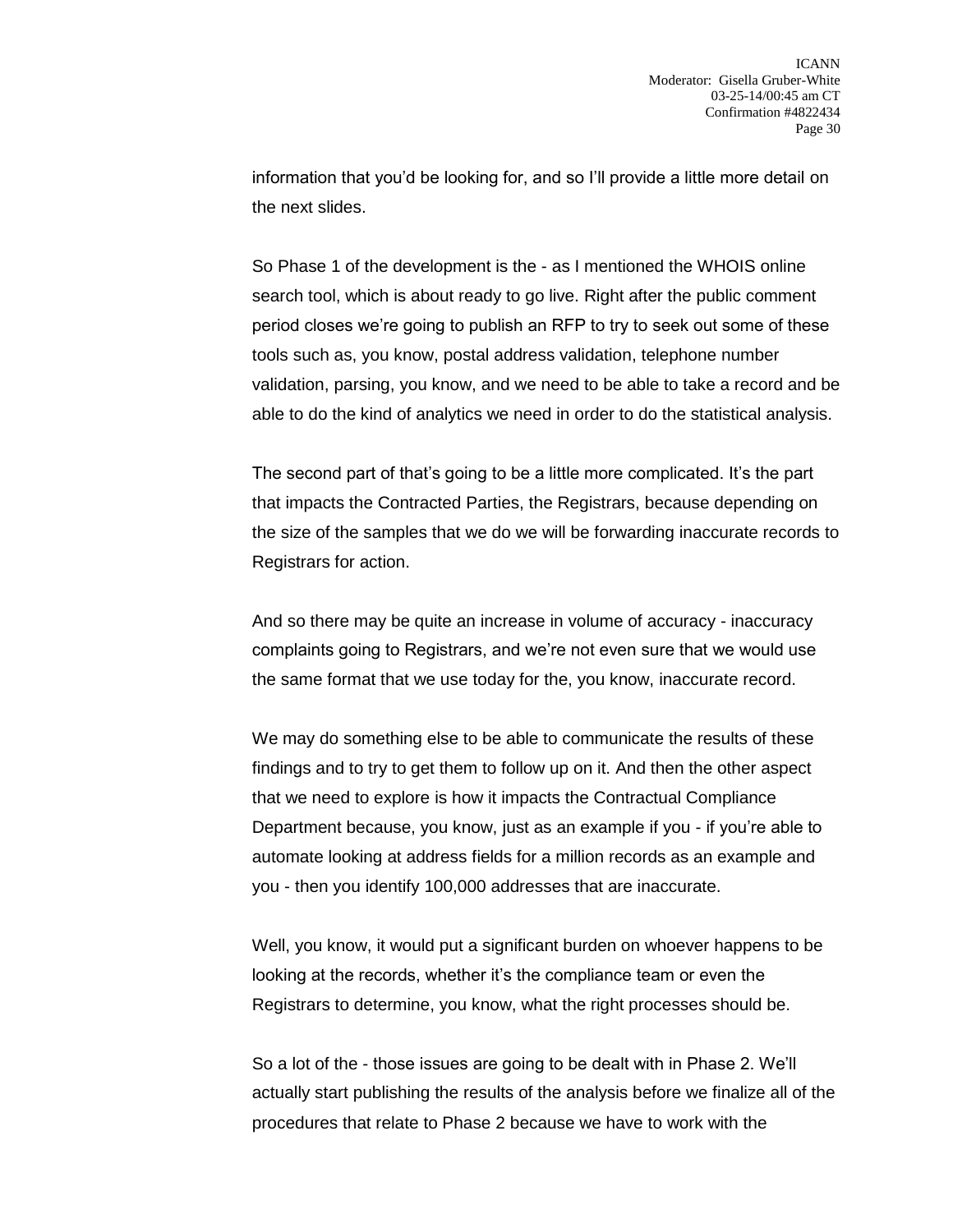information that you'd be looking for, and so I'll provide a little more detail on the next slides.

So Phase 1 of the development is the - as I mentioned the WHOIS online search tool, which is about ready to go live. Right after the public comment period closes we're going to publish an RFP to try to seek out some of these tools such as, you know, postal address validation, telephone number validation, parsing, you know, and we need to be able to take a record and be able to do the kind of analytics we need in order to do the statistical analysis.

The second part of that's going to be a little more complicated. It's the part that impacts the Contracted Parties, the Registrars, because depending on the size of the samples that we do we will be forwarding inaccurate records to Registrars for action.

And so there may be quite an increase in volume of accuracy - inaccuracy complaints going to Registrars, and we're not even sure that we would use the same format that we use today for the, you know, inaccurate record.

We may do something else to be able to communicate the results of these findings and to try to get them to follow up on it. And then the other aspect that we need to explore is how it impacts the Contractual Compliance Department because, you know, just as an example if you - if you're able to automate looking at address fields for a million records as an example and you - then you identify 100,000 addresses that are inaccurate.

Well, you know, it would put a significant burden on whoever happens to be looking at the records, whether it's the compliance team or even the Registrars to determine, you know, what the right processes should be.

So a lot of the - those issues are going to be dealt with in Phase 2. We'll actually start publishing the results of the analysis before we finalize all of the procedures that relate to Phase 2 because we have to work with the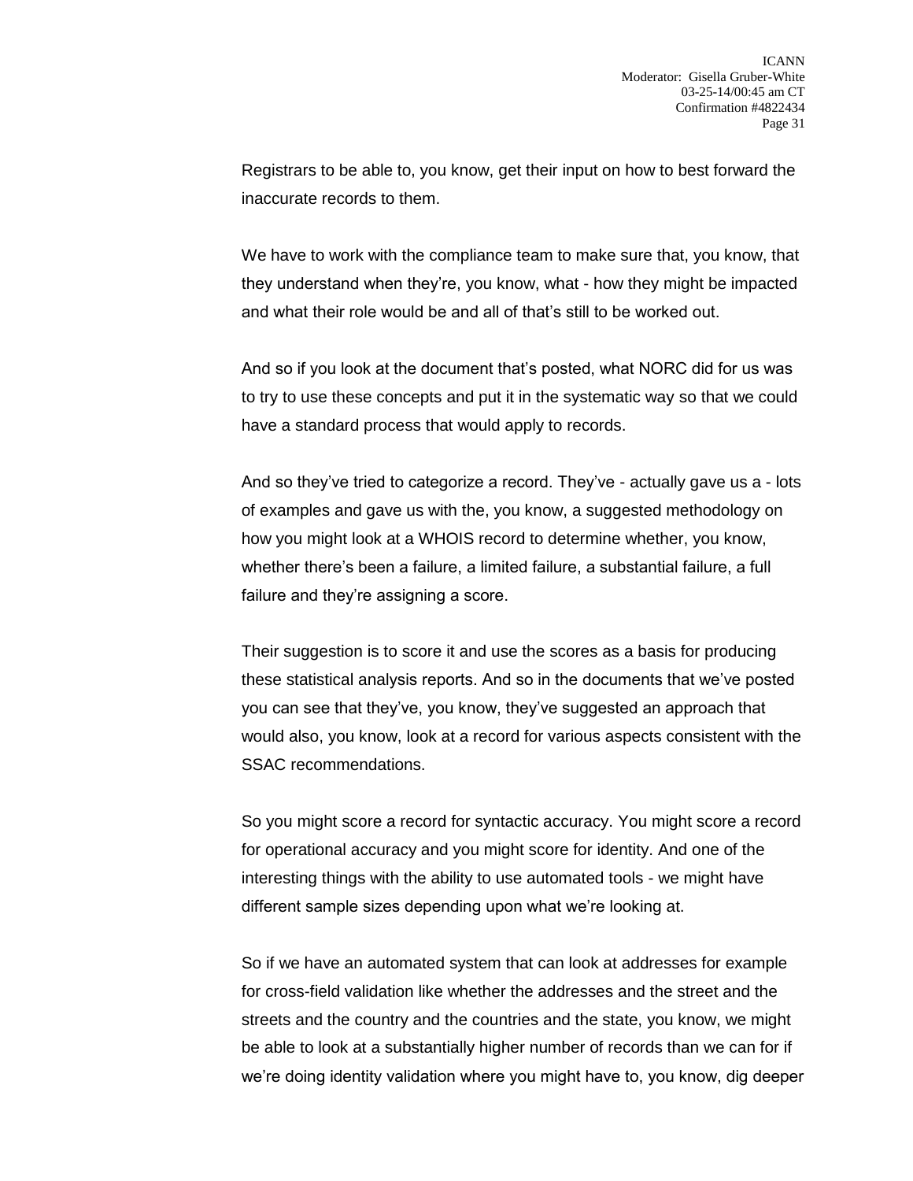Registrars to be able to, you know, get their input on how to best forward the inaccurate records to them.

We have to work with the compliance team to make sure that, you know, that they understand when they're, you know, what - how they might be impacted and what their role would be and all of that's still to be worked out.

And so if you look at the document that's posted, what NORC did for us was to try to use these concepts and put it in the systematic way so that we could have a standard process that would apply to records.

And so they've tried to categorize a record. They've - actually gave us a - lots of examples and gave us with the, you know, a suggested methodology on how you might look at a WHOIS record to determine whether, you know, whether there's been a failure, a limited failure, a substantial failure, a full failure and they're assigning a score.

Their suggestion is to score it and use the scores as a basis for producing these statistical analysis reports. And so in the documents that we've posted you can see that they've, you know, they've suggested an approach that would also, you know, look at a record for various aspects consistent with the SSAC recommendations.

So you might score a record for syntactic accuracy. You might score a record for operational accuracy and you might score for identity. And one of the interesting things with the ability to use automated tools - we might have different sample sizes depending upon what we're looking at.

So if we have an automated system that can look at addresses for example for cross-field validation like whether the addresses and the street and the streets and the country and the countries and the state, you know, we might be able to look at a substantially higher number of records than we can for if we're doing identity validation where you might have to, you know, dig deeper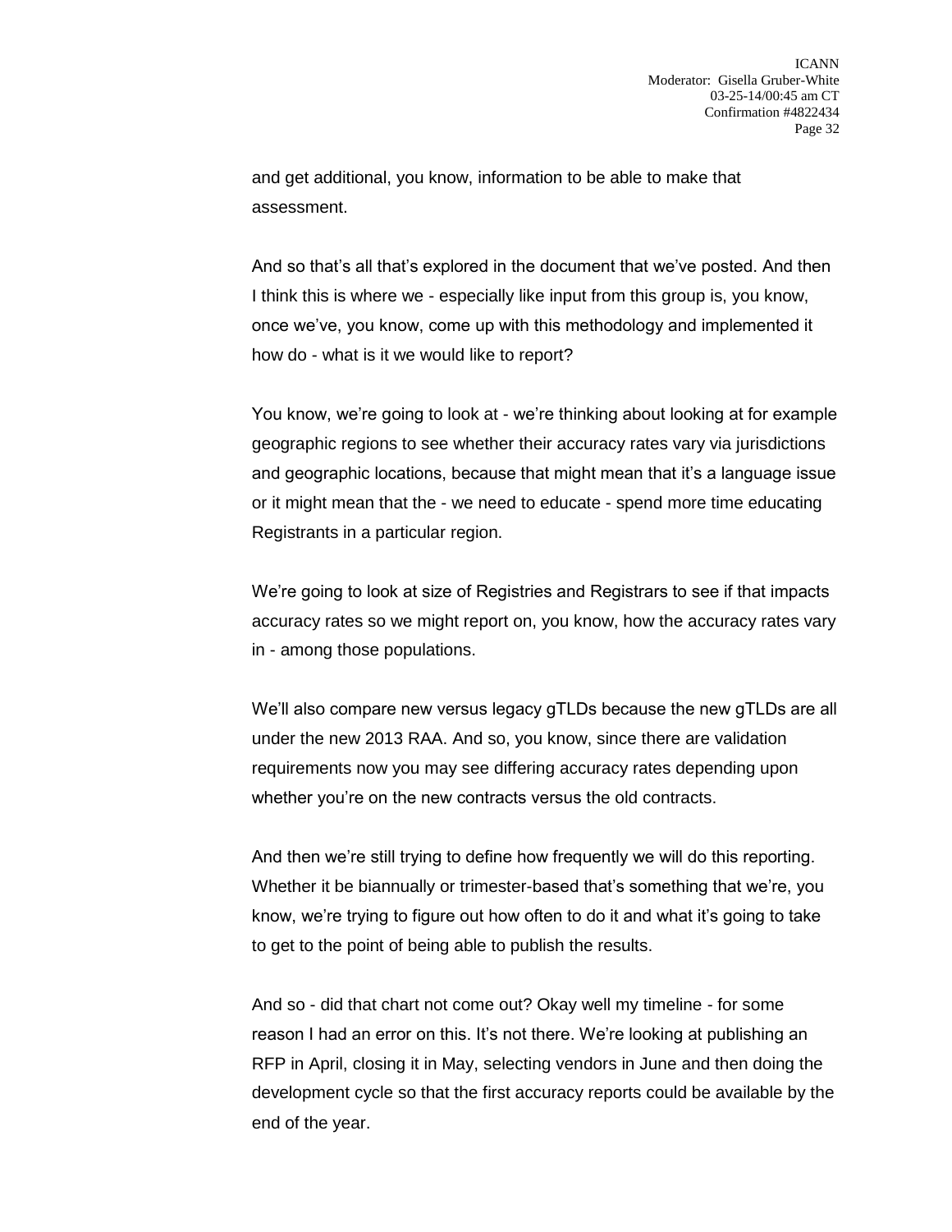and get additional, you know, information to be able to make that assessment.

And so that's all that's explored in the document that we've posted. And then I think this is where we - especially like input from this group is, you know, once we've, you know, come up with this methodology and implemented it how do - what is it we would like to report?

You know, we're going to look at - we're thinking about looking at for example geographic regions to see whether their accuracy rates vary via jurisdictions and geographic locations, because that might mean that it's a language issue or it might mean that the - we need to educate - spend more time educating Registrants in a particular region.

We're going to look at size of Registries and Registrars to see if that impacts accuracy rates so we might report on, you know, how the accuracy rates vary in - among those populations.

We'll also compare new versus legacy gTLDs because the new gTLDs are all under the new 2013 RAA. And so, you know, since there are validation requirements now you may see differing accuracy rates depending upon whether you're on the new contracts versus the old contracts.

And then we're still trying to define how frequently we will do this reporting. Whether it be biannually or trimester-based that's something that we're, you know, we're trying to figure out how often to do it and what it's going to take to get to the point of being able to publish the results.

And so - did that chart not come out? Okay well my timeline - for some reason I had an error on this. It's not there. We're looking at publishing an RFP in April, closing it in May, selecting vendors in June and then doing the development cycle so that the first accuracy reports could be available by the end of the year.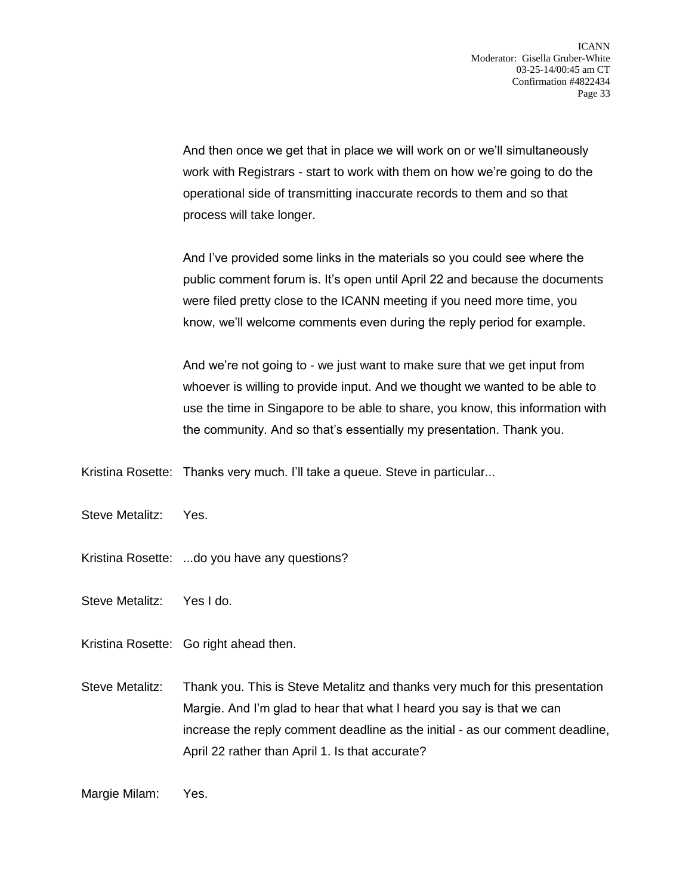And then once we get that in place we will work on or we'll simultaneously work with Registrars - start to work with them on how we're going to do the operational side of transmitting inaccurate records to them and so that process will take longer.

And I've provided some links in the materials so you could see where the public comment forum is. It's open until April 22 and because the documents were filed pretty close to the ICANN meeting if you need more time, you know, we'll welcome comments even during the reply period for example.

And we're not going to - we just want to make sure that we get input from whoever is willing to provide input. And we thought we wanted to be able to use the time in Singapore to be able to share, you know, this information with the community. And so that's essentially my presentation. Thank you.

Kristina Rosette: Thanks very much. I'll take a queue. Steve in particular...

Steve Metalitz: Yes.

Kristina Rosette: ...do you have any questions?

Steve Metalitz: Yes I do.

Kristina Rosette: Go right ahead then.

Steve Metalitz: Thank you. This is Steve Metalitz and thanks very much for this presentation Margie. And I'm glad to hear that what I heard you say is that we can increase the reply comment deadline as the initial - as our comment deadline, April 22 rather than April 1. Is that accurate?

Margie Milam: Yes.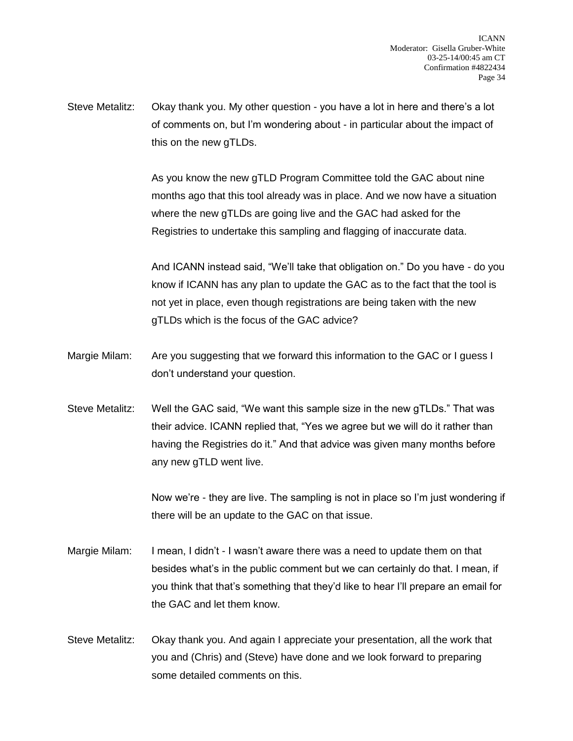Steve Metalitz: Okay thank you. My other question - you have a lot in here and there's a lot of comments on, but I'm wondering about - in particular about the impact of this on the new gTLDs.

As you know the new gTLD Program Committee told the GAC about nine months ago that this tool already was in place. And we now have a situation where the new gTLDs are going live and the GAC had asked for the Registries to undertake this sampling and flagging of inaccurate data.

And ICANN instead said, "We'll take that obligation on." Do you have - do you know if ICANN has any plan to update the GAC as to the fact that the tool is not yet in place, even though registrations are being taken with the new gTLDs which is the focus of the GAC advice?

Margie Milam: Are you suggesting that we forward this information to the GAC or I guess I don't understand your question.

Steve Metalitz: Well the GAC said, "We want this sample size in the new gTLDs." That was their advice. ICANN replied that, "Yes we agree but we will do it rather than having the Registries do it." And that advice was given many months before any new gTLD went live.

Now we're - they are live. The sampling is not in place so I'm just wondering if there will be an update to the GAC on that issue.

Margie Milam: I mean, I didn't - I wasn't aware there was a need to update them on that besides what's in the public comment but we can certainly do that. I mean, if you think that that's something that they'd like to hear I'll prepare an email for the GAC and let them know.

Steve Metalitz: Okay thank you. And again I appreciate your presentation, all the work that you and (Chris) and (Steve) have done and we look forward to preparing some detailed comments on this.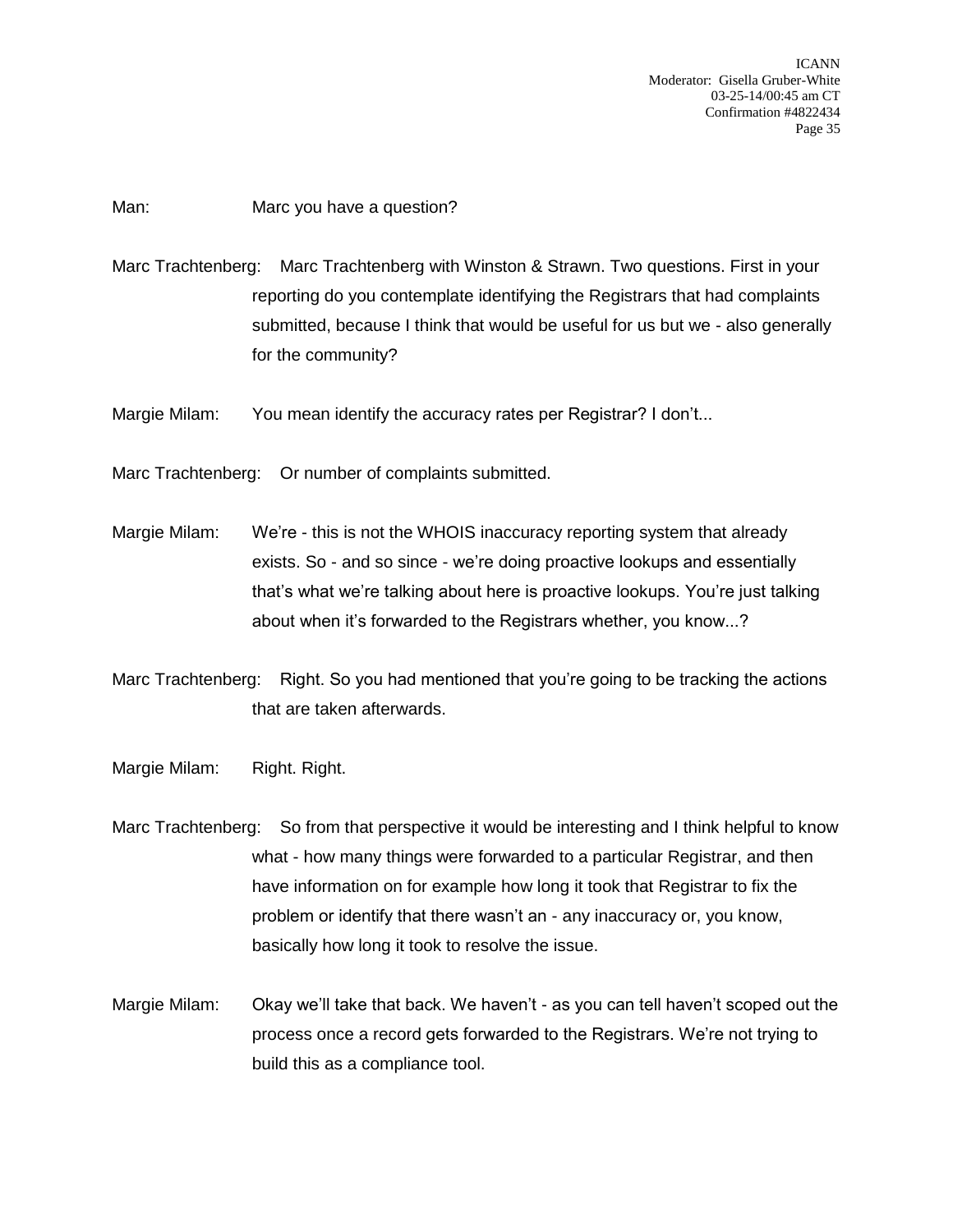Man: Marc you have a question?

Marc Trachtenberg: Marc Trachtenberg with Winston & Strawn. Two questions. First in your reporting do you contemplate identifying the Registrars that had complaints submitted, because I think that would be useful for us but we - also generally for the community?

Margie Milam: You mean identify the accuracy rates per Registrar? I don't...

Marc Trachtenberg: Or number of complaints submitted.

Margie Milam: We're - this is not the WHOIS inaccuracy reporting system that already exists. So - and so since - we're doing proactive lookups and essentially that's what we're talking about here is proactive lookups. You're just talking about when it's forwarded to the Registrars whether, you know...?

Marc Trachtenberg: Right. So you had mentioned that you're going to be tracking the actions that are taken afterwards.

Margie Milam: Right. Right.

Marc Trachtenberg: So from that perspective it would be interesting and I think helpful to know what - how many things were forwarded to a particular Registrar, and then have information on for example how long it took that Registrar to fix the problem or identify that there wasn't an - any inaccuracy or, you know, basically how long it took to resolve the issue.

Margie Milam: Okay we'll take that back. We haven't - as you can tell haven't scoped out the process once a record gets forwarded to the Registrars. We're not trying to build this as a compliance tool.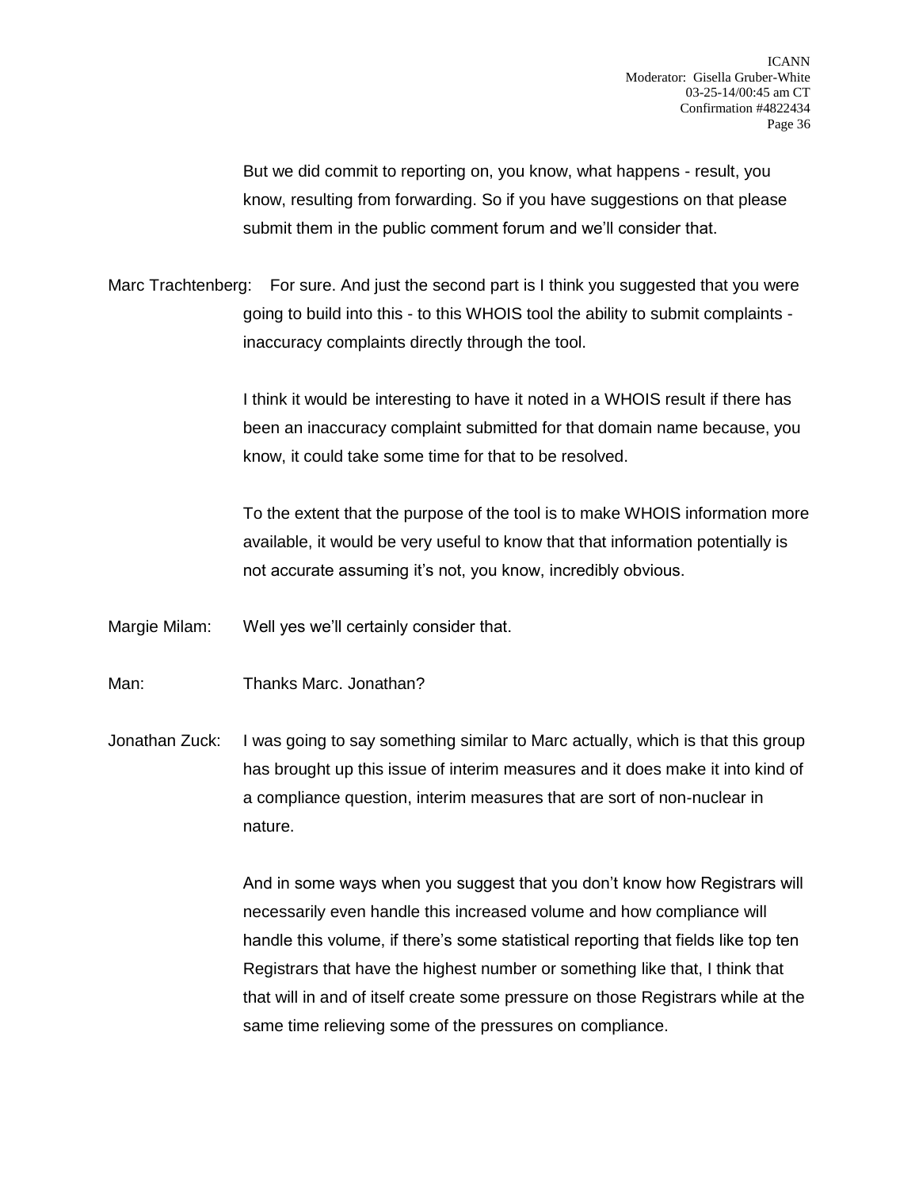But we did commit to reporting on, you know, what happens - result, you know, resulting from forwarding. So if you have suggestions on that please submit them in the public comment forum and we'll consider that.

Marc Trachtenberg: For sure. And just the second part is I think you suggested that you were going to build into this - to this WHOIS tool the ability to submit complaints - inaccuracy complaints directly through the tool.

I think it would be interesting to have it noted in a WHOIS result if there has been an inaccuracy complaint submitted for that domain name because, you know, it could take some time for that to be resolved.

To the extent that the purpose of the tool is to make WHOIS information more available, it would be very useful to know that that information potentially is not accurate assuming it's not, you know, incredibly obvious.

Margie Milam: Well yes we'll certainly consider that.

Man: Thanks Marc. Jonathan?

Jonathan Zuck: I was going to say something similar to Marc actually, which is that this group has brought up this issue of interim measures and it does make it into kind of a compliance question, interim measures that are sort of non-nuclear in nature.

And in some ways when you suggest that you don't know how Registrars will necessarily even handle this increased volume and how compliance will handle this volume, if there's some statistical reporting that fields like top ten Registrars that have the highest number or something like that, I think that that will in and of itself create some pressure on those Registrars while at the same time relieving some of the pressures on compliance.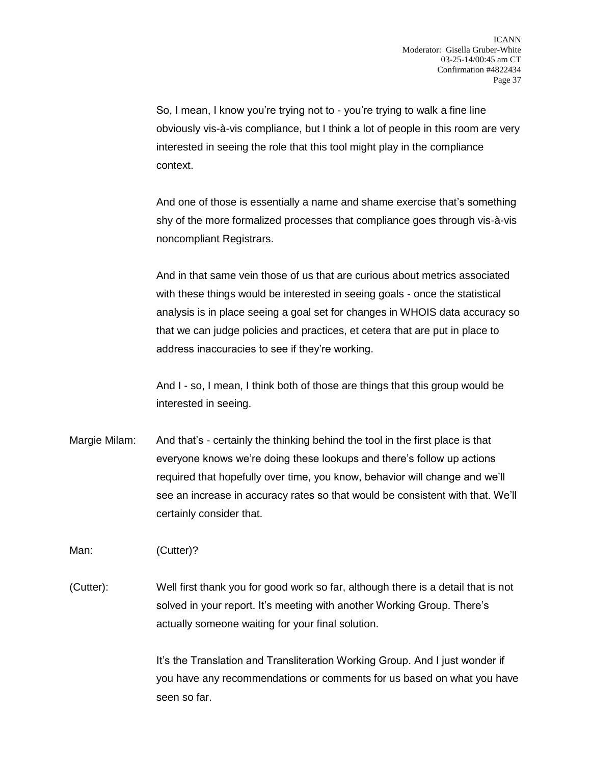So, I mean, I know you're trying not to - you're trying to walk a fine line obviously vis-à-vis compliance, but I think a lot of people in this room are very interested in seeing the role that this tool might play in the compliance context.

And one of those is essentially a name and shame exercise that's something shy of the more formalized processes that compliance goes through vis-à-vis noncompliant Registrars.

And in that same vein those of us that are curious about metrics associated with these things would be interested in seeing goals - once the statistical analysis is in place seeing a goal set for changes in WHOIS data accuracy so that we can judge policies and practices, et cetera that are put in place to address inaccuracies to see if they're working.

And I - so, I mean, I think both of those are things that this group would be interested in seeing.

Margie Milam: And that's - certainly the thinking behind the tool in the first place is that everyone knows we're doing these lookups and there's follow up actions required that hopefully over time, you know, behavior will change and we'll see an increase in accuracy rates so that would be consistent with that. We'll certainly consider that.

Man: (Cutter)?

(Cutter): Well first thank you for good work so far, although there is a detail that is not solved in your report. It's meeting with another Working Group. There's actually someone waiting for your final solution.

It's the Translation and Transliteration Working Group. And I just wonder if you have any recommendations or comments for us based on what you have seen so far.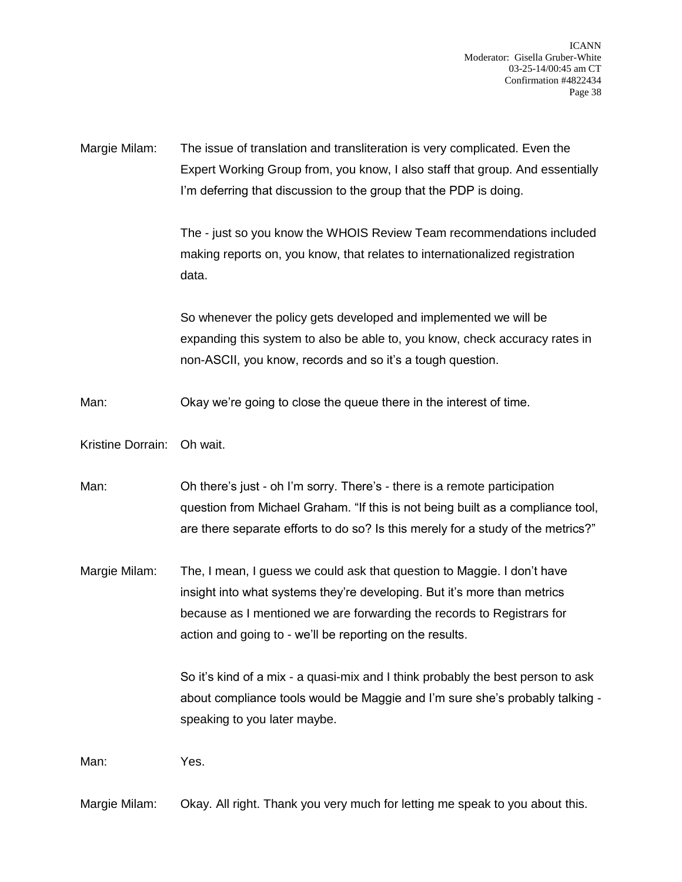Margie Milam: The issue of translation and transliteration is very complicated. Even the Expert Working Group from, you know, I also staff that group. And essentially I'm deferring that discussion to the group that the PDP is doing.

The - just so you know the WHOIS Review Team recommendations included making reports on, you know, that relates to internationalized registration data.

So whenever the policy gets developed and implemented we will be expanding this system to also be able to, you know, check accuracy rates in non-ASCII, you know, records and so it's a tough question.

Man: Okay we're going to close the queue there in the interest of time.

Kristine Dorrain: Oh wait.

Man: Oh there's just - oh I'm sorry. There's - there is a remote participation question from Michael Graham. "If this is not being built as a compliance tool, are there separate efforts to do so? Is this merely for a study of the metrics?"

Margie Milam: The, I mean, I guess we could ask that question to Maggie. I don't have insight into what systems they're developing. But it's more than metrics because as I mentioned we are forwarding the records to Registrars for action and going to - we'll be reporting on the results.

So it's kind of a mix - a quasi-mix and I think probably the best person to ask about compliance tools would be Maggie and I'm sure she's probably talking - speaking to you later maybe.

Man: Yes.

Margie Milam: Okay. All right. Thank you very much for letting me speak to you about this.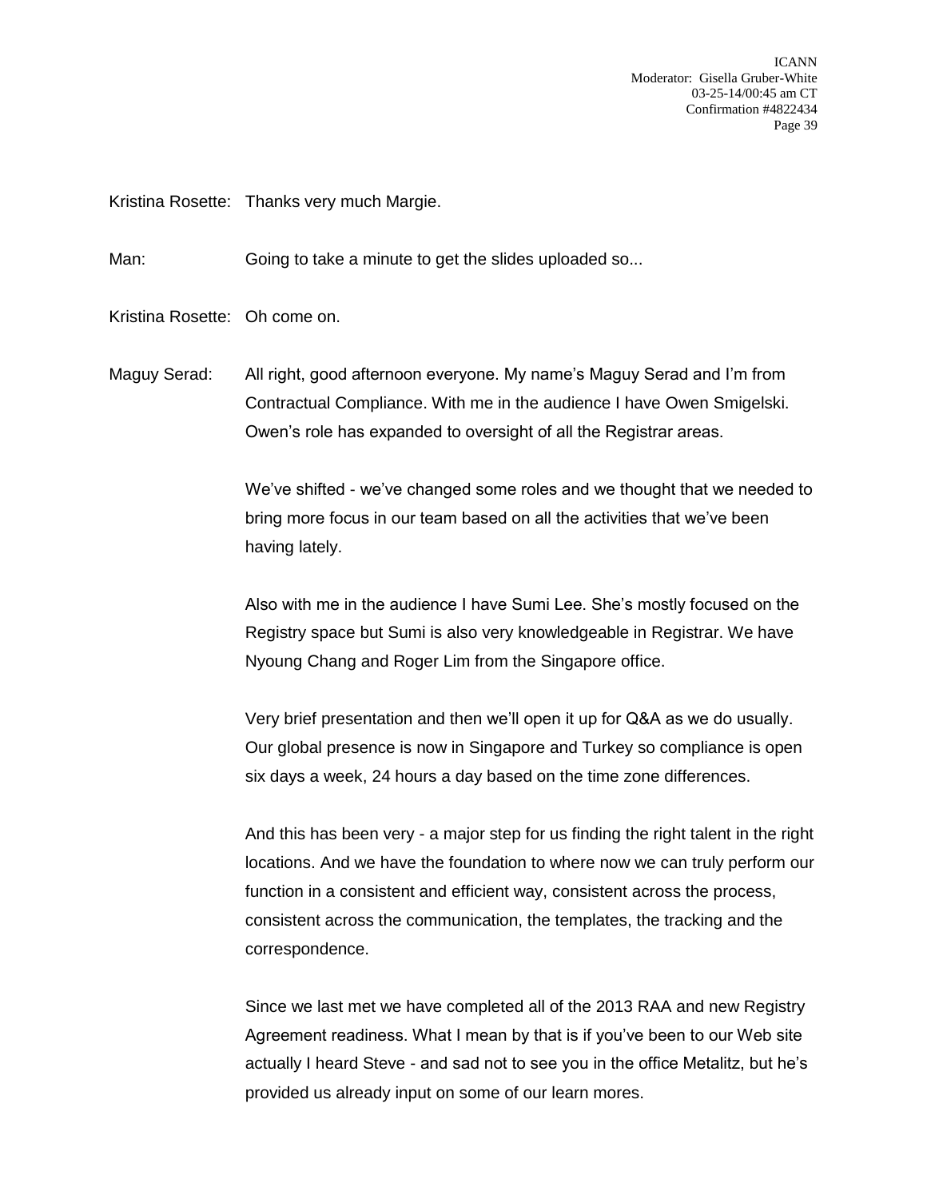Kristina Rosette: Thanks very much Margie.

Man: Going to take a minute to get the slides uploaded so...

Kristina Rosette: Oh come on.

Maguy Serad: All right, good afternoon everyone. My name's Maguy Serad and I'm from Contractual Compliance. With me in the audience I have Owen Smigelski. Owen's role has expanded to oversight of all the Registrar areas.

We've shifted - we've changed some roles and we thought that we needed to bring more focus in our team based on all the activities that we've been having lately.

Also with me in the audience I have Sumi Lee. She's mostly focused on the Registry space but Sumi is also very knowledgeable in Registrar. We have Nyoung Chang and Roger Lim from the Singapore office.

Very brief presentation and then we'll open it up for Q&A as we do usually. Our global presence is now in Singapore and Turkey so compliance is open six days a week, 24 hours a day based on the time zone differences.

And this has been very - a major step for us finding the right talent in the right locations. And we have the foundation to where now we can truly perform our function in a consistent and efficient way, consistent across the process, consistent across the communication, the templates, the tracking and the correspondence.

Since we last met we have completed all of the 2013 RAA and new Registry Agreement readiness. What I mean by that is if you've been to our Web site actually I heard Steve - and sad not to see you in the office Metalitz, but he's provided us already input on some of our learn mores.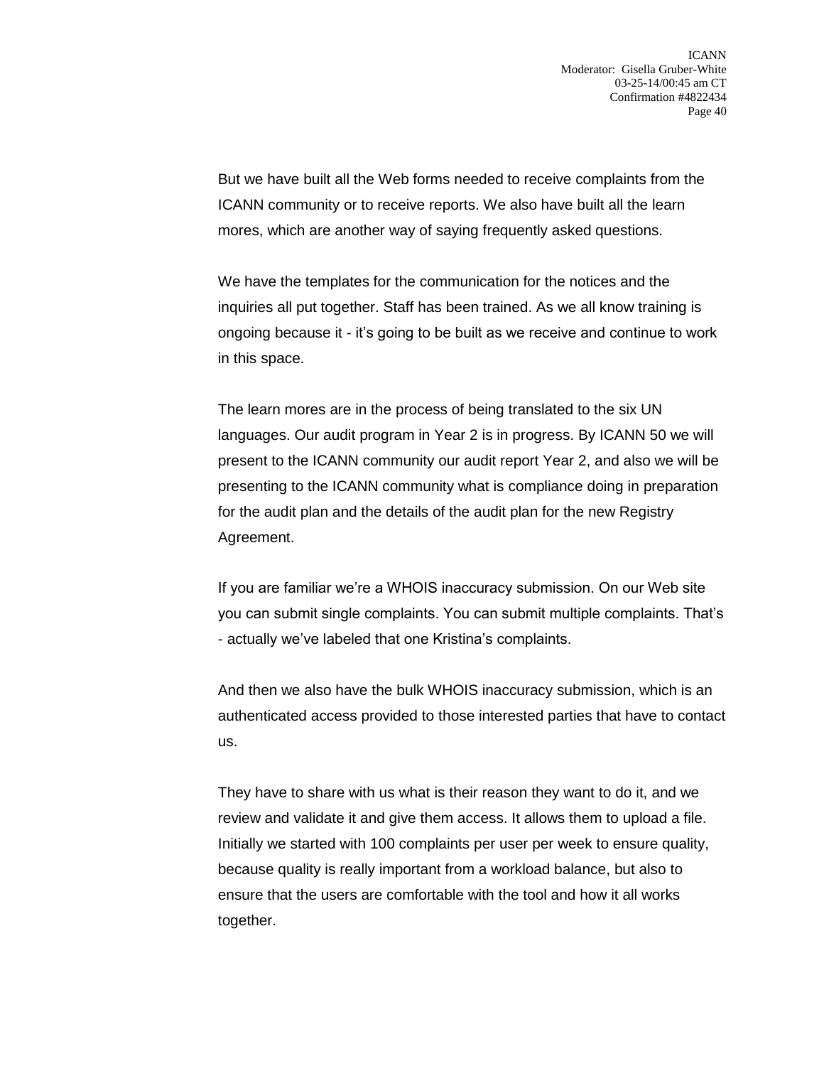But we have built all the Web forms needed to receive complaints from the ICANN community or to receive reports. We also have built all the learn mores, which are another way of saying frequently asked questions.

We have the templates for the communication for the notices and the inquiries all put together. Staff has been trained. As we all know training is ongoing because it - it's going to be built as we receive and continue to work in this space.

The learn mores are in the process of being translated to the six UN languages. Our audit program in Year 2 is in progress. By ICANN 50 we will present to the ICANN community our audit report Year 2, and also we will be presenting to the ICANN community what is compliance doing in preparation for the audit plan and the details of the audit plan for the new Registry Agreement.

If you are familiar we're a WHOIS inaccuracy submission. On our Web site you can submit single complaints. You can submit multiple complaints. That's - actually we've labeled that one Kristina's complaints.

And then we also have the bulk WHOIS inaccuracy submission, which is an authenticated access provided to those interested parties that have to contact us.

They have to share with us what is their reason they want to do it, and we review and validate it and give them access. It allows them to upload a file. Initially we started with 100 complaints per user per week to ensure quality, because quality is really important from a workload balance, but also to ensure that the users are comfortable with the tool and how it all works together.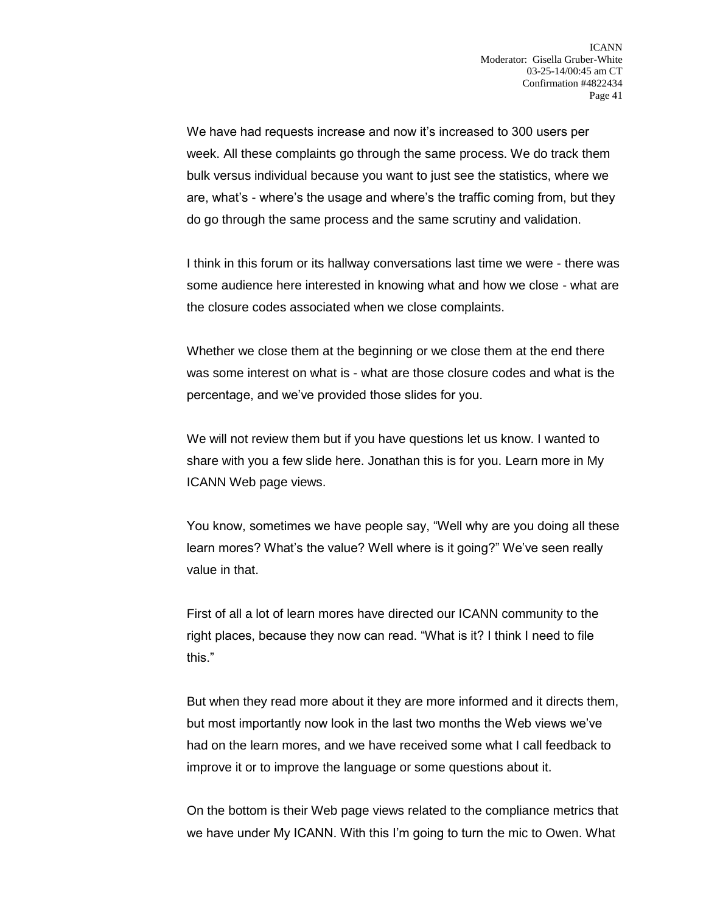We have had requests increase and now it's increased to 300 users per week. All these complaints go through the same process. We do track them bulk versus individual because you want to just see the statistics, where we are, what's - where's the usage and where's the traffic coming from, but they do go through the same process and the same scrutiny and validation.

I think in this forum or its hallway conversations last time we were - there was some audience here interested in knowing what and how we close - what are the closure codes associated when we close complaints.

Whether we close them at the beginning or we close them at the end there was some interest on what is - what are those closure codes and what is the percentage, and we've provided those slides for you.

We will not review them but if you have questions let us know. I wanted to share with you a few slide here. Jonathan this is for you. Learn more in My ICANN Web page views.

You know, sometimes we have people say, "Well why are you doing all these learn mores? What's the value? Well where is it going?" We've seen really value in that.

First of all a lot of learn mores have directed our ICANN community to the right places, because they now can read. "What is it? I think I need to file this."

But when they read more about it they are more informed and it directs them, but most importantly now look in the last two months the Web views we've had on the learn mores, and we have received some what I call feedback to improve it or to improve the language or some questions about it.

On the bottom is their Web page views related to the compliance metrics that we have under My ICANN. With this I'm going to turn the mic to Owen. What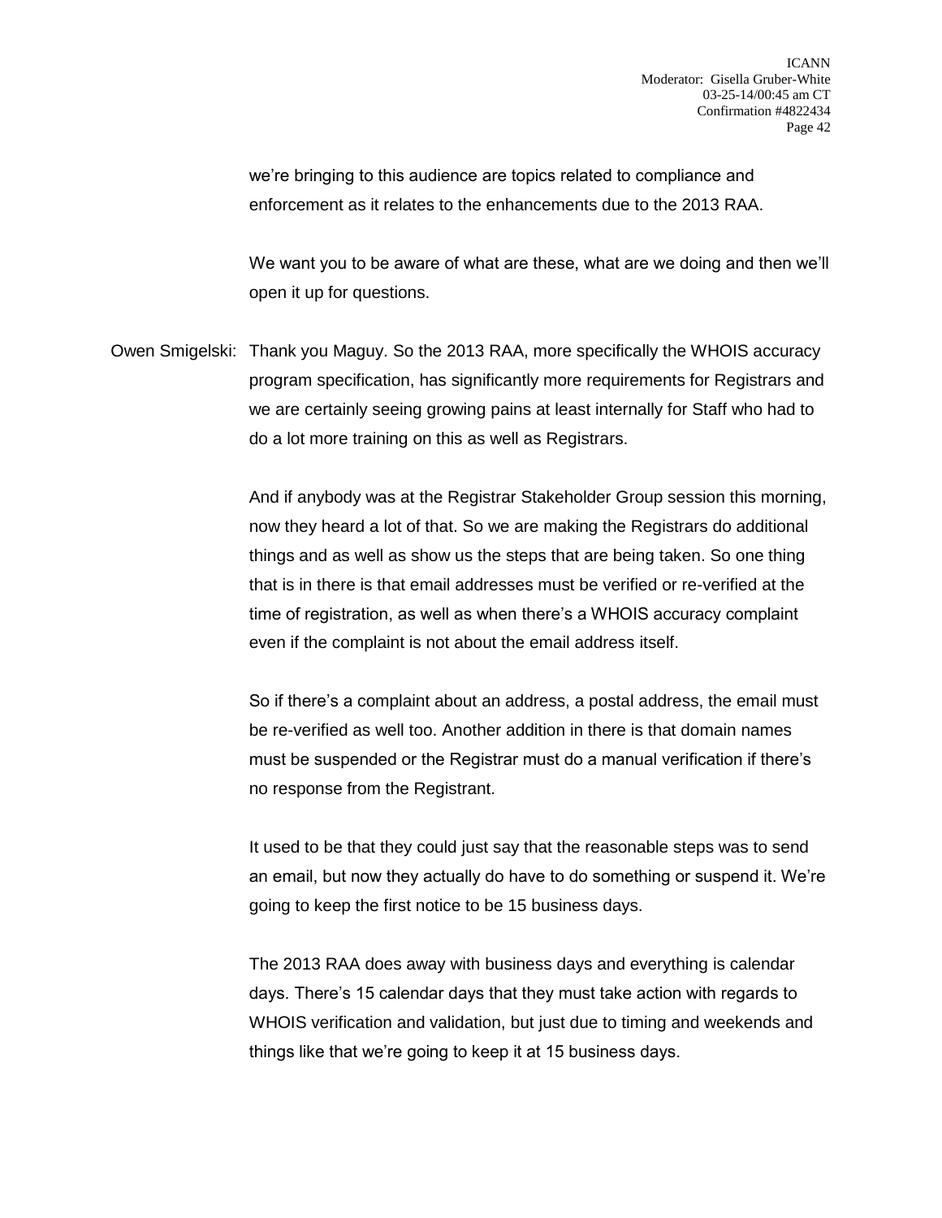we're bringing to this audience are topics related to compliance and enforcement as it relates to the enhancements due to the 2013 RAA.

We want you to be aware of what are these, what are we doing and then we'll open it up for questions.

Owen Smigelski: Thank you Maguy. So the 2013 RAA, more specifically the WHOIS accuracy program specification, has significantly more requirements for Registrars and we are certainly seeing growing pains at least internally for Staff who had to do a lot more training on this as well as Registrars.

And if anybody was at the Registrar Stakeholder Group session this morning, now they heard a lot of that. So we are making the Registrars do additional things and as well as show us the steps that are being taken. So one thing that is in there is that email addresses must be verified or re-verified at the time of registration, as well as when there's a WHOIS accuracy complaint even if the complaint is not about the email address itself.

So if there's a complaint about an address, a postal address, the email must be re-verified as well too. Another addition in there is that domain names must be suspended or the Registrar must do a manual verification if there's no response from the Registrant.

It used to be that they could just say that the reasonable steps was to send an email, but now they actually do have to do something or suspend it. We're going to keep the first notice to be 15 business days.

The 2013 RAA does away with business days and everything is calendar days. There's 15 calendar days that they must take action with regards to WHOIS verification and validation, but just due to timing and weekends and things like that we're going to keep it at 15 business days.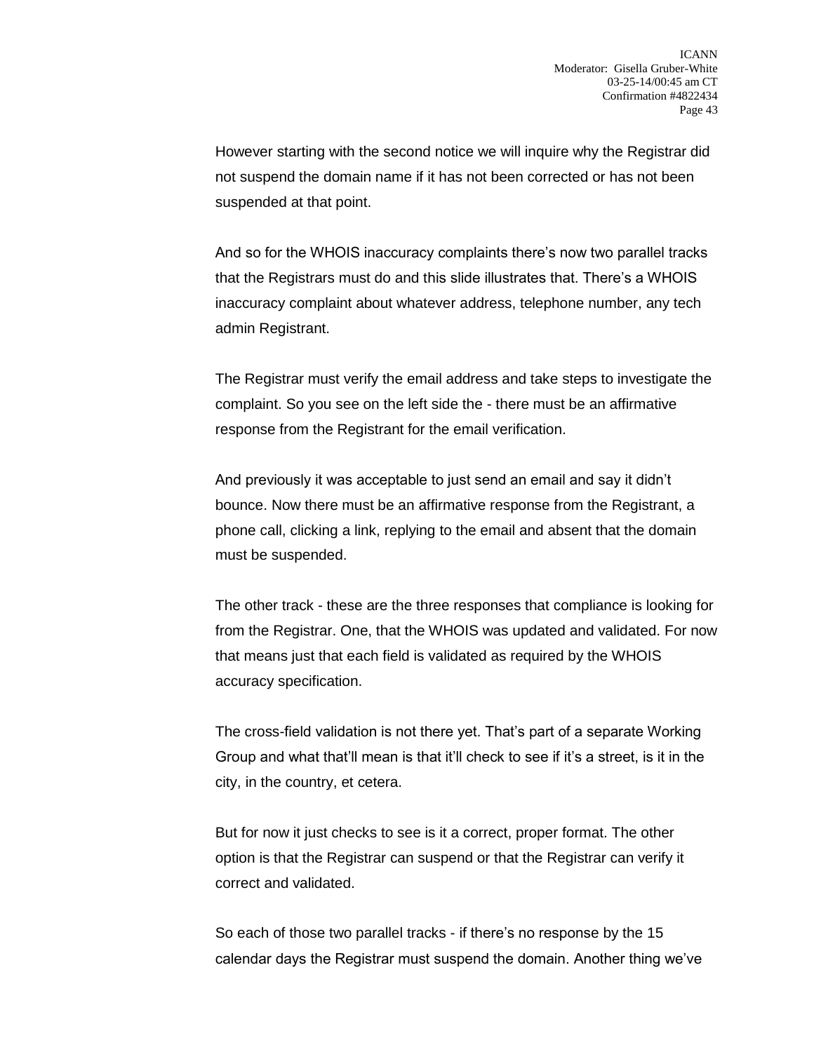However starting with the second notice we will inquire why the Registrar did not suspend the domain name if it has not been corrected or has not been suspended at that point.

And so for the WHOIS inaccuracy complaints there's now two parallel tracks that the Registrars must do and this slide illustrates that. There's a WHOIS inaccuracy complaint about whatever address, telephone number, any tech admin Registrant.

The Registrar must verify the email address and take steps to investigate the complaint. So you see on the left side the - there must be an affirmative response from the Registrant for the email verification.

And previously it was acceptable to just send an email and say it didn't bounce. Now there must be an affirmative response from the Registrant, a phone call, clicking a link, replying to the email and absent that the domain must be suspended.

The other track - these are the three responses that compliance is looking for from the Registrar. One, that the WHOIS was updated and validated. For now that means just that each field is validated as required by the WHOIS accuracy specification.

The cross-field validation is not there yet. That's part of a separate Working Group and what that'll mean is that it'll check to see if it's a street, is it in the city, in the country, et cetera.

But for now it just checks to see is it a correct, proper format. The other option is that the Registrar can suspend or that the Registrar can verify it correct and validated.

So each of those two parallel tracks - if there's no response by the 15 calendar days the Registrar must suspend the domain. Another thing we've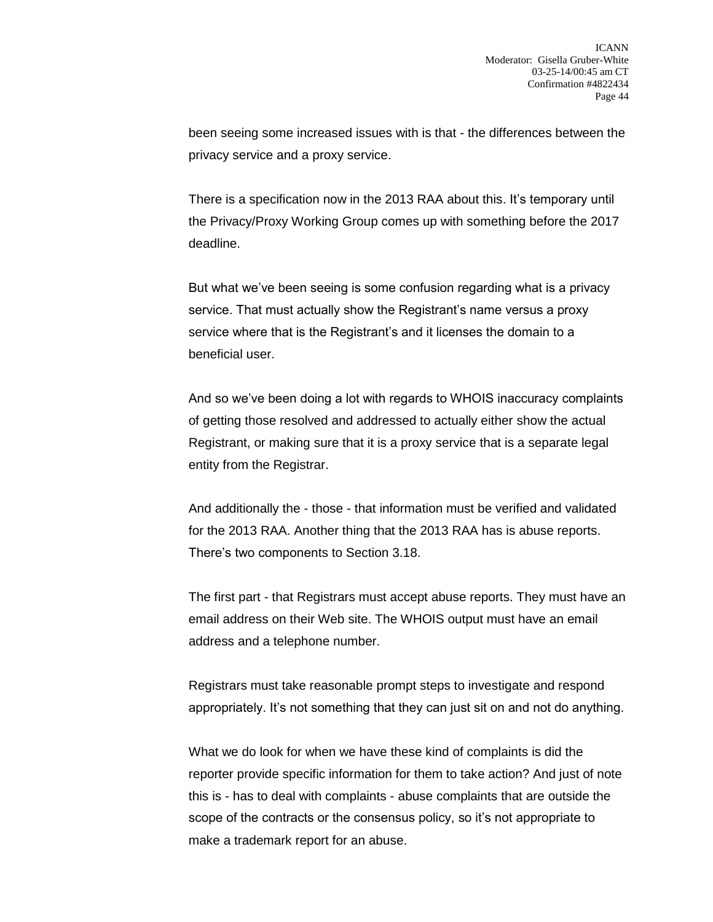been seeing some increased issues with is that - the differences between the privacy service and a proxy service.

There is a specification now in the 2013 RAA about this. It's temporary until the Privacy/Proxy Working Group comes up with something before the 2017 deadline.

But what we've been seeing is some confusion regarding what is a privacy service. That must actually show the Registrant's name versus a proxy service where that is the Registrant's and it licenses the domain to a beneficial user.

And so we've been doing a lot with regards to WHOIS inaccuracy complaints of getting those resolved and addressed to actually either show the actual Registrant, or making sure that it is a proxy service that is a separate legal entity from the Registrar.

And additionally the - those - that information must be verified and validated for the 2013 RAA. Another thing that the 2013 RAA has is abuse reports. There's two components to Section 3.18.

The first part - that Registrars must accept abuse reports. They must have an email address on their Web site. The WHOIS output must have an email address and a telephone number.

Registrars must take reasonable prompt steps to investigate and respond appropriately. It's not something that they can just sit on and not do anything.

What we do look for when we have these kind of complaints is did the reporter provide specific information for them to take action? And just of note this is - has to deal with complaints - abuse complaints that are outside the scope of the contracts or the consensus policy, so it's not appropriate to make a trademark report for an abuse.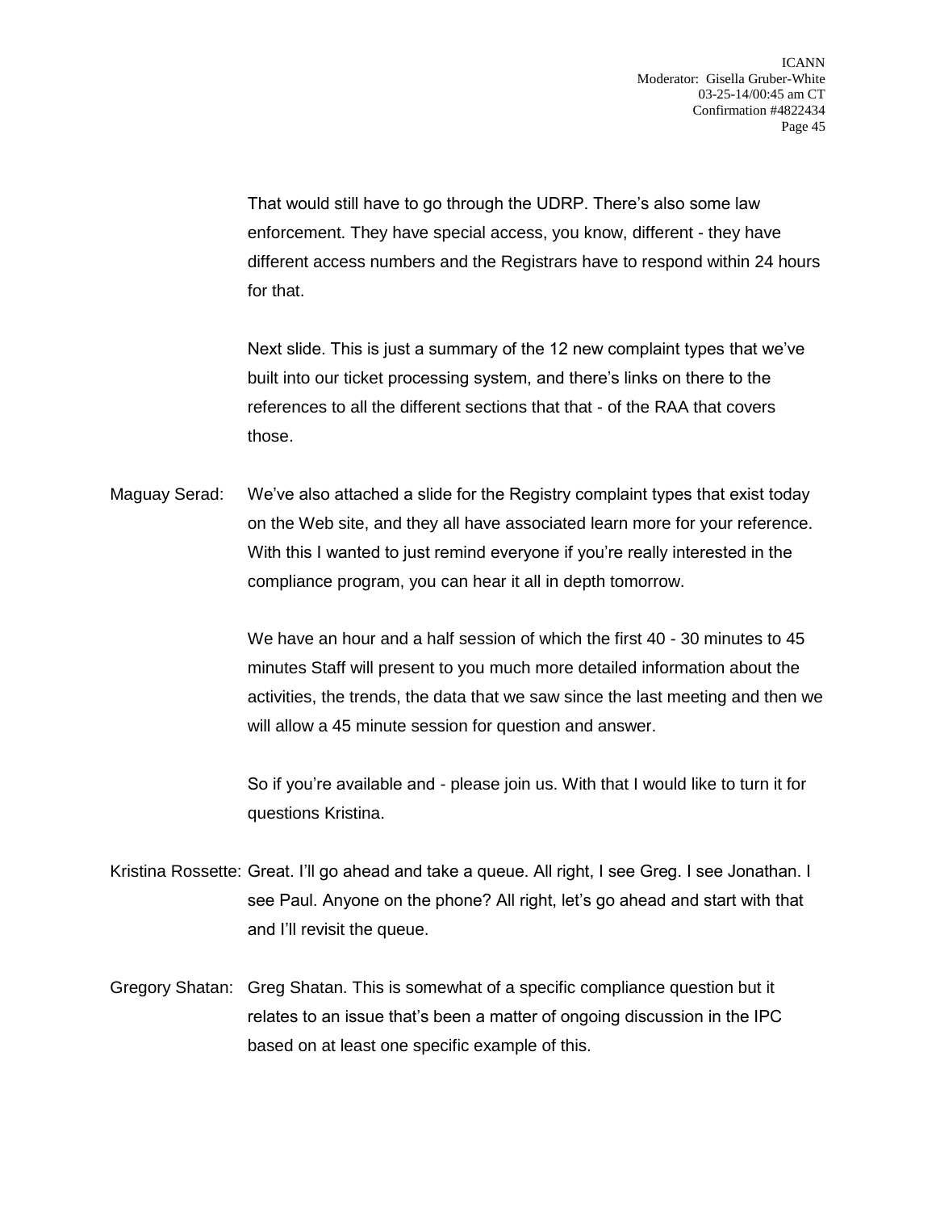That would still have to go through the UDRP. There's also some law enforcement. They have special access, you know, different - they have different access numbers and the Registrars have to respond within 24 hours for that.

Next slide. This is just a summary of the 12 new complaint types that we've built into our ticket processing system, and there's links on there to the references to all the different sections that that - of the RAA that covers those.

Maguay Serad: We've also attached a slide for the Registry complaint types that exist today on the Web site, and they all have associated learn more for your reference. With this I wanted to just remind everyone if you're really interested in the compliance program, you can hear it all in depth tomorrow.

We have an hour and a half session of which the first 40 - 30 minutes to 45 minutes Staff will present to you much more detailed information about the activities, the trends, the data that we saw since the last meeting and then we will allow a 45 minute session for question and answer.

So if you're available and - please join us. With that I would like to turn it for questions Kristina.

Kristina Rossette: Great. I'll go ahead and take a queue. All right, I see Greg. I see Jonathan. I see Paul. Anyone on the phone? All right, let's go ahead and start with that and I'll revisit the queue.

Gregory Shatan: Greg Shatan. This is somewhat of a specific compliance question but it relates to an issue that's been a matter of ongoing discussion in the IPC based on at least one specific example of this.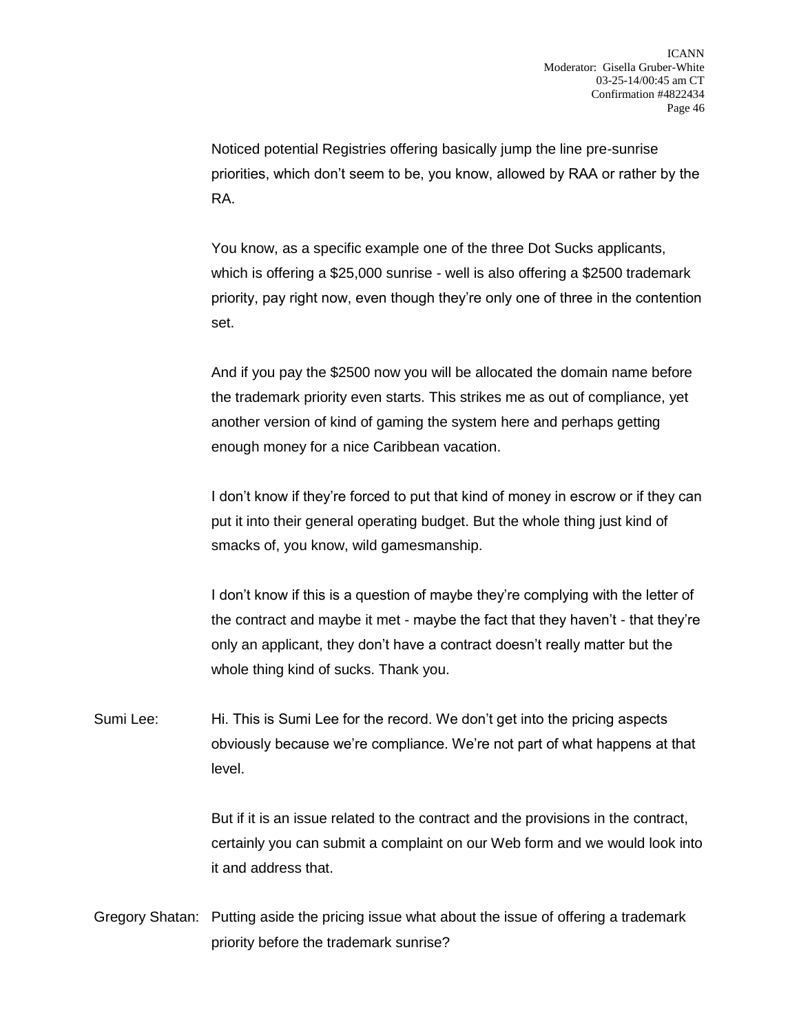Noticed potential Registries offering basically jump the line pre-sunrise priorities, which don't seem to be, you know, allowed by RAA or rather by the RA.

You know, as a specific example one of the three Dot Sucks applicants, which is offering a $25,000 sunrise - well is also offering a $2500 trademark priority, pay right now, even though they're only one of three in the contention set.

And if you pay the $2500 now you will be allocated the domain name before the trademark priority even starts. This strikes me as out of compliance, yet another version of kind of gaming the system here and perhaps getting enough money for a nice Caribbean vacation.

I don't know if they're forced to put that kind of money in escrow or if they can put it into their general operating budget. But the whole thing just kind of smacks of, you know, wild gamesmanship.

I don't know if this is a question of maybe they're complying with the letter of the contract and maybe it met - maybe the fact that they haven't - that they're only an applicant, they don't have a contract doesn't really matter but the whole thing kind of sucks. Thank you.

Sumi Lee: Hi. This is Sumi Lee for the record. We don't get into the pricing aspects obviously because we're compliance. We're not part of what happens at that level.

But if it is an issue related to the contract and the provisions in the contract, certainly you can submit a complaint on our Web form and we would look into it and address that.

Gregory Shatan: Putting aside the pricing issue what about the issue of offering a trademark priority before the trademark sunrise?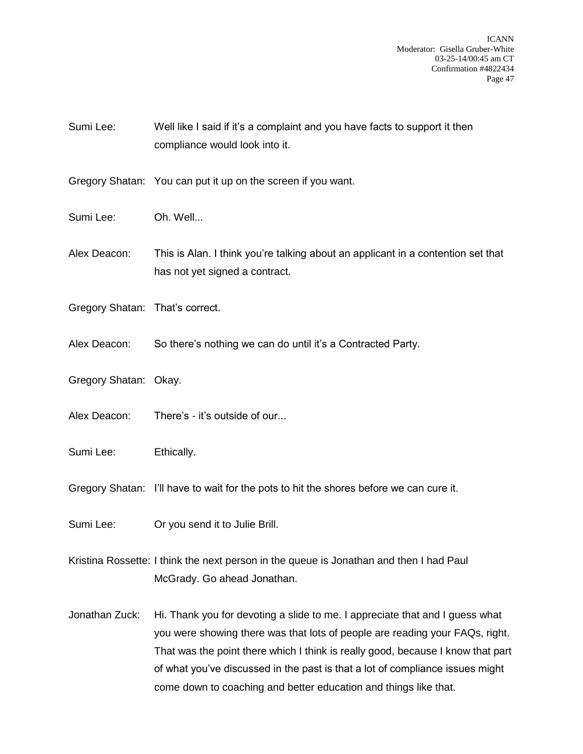Sumi Lee: Well like I said if it's a complaint and you have facts to support it then compliance would look into it.

Gregory Shatan: You can put it up on the screen if you want.

Sumi Lee: Oh. Well...

Alex Deacon: This is Alan. I think you're talking about an applicant in a contention set that has not yet signed a contract.

Gregory Shatan: That's correct.

Alex Deacon: So there's nothing we can do until it's a Contracted Party.

Gregory Shatan: Okay.

Alex Deacon: There's - it's outside of our...

Sumi Lee: Ethically.

Gregory Shatan: I'll have to wait for the pots to hit the shores before we can cure it.

Sumi Lee: Or you send it to Julie Brill.

Kristina Rossette: I think the next person in the queue is Jonathan and then I had Paul McGrady. Go ahead Jonathan.

Jonathan Zuck: Hi. Thank you for devoting a slide to me. I appreciate that and I guess what you were showing there was that lots of people are reading your FAQs, right. That was the point there which I think is really good, because I know that part of what you've discussed in the past is that a lot of compliance issues might come down to coaching and better education and things like that.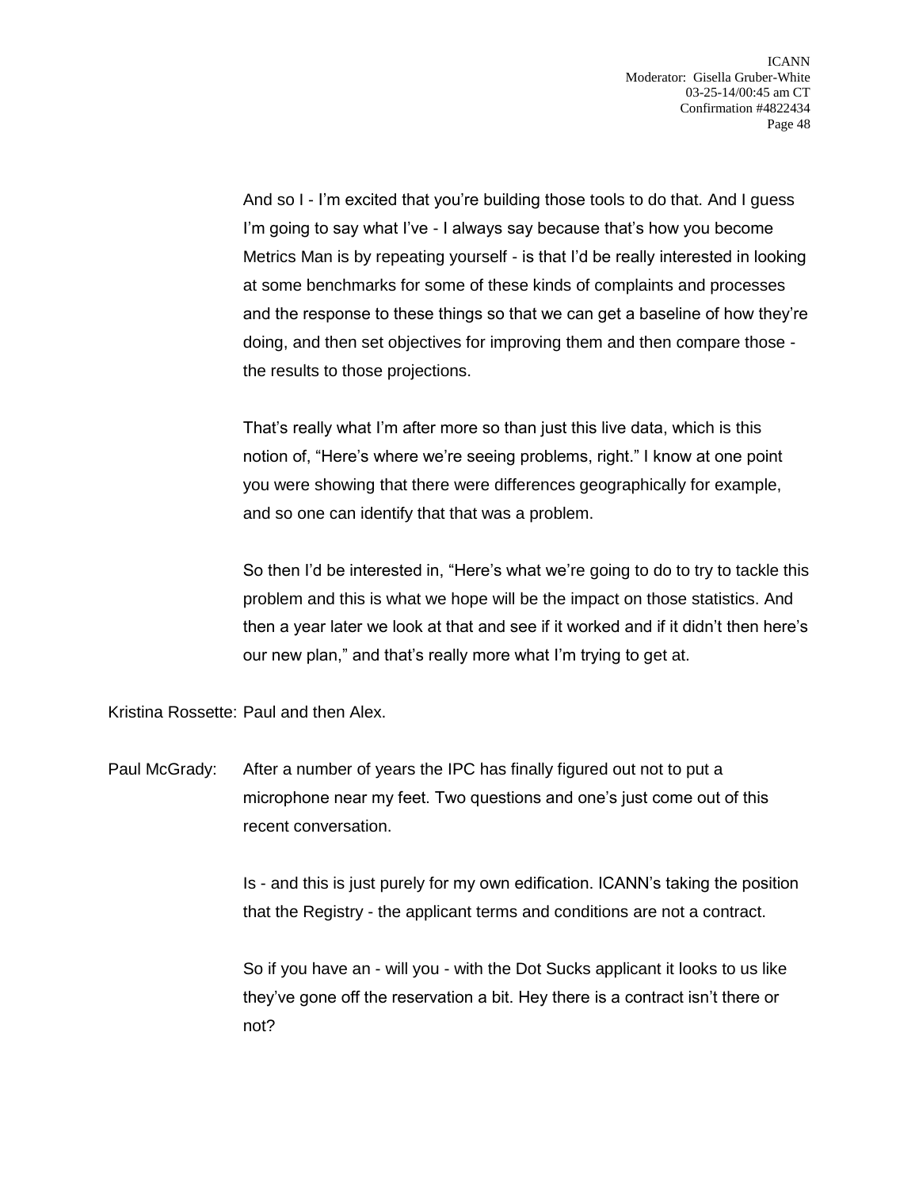And so I - I'm excited that you're building those tools to do that. And I guess I'm going to say what I've - I always say because that's how you become Metrics Man is by repeating yourself - is that I'd be really interested in looking at some benchmarks for some of these kinds of complaints and processes and the response to these things so that we can get a baseline of how they're doing, and then set objectives for improving them and then compare those - the results to those projections.

That's really what I'm after more so than just this live data, which is this notion of, "Here's where we're seeing problems, right." I know at one point you were showing that there were differences geographically for example, and so one can identify that that was a problem.

So then I'd be interested in, "Here's what we're going to do to try to tackle this problem and this is what we hope will be the impact on those statistics. And then a year later we look at that and see if it worked and if it didn't then here's our new plan," and that's really more what I'm trying to get at.

Kristina Rossette: Paul and then Alex.

Paul McGrady: After a number of years the IPC has finally figured out not to put a microphone near my feet. Two questions and one's just come out of this recent conversation.

Is - and this is just purely for my own edification. ICANN's taking the position that the Registry - the applicant terms and conditions are not a contract.

So if you have an - will you - with the Dot Sucks applicant it looks to us like they've gone off the reservation a bit. Hey there is a contract isn't there or not?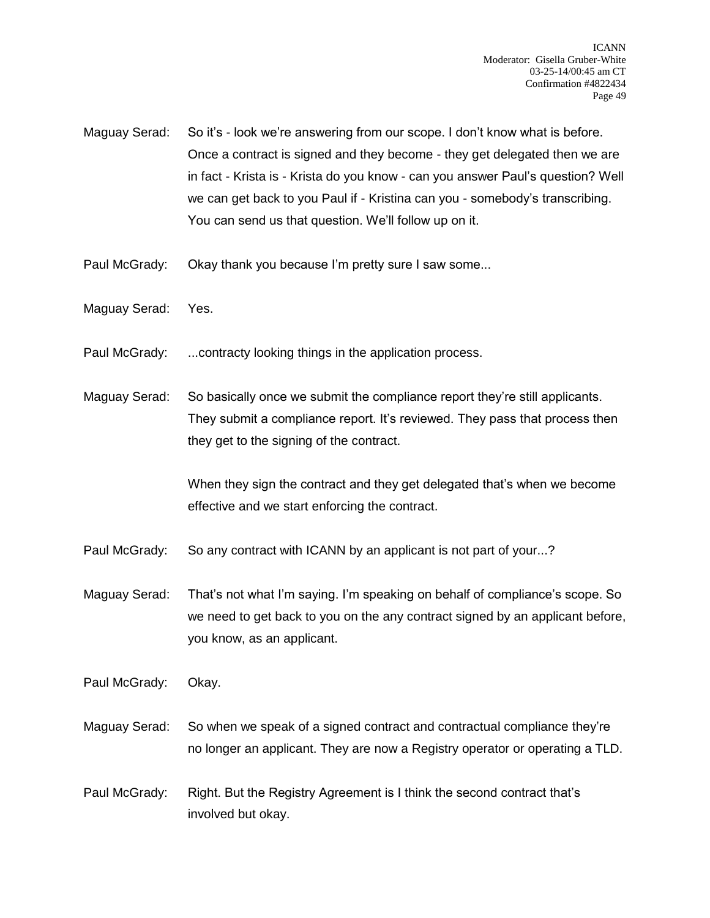Maguay Serad: So it's - look we're answering from our scope. I don't know what is before. Once a contract is signed and they become - they get delegated then we are in fact - Krista is - Krista do you know - can you answer Paul's question? Well we can get back to you Paul if - Kristina can you - somebody's transcribing. You can send us that question. We'll follow up on it.

Paul McGrady: Okay thank you because I'm pretty sure I saw some...

Maguay Serad: Yes.

Paul McGrady: ...contracty looking things in the application process.

Maguay Serad: So basically once we submit the compliance report they're still applicants. They submit a compliance report. It's reviewed. They pass that process then they get to the signing of the contract.

When they sign the contract and they get delegated that's when we become effective and we start enforcing the contract.

Paul McGrady: So any contract with ICANN by an applicant is not part of your...?

Maguay Serad: That's not what I'm saying. I'm speaking on behalf of compliance's scope. So we need to get back to you on the any contract signed by an applicant before, you know, as an applicant.

Paul McGrady: Okay.

Maguay Serad: So when we speak of a signed contract and contractual compliance they're no longer an applicant. They are now a Registry operator or operating a TLD.

Paul McGrady: Right. But the Registry Agreement is I think the second contract that's involved but okay.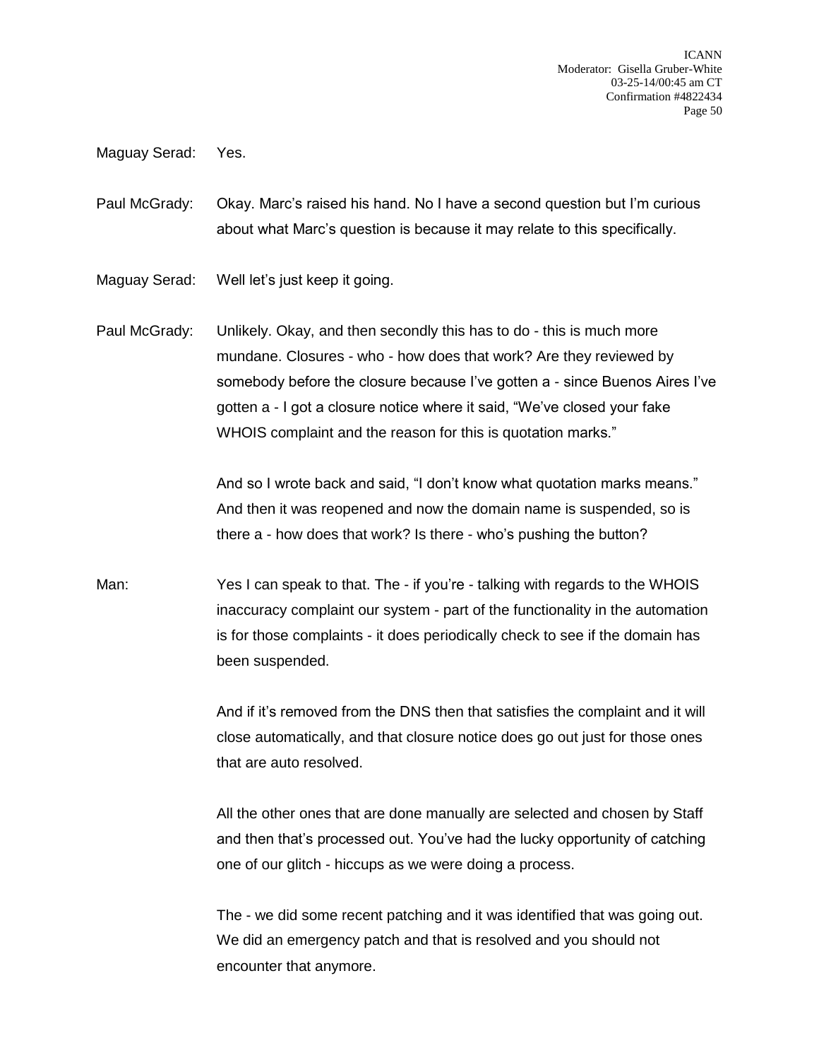Maguay Serad: Yes.

Paul McGrady: Okay. Marc's raised his hand. No I have a second question but I'm curious about what Marc's question is because it may relate to this specifically.

Maguay Serad: Well let's just keep it going.

Paul McGrady: Unlikely. Okay, and then secondly this has to do - this is much more mundane. Closures - who - how does that work? Are they reviewed by somebody before the closure because I've gotten a - since Buenos Aires I've gotten a - I got a closure notice where it said, "We've closed your fake WHOIS complaint and the reason for this is quotation marks."

And so I wrote back and said, "I don't know what quotation marks means." And then it was reopened and now the domain name is suspended, so is there a - how does that work? Is there - who's pushing the button?

Man: Yes I can speak to that. The - if you're - talking with regards to the WHOIS inaccuracy complaint our system - part of the functionality in the automation is for those complaints - it does periodically check to see if the domain has been suspended.

And if it's removed from the DNS then that satisfies the complaint and it will close automatically, and that closure notice does go out just for those ones that are auto resolved.

All the other ones that are done manually are selected and chosen by Staff and then that's processed out. You've had the lucky opportunity of catching one of our glitch - hiccups as we were doing a process.

The - we did some recent patching and it was identified that was going out. We did an emergency patch and that is resolved and you should not encounter that anymore.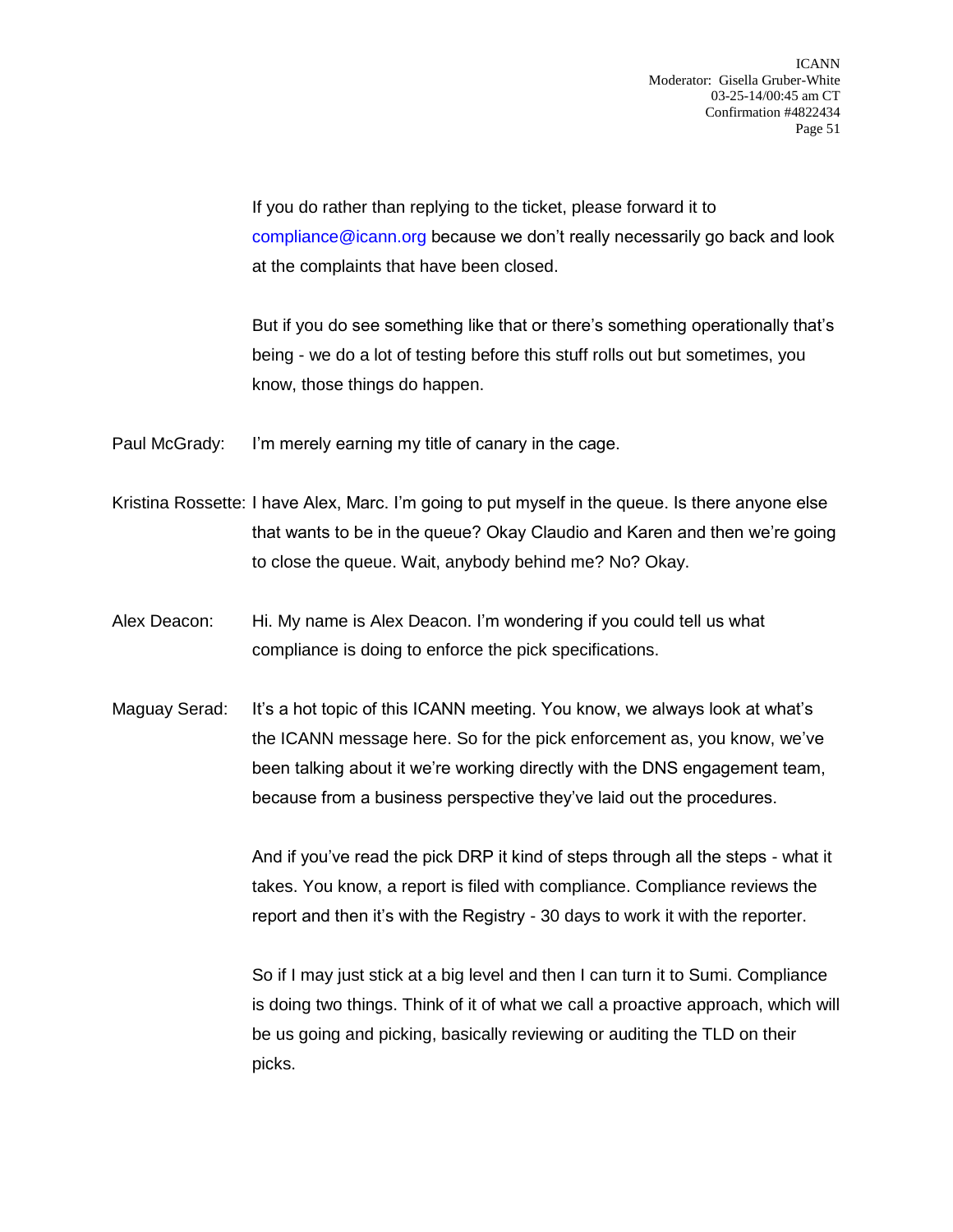If you do rather than replying to the ticket, please forward it to compliance@icann.org because we don't really necessarily go back and look at the complaints that have been closed.

But if you do see something like that or there's something operationally that's being - we do a lot of testing before this stuff rolls out but sometimes, you know, those things do happen.

Paul McGrady: I'm merely earning my title of canary in the cage.

Kristina Rossette: I have Alex, Marc. I'm going to put myself in the queue. Is there anyone else that wants to be in the queue? Okay Claudio and Karen and then we're going to close the queue. Wait, anybody behind me? No? Okay.

Alex Deacon: Hi. My name is Alex Deacon. I'm wondering if you could tell us what compliance is doing to enforce the pick specifications.

Maguay Serad: It's a hot topic of this ICANN meeting. You know, we always look at what's the ICANN message here. So for the pick enforcement as, you know, we've been talking about it we're working directly with the DNS engagement team, because from a business perspective they've laid out the procedures.

And if you've read the pick DRP it kind of steps through all the steps - what it takes. You know, a report is filed with compliance. Compliance reviews the report and then it's with the Registry - 30 days to work it with the reporter.

So if I may just stick at a big level and then I can turn it to Sumi. Compliance is doing two things. Think of it of what we call a proactive approach, which will be us going and picking, basically reviewing or auditing the TLD on their picks.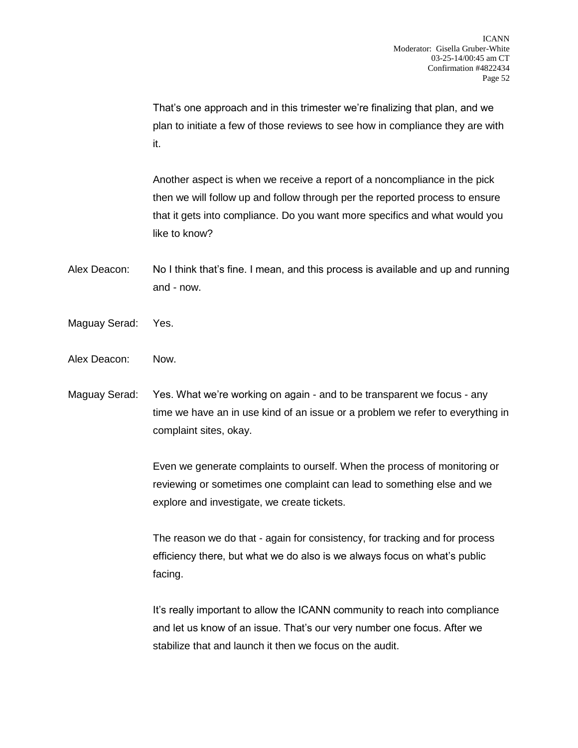That's one approach and in this trimester we're finalizing that plan, and we plan to initiate a few of those reviews to see how in compliance they are with it.

Another aspect is when we receive a report of a noncompliance in the pick then we will follow up and follow through per the reported process to ensure that it gets into compliance. Do you want more specifics and what would you like to know?

Alex Deacon: No I think that's fine. I mean, and this process is available and up and running and - now.

Maguay Serad: Yes.

Alex Deacon: Now.

Maguay Serad: Yes. What we're working on again - and to be transparent we focus - any time we have an in use kind of an issue or a problem we refer to everything in complaint sites, okay.

Even we generate complaints to ourself. When the process of monitoring or reviewing or sometimes one complaint can lead to something else and we explore and investigate, we create tickets.

The reason we do that - again for consistency, for tracking and for process efficiency there, but what we do also is we always focus on what's public facing.

It's really important to allow the ICANN community to reach into compliance and let us know of an issue. That's our very number one focus. After we stabilize that and launch it then we focus on the audit.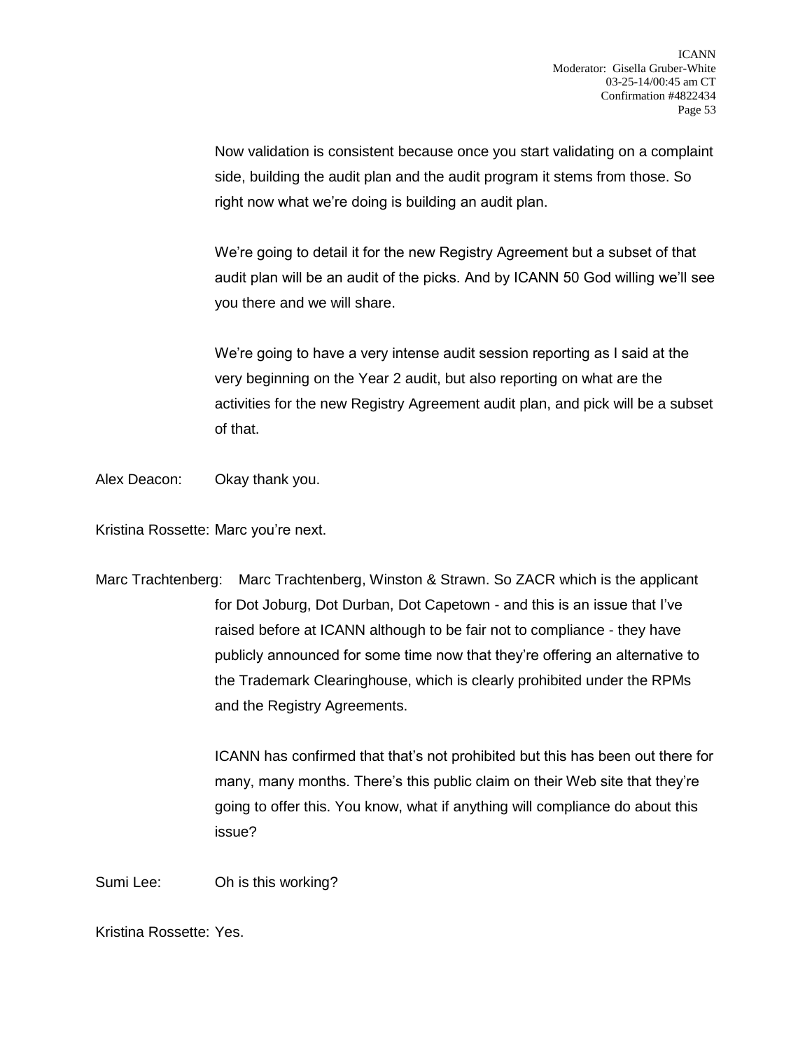Now validation is consistent because once you start validating on a complaint side, building the audit plan and the audit program it stems from those. So right now what we're doing is building an audit plan.

We're going to detail it for the new Registry Agreement but a subset of that audit plan will be an audit of the picks. And by ICANN 50 God willing we'll see you there and we will share.

We're going to have a very intense audit session reporting as I said at the very beginning on the Year 2 audit, but also reporting on what are the activities for the new Registry Agreement audit plan, and pick will be a subset of that.

Alex Deacon: Okay thank you.

Kristina Rossette: Marc you're next.

Marc Trachtenberg: Marc Trachtenberg, Winston & Strawn. So ZACR which is the applicant for Dot Joburg, Dot Durban, Dot Capetown - and this is an issue that I've raised before at ICANN although to be fair not to compliance - they have publicly announced for some time now that they're offering an alternative to the Trademark Clearinghouse, which is clearly prohibited under the RPMs and the Registry Agreements.

ICANN has confirmed that that's not prohibited but this has been out there for many, many months. There's this public claim on their Web site that they're going to offer this. You know, what if anything will compliance do about this issue?

Sumi Lee: Oh is this working?

Kristina Rossette: Yes.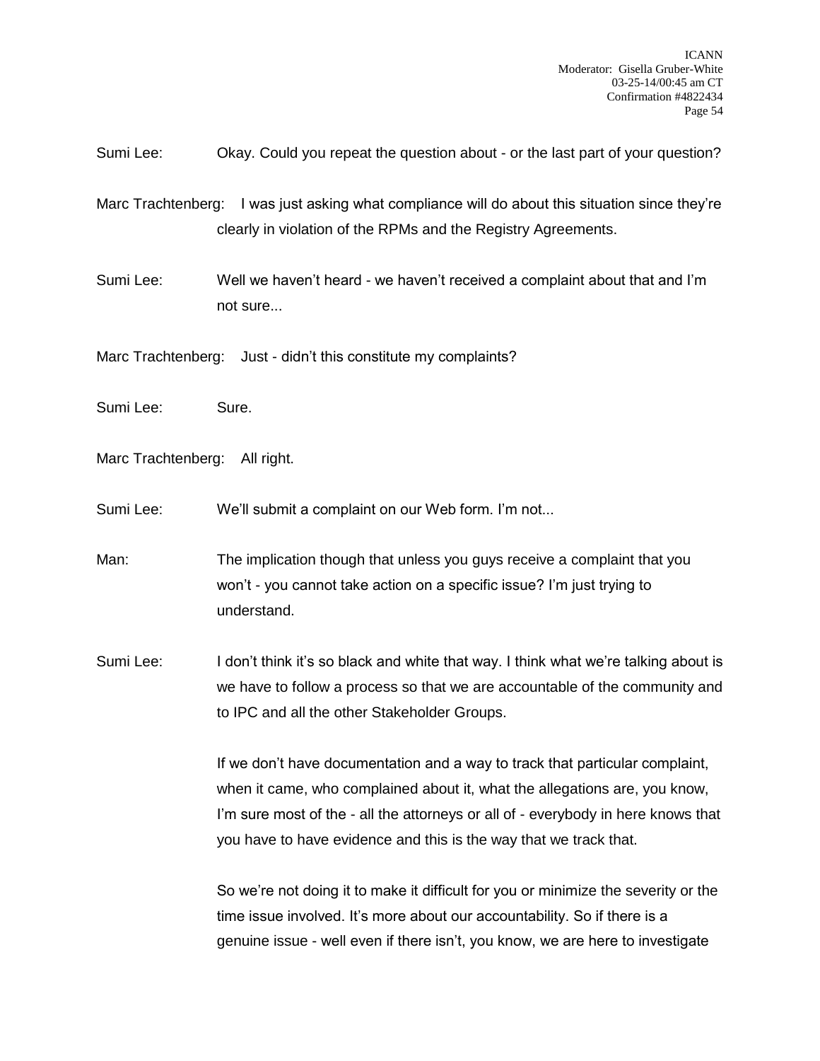Sumi Lee: Okay. Could you repeat the question about - or the last part of your question?

Marc Trachtenberg: I was just asking what compliance will do about this situation since they're clearly in violation of the RPMs and the Registry Agreements.

Sumi Lee: Well we haven't heard - we haven't received a complaint about that and I'm not sure...

Marc Trachtenberg: Just - didn't this constitute my complaints?

Sumi Lee: Sure.

Marc Trachtenberg: All right.

Sumi Lee: We'll submit a complaint on our Web form. I'm not...

Man: The implication though that unless you guys receive a complaint that you won't - you cannot take action on a specific issue? I'm just trying to understand.

Sumi Lee: I don't think it's so black and white that way. I think what we're talking about is we have to follow a process so that we are accountable of the community and to IPC and all the other Stakeholder Groups.

If we don't have documentation and a way to track that particular complaint, when it came, who complained about it, what the allegations are, you know, I'm sure most of the - all the attorneys or all of - everybody in here knows that you have to have evidence and this is the way that we track that.

So we're not doing it to make it difficult for you or minimize the severity or the time issue involved. It's more about our accountability. So if there is a genuine issue - well even if there isn't, you know, we are here to investigate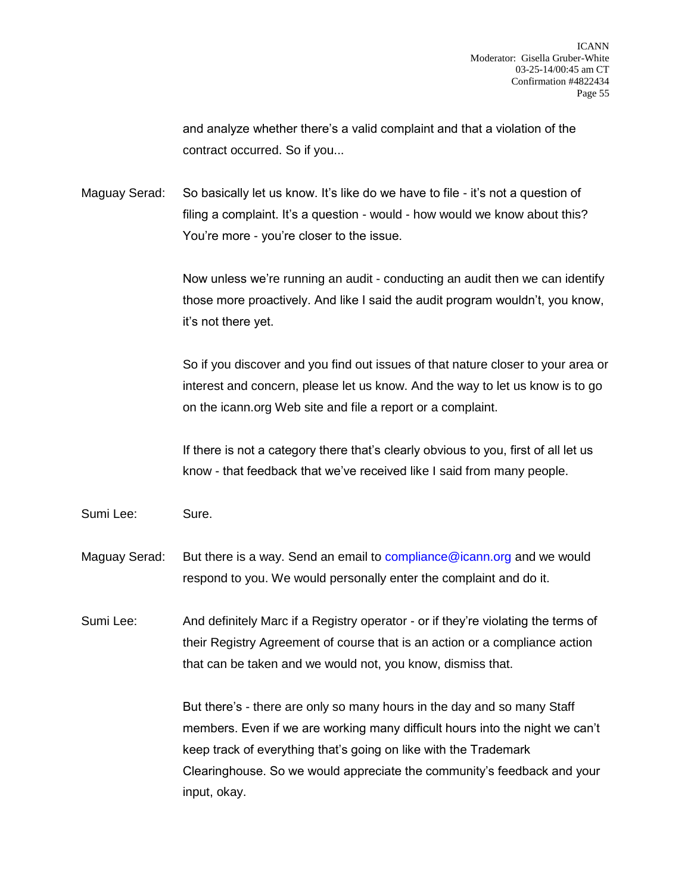and analyze whether there's a valid complaint and that a violation of the contract occurred. So if you...

Maguay Serad: So basically let us know. It's like do we have to file - it's not a question of filing a complaint. It's a question - would - how would we know about this? You're more - you're closer to the issue.

Now unless we're running an audit - conducting an audit then we can identify those more proactively. And like I said the audit program wouldn't, you know, it's not there yet.

So if you discover and you find out issues of that nature closer to your area or interest and concern, please let us know. And the way to let us know is to go on the icann.org Web site and file a report or a complaint.

If there is not a category there that's clearly obvious to you, first of all let us know - that feedback that we've received like I said from many people.

Sumi Lee: Sure.

Maguay Serad: But there is a way. Send an email to compliance@icann.org and we would respond to you. We would personally enter the complaint and do it.

Sumi Lee: And definitely Marc if a Registry operator - or if they're violating the terms of their Registry Agreement of course that is an action or a compliance action that can be taken and we would not, you know, dismiss that.

But there's - there are only so many hours in the day and so many Staff members. Even if we are working many difficult hours into the night we can't keep track of everything that's going on like with the Trademark Clearinghouse. So we would appreciate the community's feedback and your input, okay.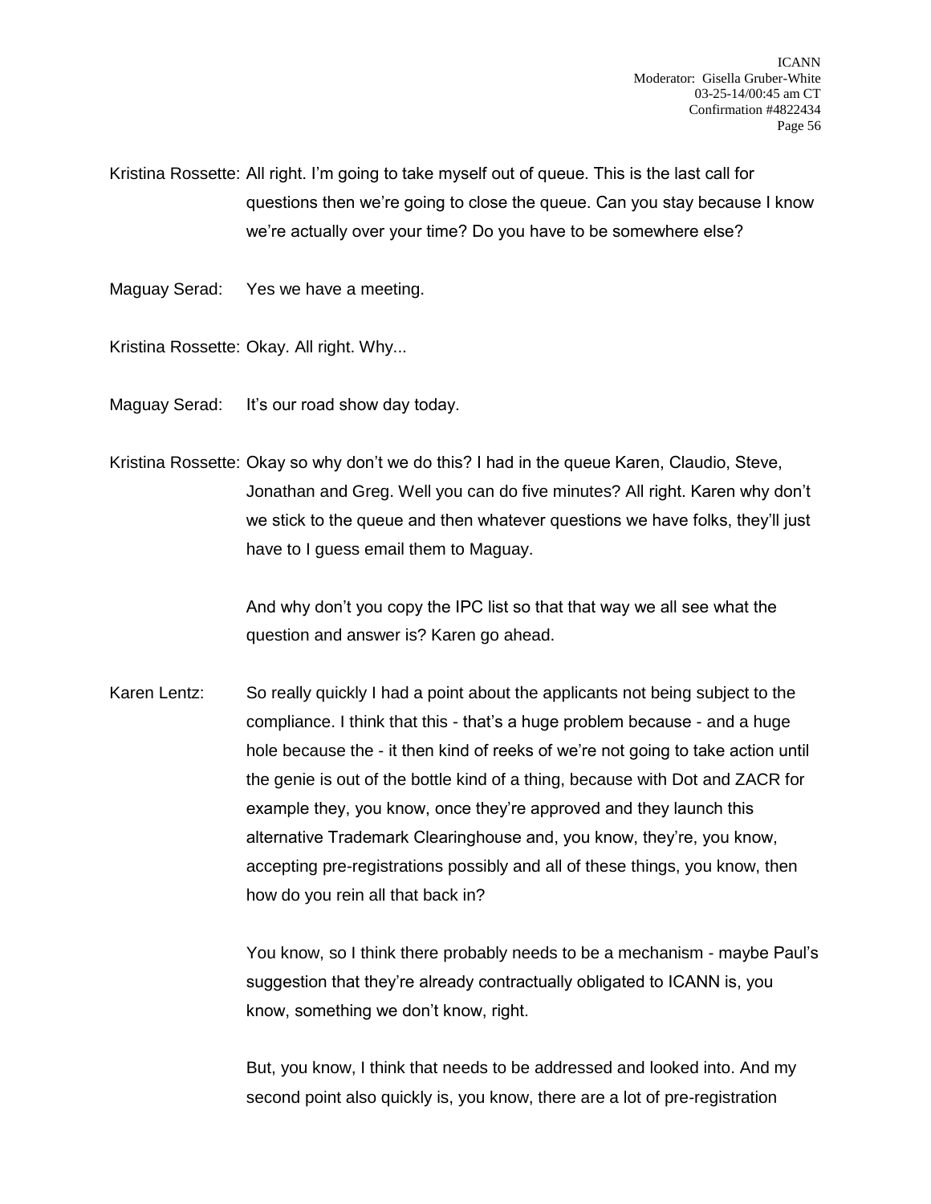Kristina Rossette: All right. I'm going to take myself out of queue. This is the last call for questions then we're going to close the queue. Can you stay because I know we're actually over your time? Do you have to be somewhere else?

Maguay Serad: Yes we have a meeting.

Kristina Rossette: Okay. All right. Why...

Maguay Serad: It's our road show day today.

Kristina Rossette: Okay so why don't we do this? I had in the queue Karen, Claudio, Steve, Jonathan and Greg. Well you can do five minutes? All right. Karen why don't we stick to the queue and then whatever questions we have folks, they'll just have to I guess email them to Maguay.

And why don't you copy the IPC list so that that way we all see what the question and answer is? Karen go ahead.

Karen Lentz: So really quickly I had a point about the applicants not being subject to the compliance. I think that this - that's a huge problem because - and a huge hole because the - it then kind of reeks of we're not going to take action until the genie is out of the bottle kind of a thing, because with Dot and ZACR for example they, you know, once they're approved and they launch this alternative Trademark Clearinghouse and, you know, they're, you know, accepting pre-registrations possibly and all of these things, you know, then how do you rein all that back in?

You know, so I think there probably needs to be a mechanism - maybe Paul's suggestion that they're already contractually obligated to ICANN is, you know, something we don't know, right.

But, you know, I think that needs to be addressed and looked into. And my second point also quickly is, you know, there are a lot of pre-registration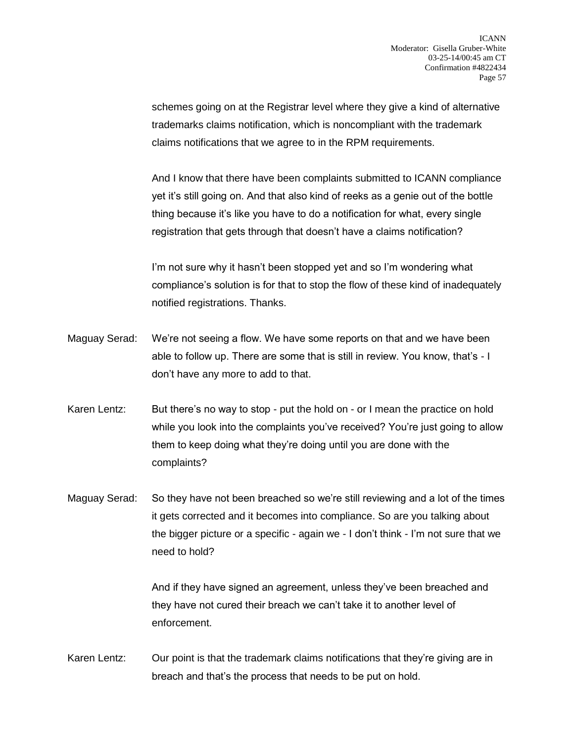schemes going on at the Registrar level where they give a kind of alternative trademarks claims notification, which is noncompliant with the trademark claims notifications that we agree to in the RPM requirements.

And I know that there have been complaints submitted to ICANN compliance yet it's still going on. And that also kind of reeks as a genie out of the bottle thing because it's like you have to do a notification for what, every single registration that gets through that doesn't have a claims notification?

I'm not sure why it hasn't been stopped yet and so I'm wondering what compliance's solution is for that to stop the flow of these kind of inadequately notified registrations. Thanks.

Maguay Serad: We're not seeing a flow. We have some reports on that and we have been able to follow up. There are some that is still in review. You know, that's - I don't have any more to add to that.

Karen Lentz: But there's no way to stop - put the hold on - or I mean the practice on hold while you look into the complaints you've received? You're just going to allow them to keep doing what they're doing until you are done with the complaints?

Maguay Serad: So they have not been breached so we're still reviewing and a lot of the times it gets corrected and it becomes into compliance. So are you talking about the bigger picture or a specific - again we - I don't think - I'm not sure that we need to hold?

And if they have signed an agreement, unless they've been breached and they have not cured their breach we can't take it to another level of enforcement.

Karen Lentz: Our point is that the trademark claims notifications that they're giving are in breach and that's the process that needs to be put on hold.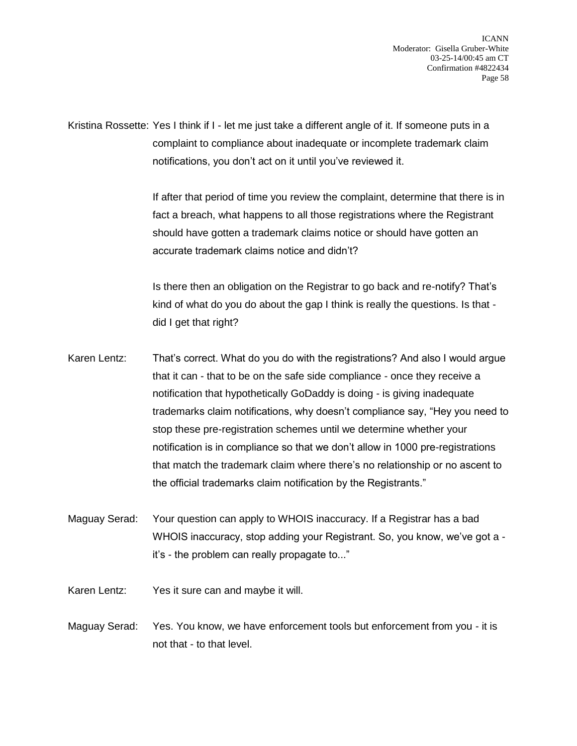Kristina Rossette: Yes I think if I - let me just take a different angle of it. If someone puts in a complaint to compliance about inadequate or incomplete trademark claim notifications, you don't act on it until you've reviewed it.

If after that period of time you review the complaint, determine that there is in fact a breach, what happens to all those registrations where the Registrant should have gotten a trademark claims notice or should have gotten an accurate trademark claims notice and didn't?

Is there then an obligation on the Registrar to go back and re-notify? That's kind of what do you do about the gap I think is really the questions. Is that - did I get that right?

Karen Lentz: That's correct. What do you do with the registrations? And also I would argue that it can - that to be on the safe side compliance - once they receive a notification that hypothetically GoDaddy is doing - is giving inadequate trademarks claim notifications, why doesn't compliance say, "Hey you need to stop these pre-registration schemes until we determine whether your notification is in compliance so that we don't allow in 1000 pre-registrations that match the trademark claim where there's no relationship or no ascent to the official trademarks claim notification by the Registrants."

Maguay Serad: Your question can apply to WHOIS inaccuracy. If a Registrar has a bad WHOIS inaccuracy, stop adding your Registrant. So, you know, we've got a - it's - the problem can really propagate to..."

Karen Lentz: Yes it sure can and maybe it will.

Maguay Serad: Yes. You know, we have enforcement tools but enforcement from you - it is not that - to that level.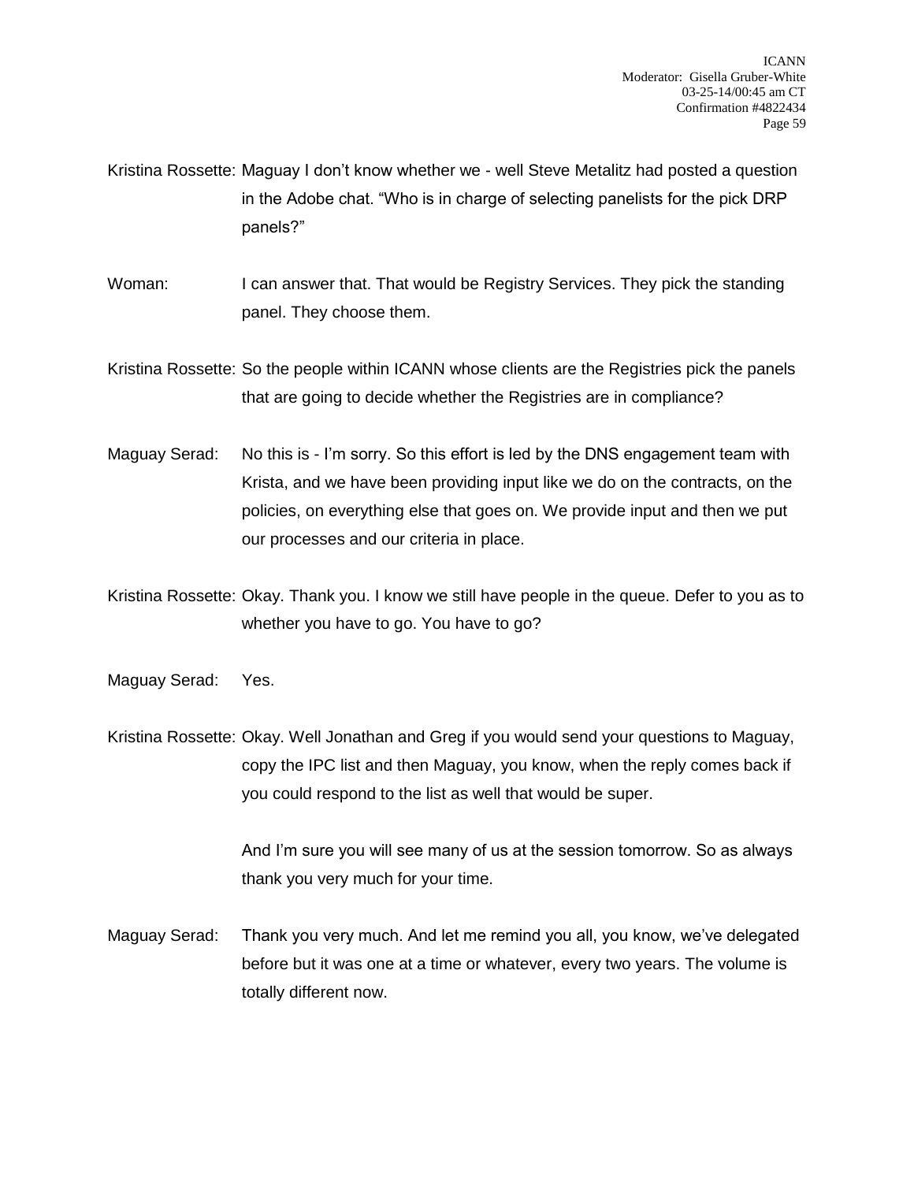Kristina Rossette: Maguay I don't know whether we - well Steve Metalitz had posted a question in the Adobe chat. "Who is in charge of selecting panelists for the pick DRP panels?"

Woman: I can answer that. That would be Registry Services. They pick the standing panel. They choose them.

Kristina Rossette: So the people within ICANN whose clients are the Registries pick the panels that are going to decide whether the Registries are in compliance?

Maguay Serad: No this is - I'm sorry. So this effort is led by the DNS engagement team with Krista, and we have been providing input like we do on the contracts, on the policies, on everything else that goes on. We provide input and then we put our processes and our criteria in place.

Kristina Rossette: Okay. Thank you. I know we still have people in the queue. Defer to you as to whether you have to go. You have to go?

Maguay Serad: Yes.

Kristina Rossette: Okay. Well Jonathan and Greg if you would send your questions to Maguay, copy the IPC list and then Maguay, you know, when the reply comes back if you could respond to the list as well that would be super.

And I'm sure you will see many of us at the session tomorrow. So as always thank you very much for your time.

Maguay Serad: Thank you very much. And let me remind you all, you know, we've delegated before but it was one at a time or whatever, every two years. The volume is totally different now.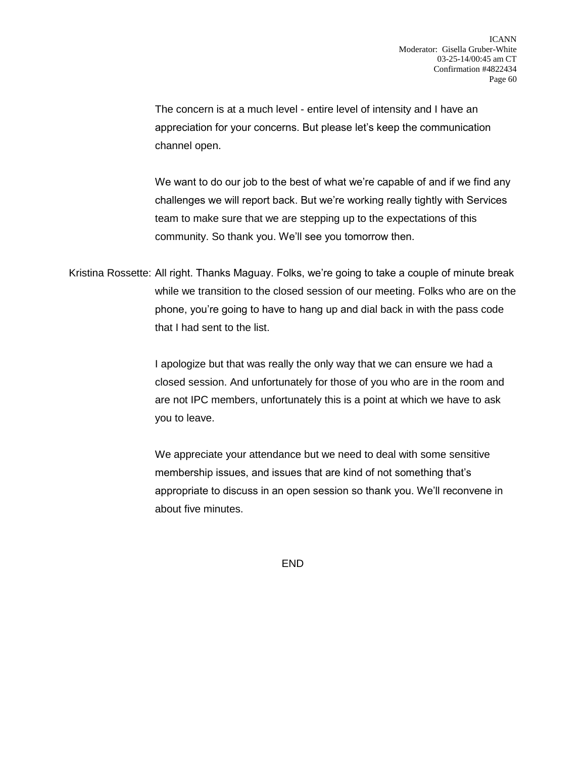The concern is at a much level - entire level of intensity and I have an appreciation for your concerns. But please let's keep the communication channel open.

We want to do our job to the best of what we're capable of and if we find any challenges we will report back. But we're working really tightly with Services team to make sure that we are stepping up to the expectations of this community. So thank you. We'll see you tomorrow then.

Kristina Rossette: All right. Thanks Maguay. Folks, we're going to take a couple of minute break while we transition to the closed session of our meeting. Folks who are on the phone, you're going to have to hang up and dial back in with the pass code that I had sent to the list.

I apologize but that was really the only way that we can ensure we had a closed session. And unfortunately for those of you who are in the room and are not IPC members, unfortunately this is a point at which we have to ask you to leave.

We appreciate your attendance but we need to deal with some sensitive membership issues, and issues that are kind of not something that's appropriate to discuss in an open session so thank you. We'll reconvene in about five minutes.

END